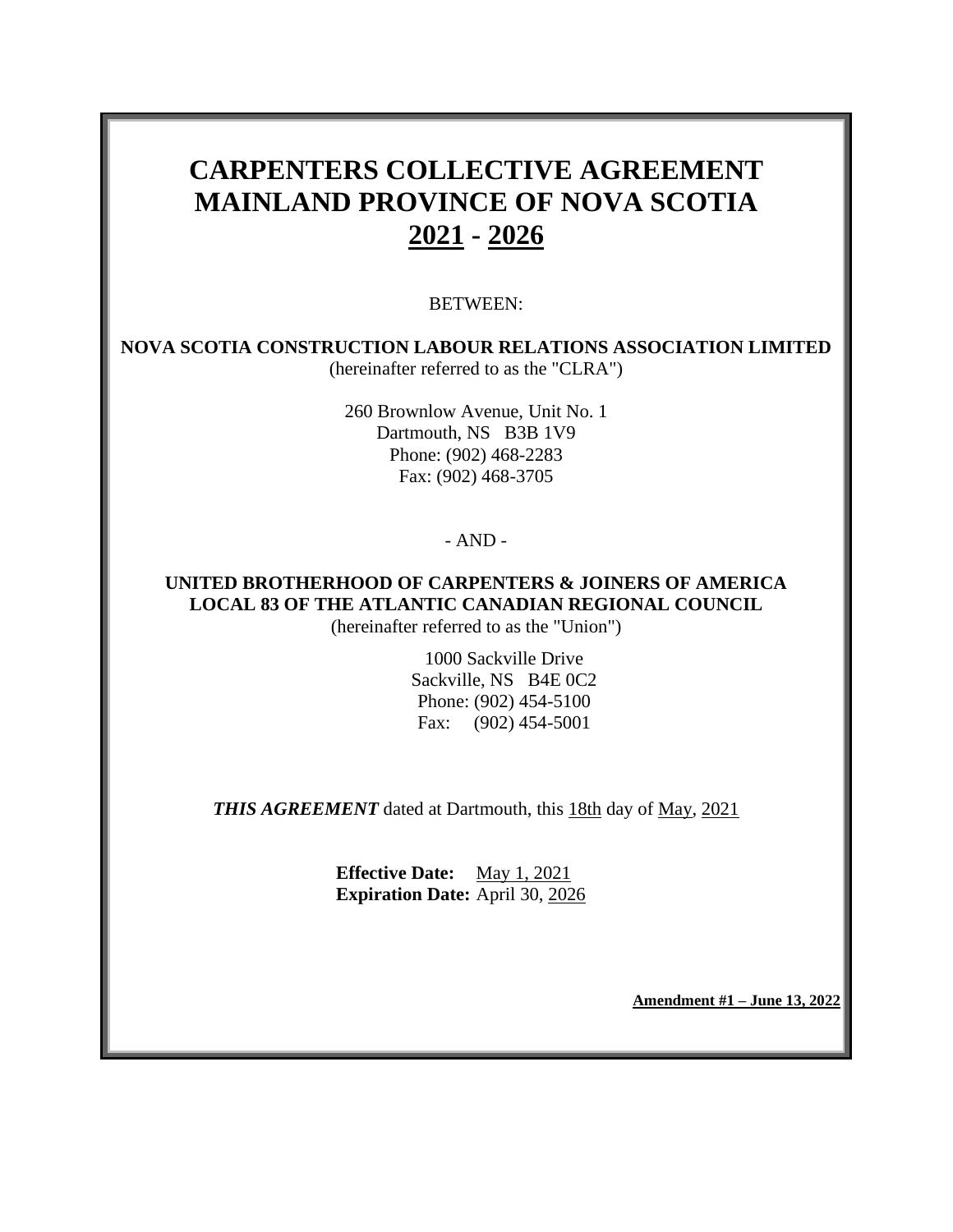# CARPENTERS COLLECTIVE AGREEMENT MAINLAND PROVINCE OF NOVA SCOTIA 2021 - 2026

BETWEEN:

**NOVA SCOTIA CONSTRUCTION LABOUR RELATIONS ASSOCIATION LIMITED**
(hereinafter referred to as the "CLRA")

260 Brownlow Avenue, Unit No. 1
Dartmouth, NS B3B 1V9
Phone: (902) 468-2283
Fax: (902) 468-3705

- AND -

**UNITED BROTHERHOOD OF CARPENTERS & JOINERS OF AMERICA LOCAL 83 OF THE ATLANTIC CANADIAN REGIONAL COUNCIL**
(hereinafter referred to as the "Union")

1000 Sackville Drive
Sackville, NS B4E 0C2
Phone: (902) 454-5100
Fax: (902) 454-5001

***THIS AGREEMENT*** dated at Dartmouth, this 18th day of May, 2021

**Effective Date:** May 1, 2021
**Expiration Date:** April 30, 2026

**Amendment #1 – June 13, 2022**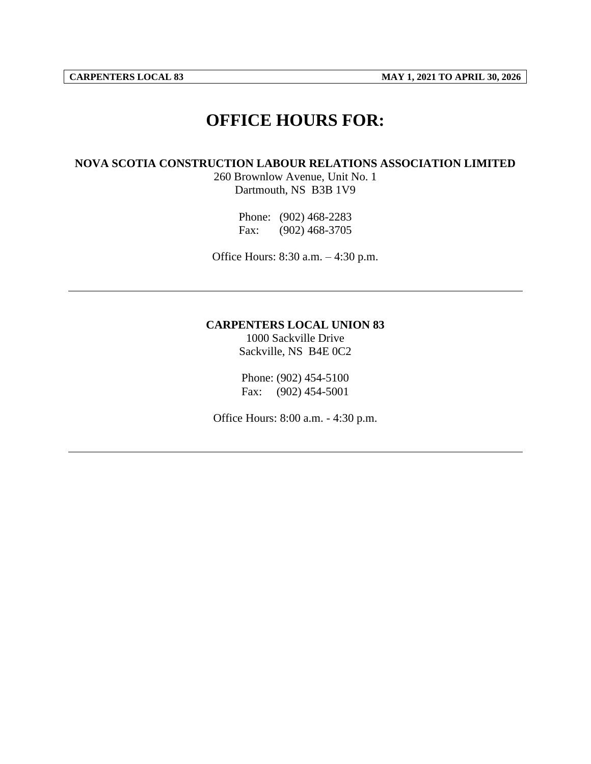# OFFICE HOURS FOR:

**NOVA SCOTIA CONSTRUCTION LABOUR RELATIONS ASSOCIATION LIMITED**
260 Brownlow Avenue, Unit No. 1
Dartmouth, NS B3B 1V9

Phone: (902) 468-2283
Fax: (902) 468-3705

Office Hours: 8:30 a.m. – 4:30 p.m.

---

**CARPENTERS LOCAL UNION 83**
1000 Sackville Drive
Sackville, NS B4E 0C2

Phone: (902) 454-5100
Fax: (902) 454-5001

Office Hours: 8:00 a.m. - 4:30 p.m.

---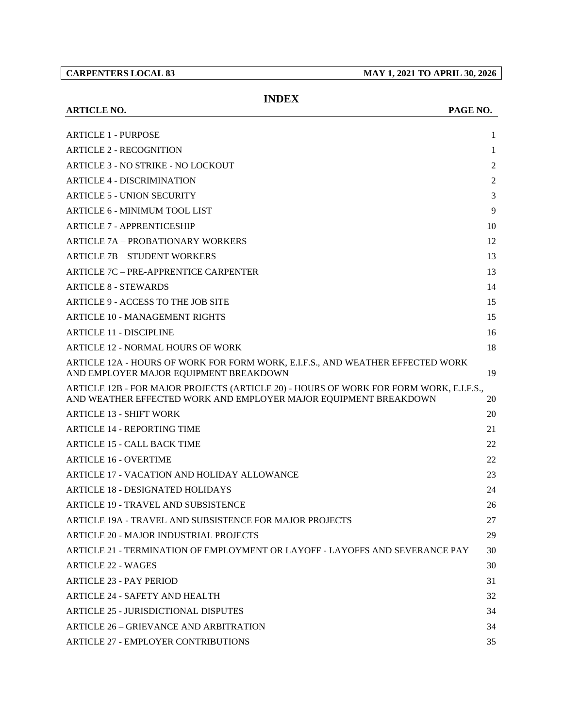# INDEX

| ARTICLE NO. | PAGE NO. |
|---|---|
| ARTICLE 1 - PURPOSE | 1 |
| ARTICLE 2 - RECOGNITION | 1 |
| ARTICLE 3 - NO STRIKE - NO LOCKOUT | 2 |
| ARTICLE 4 - DISCRIMINATION | 2 |
| ARTICLE 5 - UNION SECURITY | 3 |
| ARTICLE 6 - MINIMUM TOOL LIST | 9 |
| ARTICLE 7 - APPRENTICESHIP | 10 |
| ARTICLE 7A – PROBATIONARY WORKERS | 12 |
| ARTICLE 7B – STUDENT WORKERS | 13 |
| ARTICLE 7C – PRE-APPRENTICE CARPENTER | 13 |
| ARTICLE 8 - STEWARDS | 14 |
| ARTICLE 9 - ACCESS TO THE JOB SITE | 15 |
| ARTICLE 10 - MANAGEMENT RIGHTS | 15 |
| ARTICLE 11 - DISCIPLINE | 16 |
| ARTICLE 12 - NORMAL HOURS OF WORK | 18 |
| ARTICLE 12A - HOURS OF WORK FOR FORM WORK, E.I.F.S., AND WEATHER EFFECTED WORK AND EMPLOYER MAJOR EQUIPMENT BREAKDOWN | 19 |
| ARTICLE 12B - FOR MAJOR PROJECTS (ARTICLE 20) - HOURS OF WORK FOR FORM WORK, E.I.F.S., AND WEATHER EFFECTED WORK AND EMPLOYER MAJOR EQUIPMENT BREAKDOWN | 20 |
| ARTICLE 13 - SHIFT WORK | 20 |
| ARTICLE 14 - REPORTING TIME | 21 |
| ARTICLE 15 - CALL BACK TIME | 22 |
| ARTICLE 16 - OVERTIME | 22 |
| ARTICLE 17 - VACATION AND HOLIDAY ALLOWANCE | 23 |
| ARTICLE 18 - DESIGNATED HOLIDAYS | 24 |
| ARTICLE 19 - TRAVEL AND SUBSISTENCE | 26 |
| ARTICLE 19A - TRAVEL AND SUBSISTENCE FOR MAJOR PROJECTS | 27 |
| ARTICLE 20 - MAJOR INDUSTRIAL PROJECTS | 29 |
| ARTICLE 21 - TERMINATION OF EMPLOYMENT OR LAYOFF - LAYOFFS AND SEVERANCE PAY | 30 |
| ARTICLE 22 - WAGES | 30 |
| ARTICLE 23 - PAY PERIOD | 31 |
| ARTICLE 24 - SAFETY AND HEALTH | 32 |
| ARTICLE 25 - JURISDICTIONAL DISPUTES | 34 |
| ARTICLE 26 – GRIEVANCE AND ARBITRATION | 34 |
| ARTICLE 27 - EMPLOYER CONTRIBUTIONS | 35 |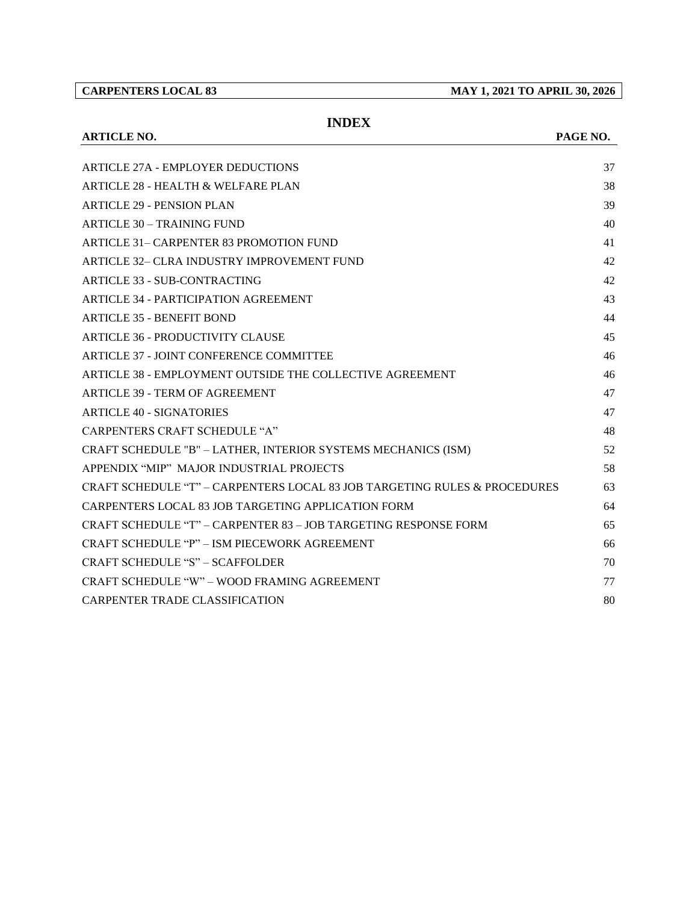# INDEX

| ARTICLE NO. | PAGE NO. |
|---|---|
| ARTICLE 27A - EMPLOYER DEDUCTIONS | 37 |
| ARTICLE 28 - HEALTH & WELFARE PLAN | 38 |
| ARTICLE 29 - PENSION PLAN | 39 |
| ARTICLE 30 – TRAINING FUND | 40 |
| ARTICLE 31– CARPENTER 83 PROMOTION FUND | 41 |
| ARTICLE 32– CLRA INDUSTRY IMPROVEMENT FUND | 42 |
| ARTICLE 33 - SUB-CONTRACTING | 42 |
| ARTICLE 34 - PARTICIPATION AGREEMENT | 43 |
| ARTICLE 35 - BENEFIT BOND | 44 |
| ARTICLE 36 - PRODUCTIVITY CLAUSE | 45 |
| ARTICLE 37 - JOINT CONFERENCE COMMITTEE | 46 |
| ARTICLE 38 - EMPLOYMENT OUTSIDE THE COLLECTIVE AGREEMENT | 46 |
| ARTICLE 39 - TERM OF AGREEMENT | 47 |
| ARTICLE 40 - SIGNATORIES | 47 |
| CARPENTERS CRAFT SCHEDULE "A" | 48 |
| CRAFT SCHEDULE "B" – LATHER, INTERIOR SYSTEMS MECHANICS (ISM) | 52 |
| APPENDIX "MIP" MAJOR INDUSTRIAL PROJECTS | 58 |
| CRAFT SCHEDULE "T" – CARPENTERS LOCAL 83 JOB TARGETING RULES & PROCEDURES | 63 |
| CARPENTERS LOCAL 83 JOB TARGETING APPLICATION FORM | 64 |
| CRAFT SCHEDULE "T" – CARPENTER 83 – JOB TARGETING RESPONSE FORM | 65 |
| CRAFT SCHEDULE "P" – ISM PIECEWORK AGREEMENT | 66 |
| CRAFT SCHEDULE "S" – SCAFFOLDER | 70 |
| CRAFT SCHEDULE "W" – WOOD FRAMING AGREEMENT | 77 |
| CARPENTER TRADE CLASSIFICATION | 80 |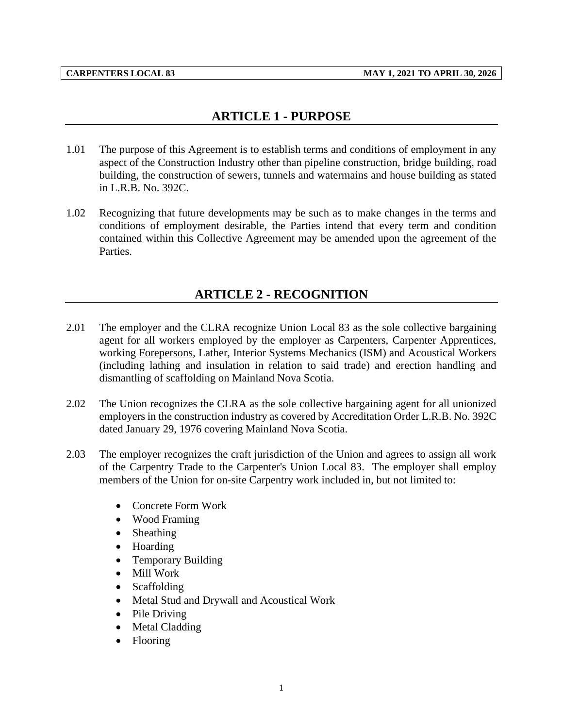## ARTICLE 1 - PURPOSE

1.01 The purpose of this Agreement is to establish terms and conditions of employment in any aspect of the Construction Industry other than pipeline construction, bridge building, road building, the construction of sewers, tunnels and watermains and house building as stated in L.R.B. No. 392C.

1.02 Recognizing that future developments may be such as to make changes in the terms and conditions of employment desirable, the Parties intend that every term and condition contained within this Collective Agreement may be amended upon the agreement of the Parties.

## ARTICLE 2 - RECOGNITION

2.01 The employer and the CLRA recognize Union Local 83 as the sole collective bargaining agent for all workers employed by the employer as Carpenters, Carpenter Apprentices, working <u>Forepersons</u>, Lather, Interior Systems Mechanics (ISM) and Acoustical Workers (including lathing and insulation in relation to said trade) and erection handling and dismantling of scaffolding on Mainland Nova Scotia.

2.02 The Union recognizes the CLRA as the sole collective bargaining agent for all unionized employers in the construction industry as covered by Accreditation Order L.R.B. No. 392C dated January 29, 1976 covering Mainland Nova Scotia.

2.03 The employer recognizes the craft jurisdiction of the Union and agrees to assign all work of the Carpentry Trade to the Carpenter's Union Local 83. The employer shall employ members of the Union for on-site Carpentry work included in, but not limited to:

- Concrete Form Work
- Wood Framing
- Sheathing
- Hoarding
- Temporary Building
- Mill Work
- Scaffolding
- Metal Stud and Drywall and Acoustical Work
- Pile Driving
- Metal Cladding
- Flooring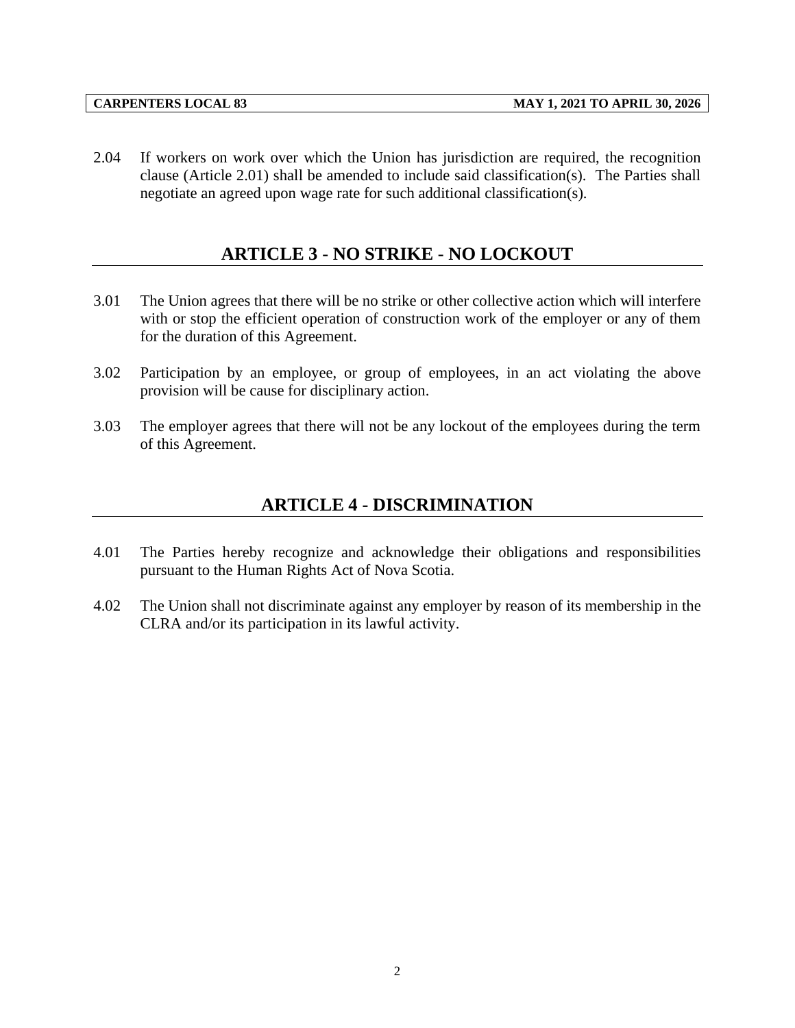2.04 If workers on work over which the Union has jurisdiction are required, the recognition clause (Article 2.01) shall be amended to include said classification(s). The Parties shall negotiate an agreed upon wage rate for such additional classification(s).

## ARTICLE 3 - NO STRIKE - NO LOCKOUT

3.01 The Union agrees that there will be no strike or other collective action which will interfere with or stop the efficient operation of construction work of the employer or any of them for the duration of this Agreement.

3.02 Participation by an employee, or group of employees, in an act violating the above provision will be cause for disciplinary action.

3.03 The employer agrees that there will not be any lockout of the employees during the term of this Agreement.

## ARTICLE 4 - DISCRIMINATION

4.01 The Parties hereby recognize and acknowledge their obligations and responsibilities pursuant to the Human Rights Act of Nova Scotia.

4.02 The Union shall not discriminate against any employer by reason of its membership in the CLRA and/or its participation in its lawful activity.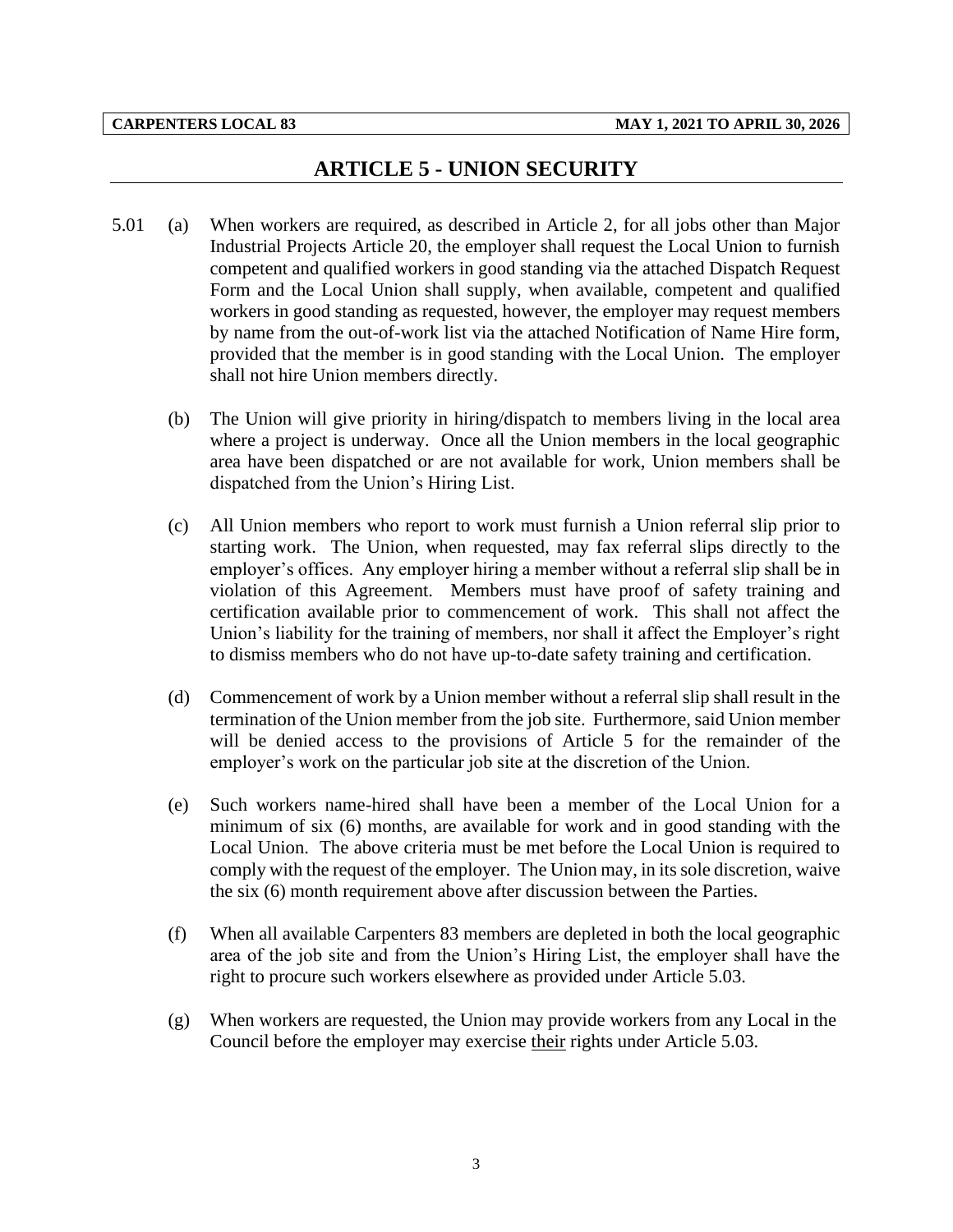## ARTICLE 5 - UNION SECURITY

5.01 (a) When workers are required, as described in Article 2, for all jobs other than Major Industrial Projects Article 20, the employer shall request the Local Union to furnish competent and qualified workers in good standing via the attached Dispatch Request Form and the Local Union shall supply, when available, competent and qualified workers in good standing as requested, however, the employer may request members by name from the out-of-work list via the attached Notification of Name Hire form, provided that the member is in good standing with the Local Union. The employer shall not hire Union members directly.

(b) The Union will give priority in hiring/dispatch to members living in the local area where a project is underway. Once all the Union members in the local geographic area have been dispatched or are not available for work, Union members shall be dispatched from the Union's Hiring List.

(c) All Union members who report to work must furnish a Union referral slip prior to starting work. The Union, when requested, may fax referral slips directly to the employer's offices. Any employer hiring a member without a referral slip shall be in violation of this Agreement. Members must have proof of safety training and certification available prior to commencement of work. This shall not affect the Union's liability for the training of members, nor shall it affect the Employer's right to dismiss members who do not have up-to-date safety training and certification.

(d) Commencement of work by a Union member without a referral slip shall result in the termination of the Union member from the job site. Furthermore, said Union member will be denied access to the provisions of Article 5 for the remainder of the employer's work on the particular job site at the discretion of the Union.

(e) Such workers name-hired shall have been a member of the Local Union for a minimum of six (6) months, are available for work and in good standing with the Local Union. The above criteria must be met before the Local Union is required to comply with the request of the employer. The Union may, in its sole discretion, waive the six (6) month requirement above after discussion between the Parties.

(f) When all available Carpenters 83 members are depleted in both the local geographic area of the job site and from the Union's Hiring List, the employer shall have the right to procure such workers elsewhere as provided under Article 5.03.

(g) When workers are requested, the Union may provide workers from any Local in the Council before the employer may exercise their rights under Article 5.03.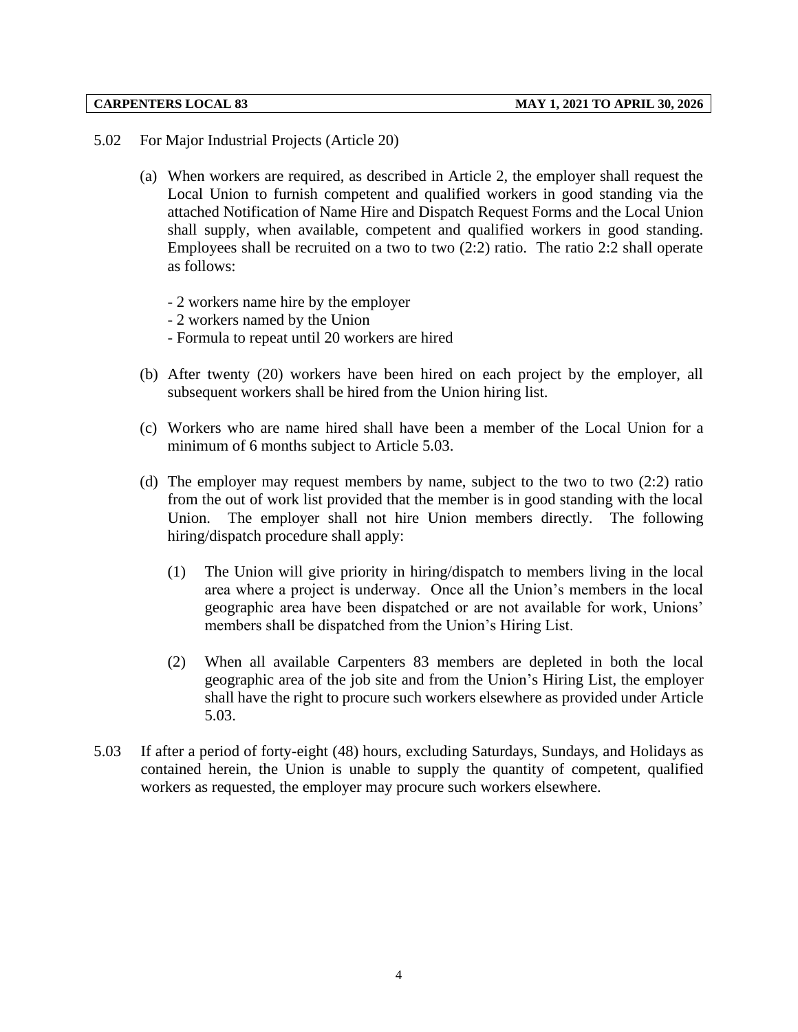5.02 For Major Industrial Projects (Article 20)

(a) When workers are required, as described in Article 2, the employer shall request the Local Union to furnish competent and qualified workers in good standing via the attached Notification of Name Hire and Dispatch Request Forms and the Local Union shall supply, when available, competent and qualified workers in good standing. Employees shall be recruited on a two to two (2:2) ratio. The ratio 2:2 shall operate as follows:

- 2 workers name hire by the employer
- 2 workers named by the Union
- Formula to repeat until 20 workers are hired

(b) After twenty (20) workers have been hired on each project by the employer, all subsequent workers shall be hired from the Union hiring list.

(c) Workers who are name hired shall have been a member of the Local Union for a minimum of 6 months subject to Article 5.03.

(d) The employer may request members by name, subject to the two to two (2:2) ratio from the out of work list provided that the member is in good standing with the local Union. The employer shall not hire Union members directly. The following hiring/dispatch procedure shall apply:

(1) The Union will give priority in hiring/dispatch to members living in the local area where a project is underway. Once all the Union's members in the local geographic area have been dispatched or are not available for work, Unions' members shall be dispatched from the Union's Hiring List.

(2) When all available Carpenters 83 members are depleted in both the local geographic area of the job site and from the Union's Hiring List, the employer shall have the right to procure such workers elsewhere as provided under Article 5.03.

5.03 If after a period of forty-eight (48) hours, excluding Saturdays, Sundays, and Holidays as contained herein, the Union is unable to supply the quantity of competent, qualified workers as requested, the employer may procure such workers elsewhere.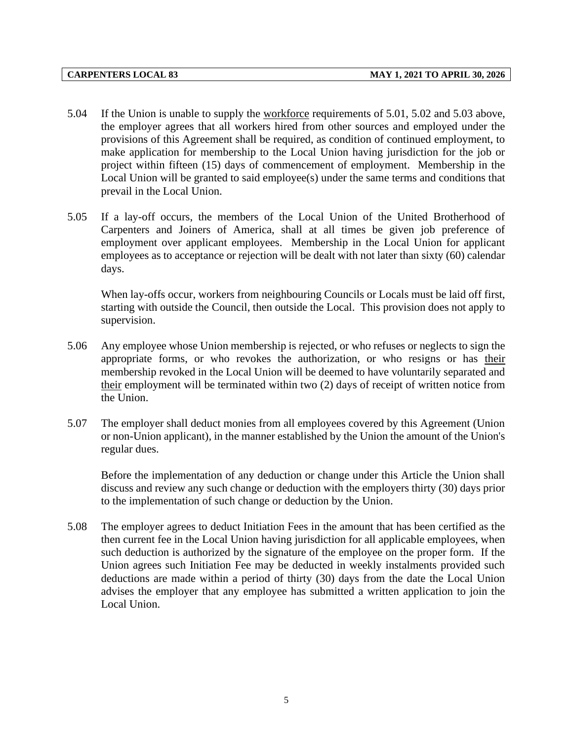5.04 If the Union is unable to supply the workforce requirements of 5.01, 5.02 and 5.03 above, the employer agrees that all workers hired from other sources and employed under the provisions of this Agreement shall be required, as condition of continued employment, to make application for membership to the Local Union having jurisdiction for the job or project within fifteen (15) days of commencement of employment. Membership in the Local Union will be granted to said employee(s) under the same terms and conditions that prevail in the Local Union.

5.05 If a lay-off occurs, the members of the Local Union of the United Brotherhood of Carpenters and Joiners of America, shall at all times be given job preference of employment over applicant employees. Membership in the Local Union for applicant employees as to acceptance or rejection will be dealt with not later than sixty (60) calendar days.

When lay-offs occur, workers from neighbouring Councils or Locals must be laid off first, starting with outside the Council, then outside the Local. This provision does not apply to supervision.

5.06 Any employee whose Union membership is rejected, or who refuses or neglects to sign the appropriate forms, or who revokes the authorization, or who resigns or has their membership revoked in the Local Union will be deemed to have voluntarily separated and their employment will be terminated within two (2) days of receipt of written notice from the Union.

5.07 The employer shall deduct monies from all employees covered by this Agreement (Union or non-Union applicant), in the manner established by the Union the amount of the Union's regular dues.

Before the implementation of any deduction or change under this Article the Union shall discuss and review any such change or deduction with the employers thirty (30) days prior to the implementation of such change or deduction by the Union.

5.08 The employer agrees to deduct Initiation Fees in the amount that has been certified as the then current fee in the Local Union having jurisdiction for all applicable employees, when such deduction is authorized by the signature of the employee on the proper form. If the Union agrees such Initiation Fee may be deducted in weekly instalments provided such deductions are made within a period of thirty (30) days from the date the Local Union advises the employer that any employee has submitted a written application to join the Local Union.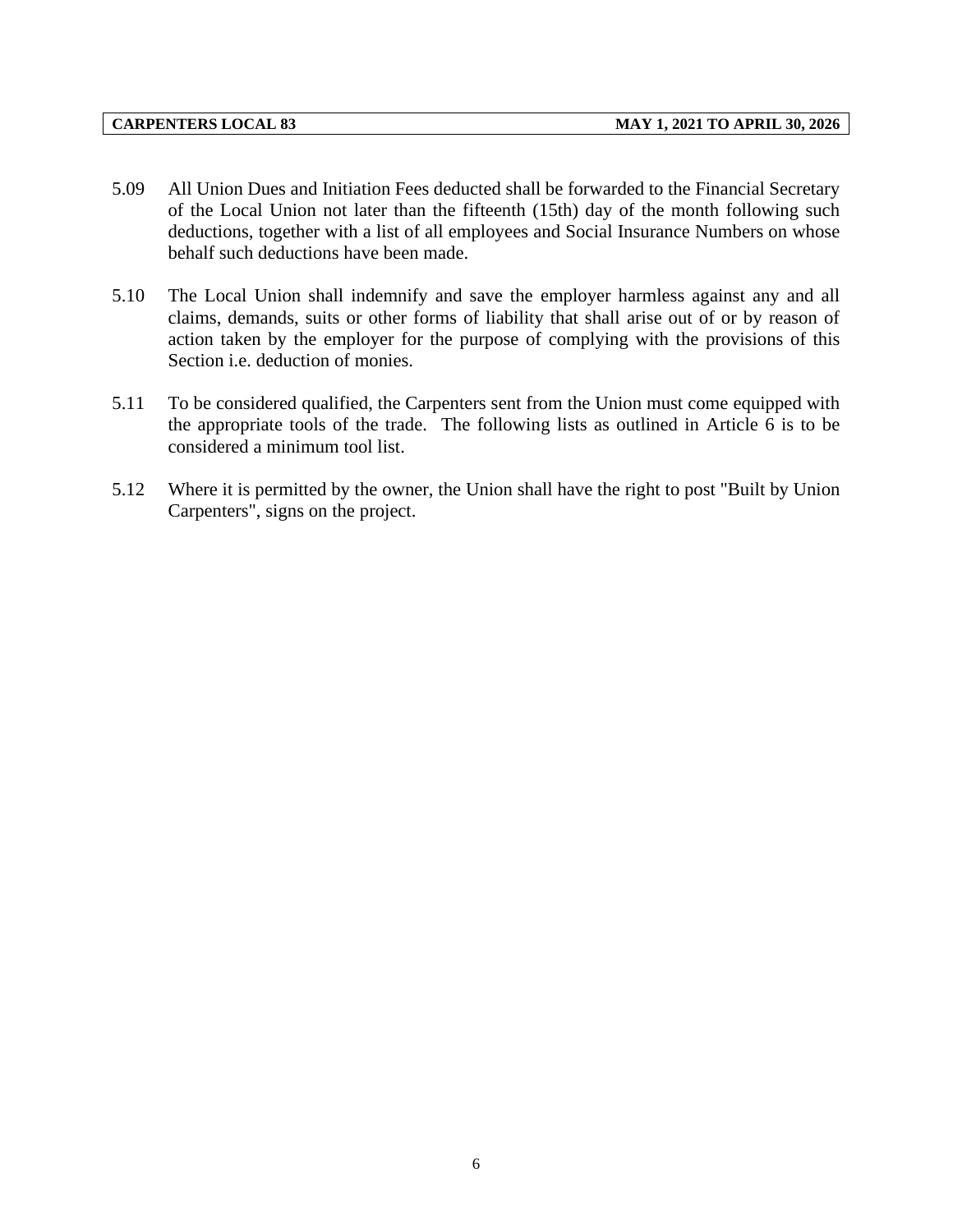5.09 All Union Dues and Initiation Fees deducted shall be forwarded to the Financial Secretary of the Local Union not later than the fifteenth (15th) day of the month following such deductions, together with a list of all employees and Social Insurance Numbers on whose behalf such deductions have been made.

5.10 The Local Union shall indemnify and save the employer harmless against any and all claims, demands, suits or other forms of liability that shall arise out of or by reason of action taken by the employer for the purpose of complying with the provisions of this Section i.e. deduction of monies.

5.11 To be considered qualified, the Carpenters sent from the Union must come equipped with the appropriate tools of the trade. The following lists as outlined in Article 6 is to be considered a minimum tool list.

5.12 Where it is permitted by the owner, the Union shall have the right to post "Built by Union Carpenters", signs on the project.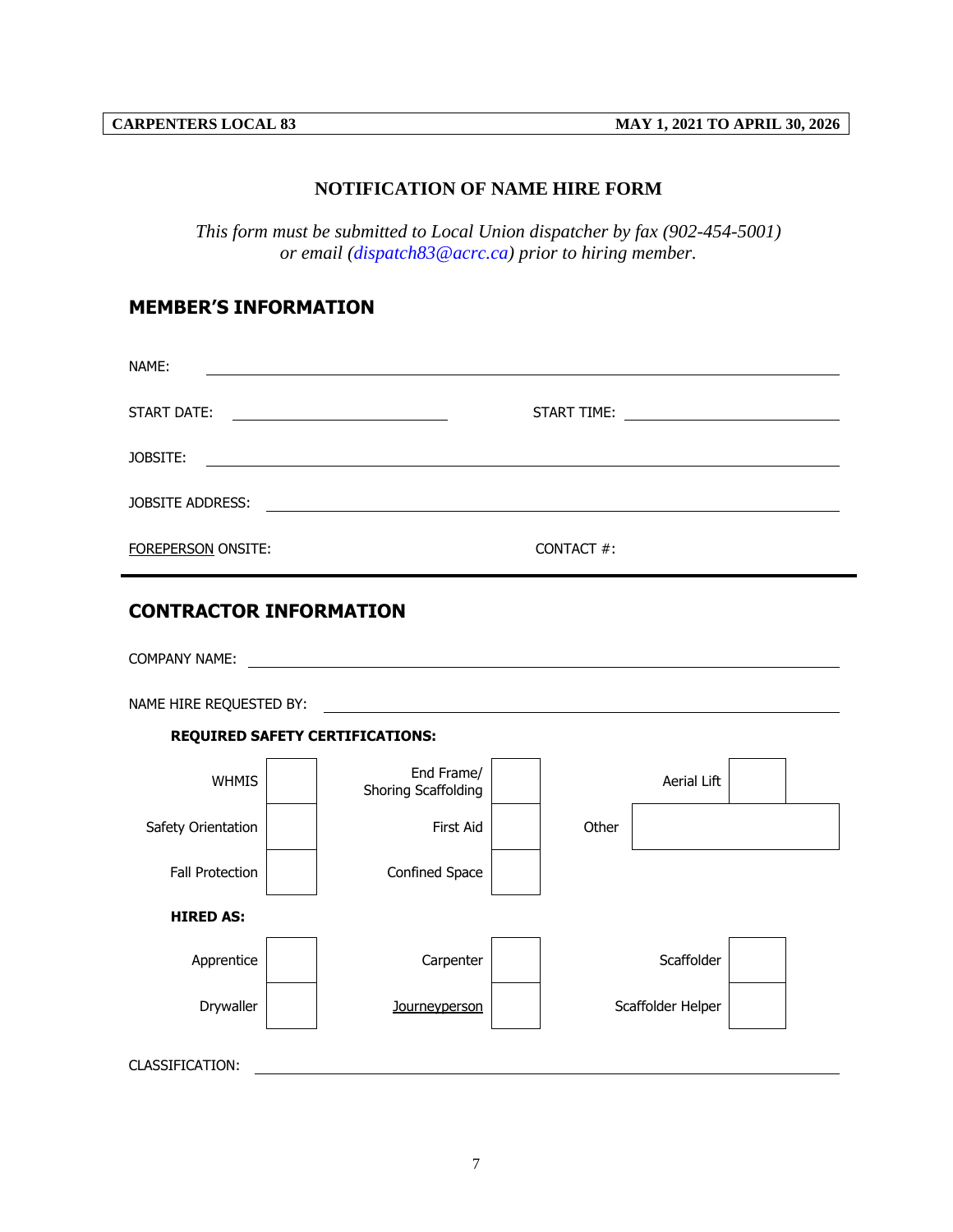## NOTIFICATION OF NAME HIRE FORM

*This form must be submitted to Local Union dispatcher by fax (902-454-5001) or email (dispatch83@acrc.ca) prior to hiring member.*

### MEMBER'S INFORMATION

NAME: ______________________________________________

START DATE: ____________________ START TIME: ____________________

JOBSITE: ______________________________________________

JOBSITE ADDRESS: ______________________________________________

FOREPERSON ONSITE: CONTACT #:

### CONTRACTOR INFORMATION

COMPANY NAME: ______________________________________________

NAME HIRE REQUESTED BY: ______________________________________________

**REQUIRED SAFETY CERTIFICATIONS:**

| | | | | | |
|---|---|---|---|---|---|
| WHMIS | | End Frame/ Shoring Scaffolding | | Aerial Lift | |
| Safety Orientation | | First Aid | | Other | |
| Fall Protection | | Confined Space | | | |

**HIRED AS:**

| | | | | | |
|---|---|---|---|---|---|
| Apprentice | | Carpenter | | Scaffolder | |
| Drywaller | | Journeyperson | | Scaffolder Helper | |

CLASSIFICATION: ______________________________________________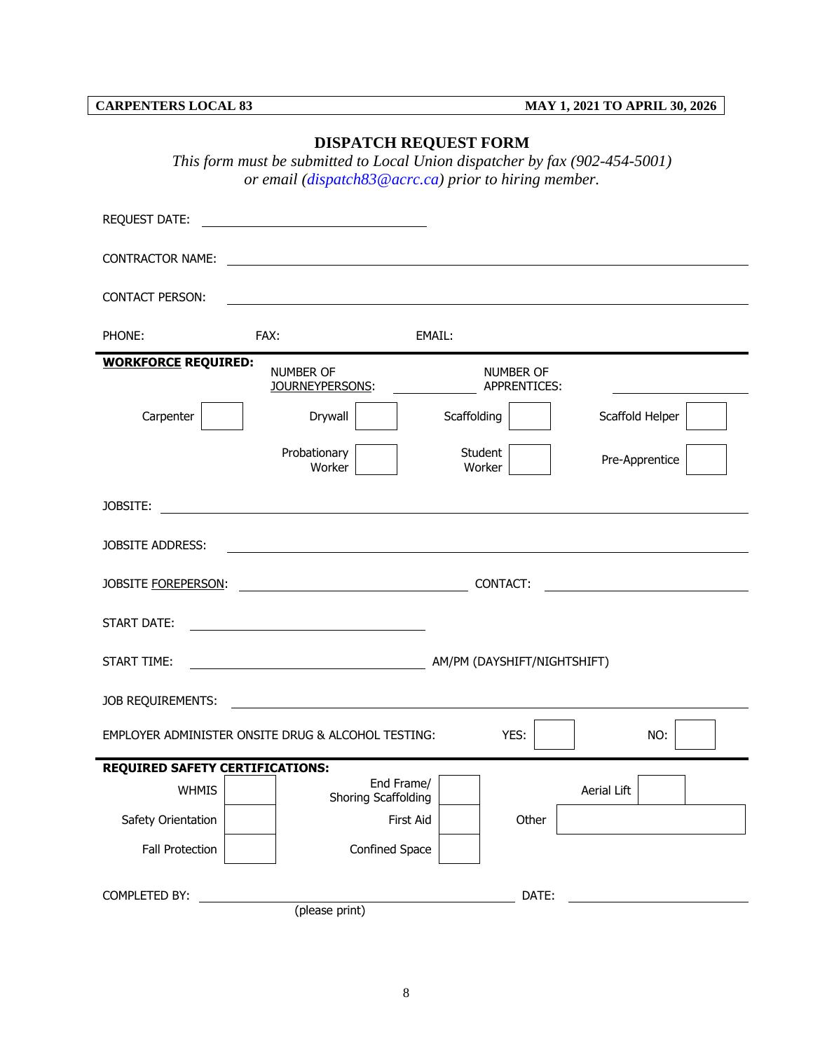## DISPATCH REQUEST FORM

*This form must be submitted to Local Union dispatcher by fax (902-454-5001) or email (dispatch83@acrc.ca) prior to hiring member.*

REQUEST DATE: ______________________

CONTRACTOR NAME: ______________________

CONTACT PERSON: ______________________

PHONE: FAX: EMAIL:

---

**WORKFORCE REQUIRED:** NUMBER OF JOURNEYPERSONS: __________ NUMBER OF APPRENTICES: __________

| | | | | | | | |
|---|---|---|---|---|---|---|---|
| Carpenter | ☐ | Drywall | ☐ | Scaffolding | ☐ | Scaffold Helper | ☐ |
| | | Probationary Worker | ☐ | Student Worker | ☐ | Pre-Apprentice | ☐ |

JOBSITE: ______________________

JOBSITE ADDRESS: ______________________

JOBSITE FOREPERSON: ______________________ CONTACT: ______________________

START DATE: ______________________

START TIME: ______________________ AM/PM (DAYSHIFT/NIGHTSHIFT)

JOB REQUIREMENTS: ______________________

EMPLOYER ADMINISTER ONSITE DRUG & ALCOHOL TESTING: YES: ☐ NO: ☐

---

**REQUIRED SAFETY CERTIFICATIONS:**

| | | | | | |
|---|---|---|---|---|---|
| WHMIS | ☐ | End Frame/ Shoring Scaffolding | ☐ | Aerial Lift | ☐ |
| Safety Orientation | ☐ | First Aid | ☐ | Other | ☐ |
| Fall Protection | ☐ | Confined Space | ☐ | | |

COMPLETED BY: ______________________ DATE: ______________________
(please print)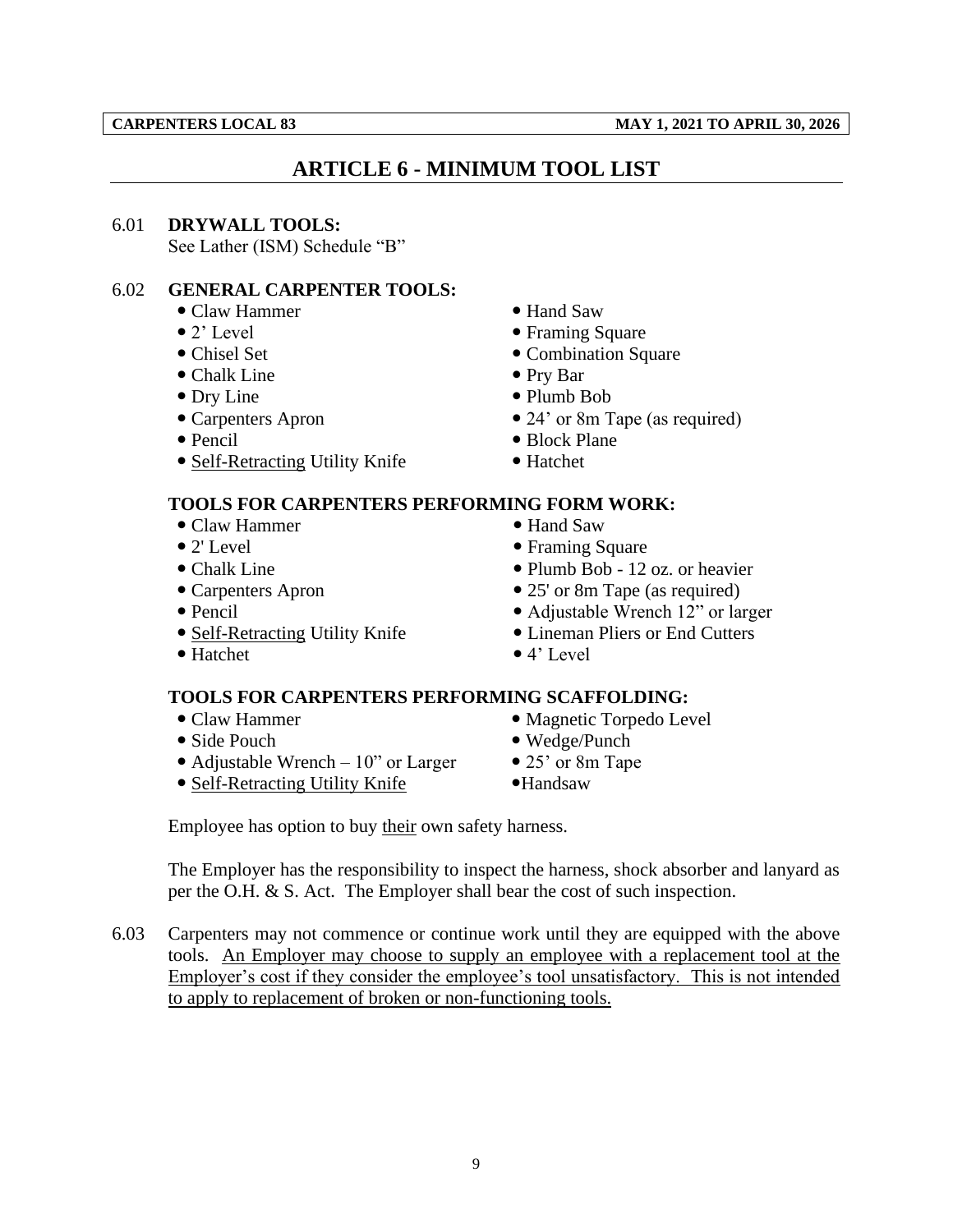# ARTICLE 6 - MINIMUM TOOL LIST

6.01 **DRYWALL TOOLS:**
See Lather (ISM) Schedule "B"

6.02 **GENERAL CARPENTER TOOLS:**

- Claw Hammer
- 2' Level
- Chisel Set
- Chalk Line
- Dry Line
- Carpenters Apron
- Pencil
- Self-Retracting Utility Knife
- Hand Saw
- Framing Square
- Combination Square
- Pry Bar
- Plumb Bob
- 24' or 8m Tape (as required)
- Block Plane
- Hatchet

**TOOLS FOR CARPENTERS PERFORMING FORM WORK:**

- Claw Hammer
- 2' Level
- Chalk Line
- Carpenters Apron
- Pencil
- Self-Retracting Utility Knife
- Hatchet
- Hand Saw
- Framing Square
- Plumb Bob - 12 oz. or heavier
- 25' or 8m Tape (as required)
- Adjustable Wrench 12" or larger
- Lineman Pliers or End Cutters
- 4' Level

**TOOLS FOR CARPENTERS PERFORMING SCAFFOLDING:**

- Claw Hammer
- Side Pouch
- Adjustable Wrench – 10" or Larger
- Self-Retracting Utility Knife
- Magnetic Torpedo Level
- Wedge/Punch
- 25' or 8m Tape
- Handsaw

Employee has option to buy their own safety harness.

The Employer has the responsibility to inspect the harness, shock absorber and lanyard as per the O.H. & S. Act. The Employer shall bear the cost of such inspection.

6.03 Carpenters may not commence or continue work until they are equipped with the above tools. An Employer may choose to supply an employee with a replacement tool at the Employer's cost if they consider the employee's tool unsatisfactory. This is not intended to apply to replacement of broken or non-functioning tools.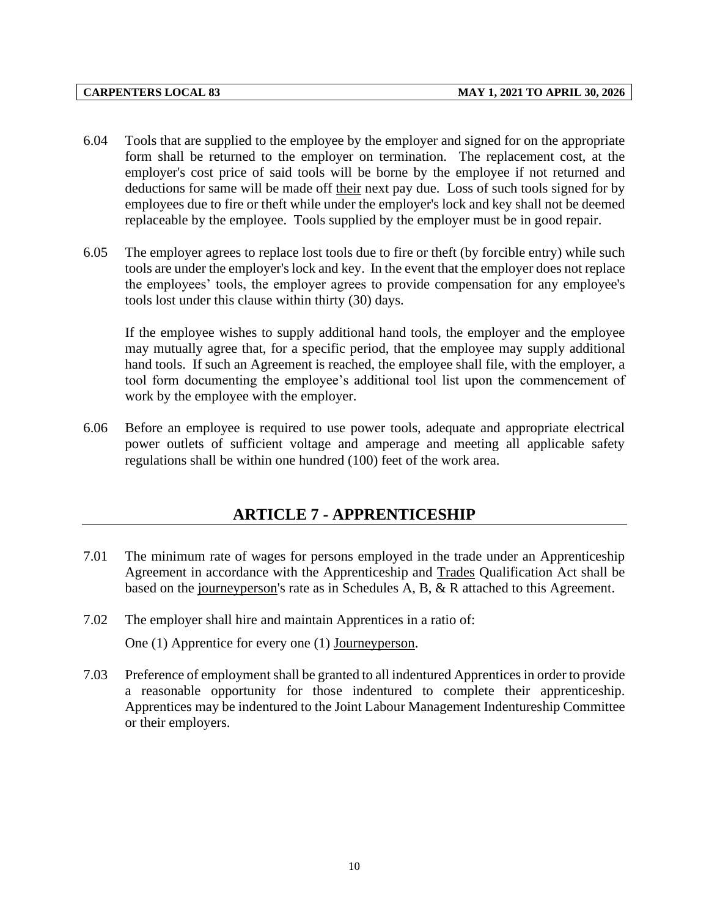6.04 Tools that are supplied to the employee by the employer and signed for on the appropriate form shall be returned to the employer on termination. The replacement cost, at the employer's cost price of said tools will be borne by the employee if not returned and deductions for same will be made off their next pay due. Loss of such tools signed for by employees due to fire or theft while under the employer's lock and key shall not be deemed replaceable by the employee. Tools supplied by the employer must be in good repair.

6.05 The employer agrees to replace lost tools due to fire or theft (by forcible entry) while such tools are under the employer's lock and key. In the event that the employer does not replace the employees' tools, the employer agrees to provide compensation for any employee's tools lost under this clause within thirty (30) days.

If the employee wishes to supply additional hand tools, the employer and the employee may mutually agree that, for a specific period, that the employee may supply additional hand tools. If such an Agreement is reached, the employee shall file, with the employer, a tool form documenting the employee's additional tool list upon the commencement of work by the employee with the employer.

6.06 Before an employee is required to use power tools, adequate and appropriate electrical power outlets of sufficient voltage and amperage and meeting all applicable safety regulations shall be within one hundred (100) feet of the work area.

## ARTICLE 7 - APPRENTICESHIP

7.01 The minimum rate of wages for persons employed in the trade under an Apprenticeship Agreement in accordance with the Apprenticeship and Trades Qualification Act shall be based on the journeyperson's rate as in Schedules A, B, & R attached to this Agreement.

7.02 The employer shall hire and maintain Apprentices in a ratio of:

One (1) Apprentice for every one (1) Journeyperson.

7.03 Preference of employment shall be granted to all indentured Apprentices in order to provide a reasonable opportunity for those indentured to complete their apprenticeship. Apprentices may be indentured to the Joint Labour Management Indentureship Committee or their employers.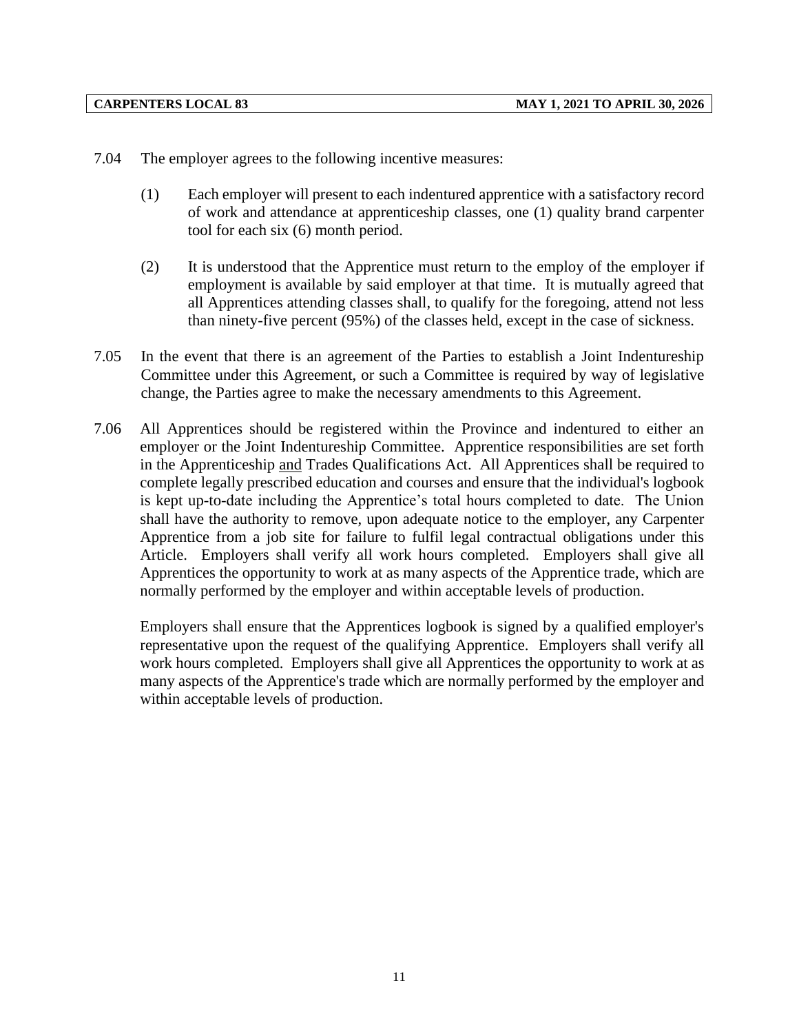7.04 The employer agrees to the following incentive measures:

(1) Each employer will present to each indentured apprentice with a satisfactory record of work and attendance at apprenticeship classes, one (1) quality brand carpenter tool for each six (6) month period.

(2) It is understood that the Apprentice must return to the employ of the employer if employment is available by said employer at that time. It is mutually agreed that all Apprentices attending classes shall, to qualify for the foregoing, attend not less than ninety-five percent (95%) of the classes held, except in the case of sickness.

7.05 In the event that there is an agreement of the Parties to establish a Joint Indentureship Committee under this Agreement, or such a Committee is required by way of legislative change, the Parties agree to make the necessary amendments to this Agreement.

7.06 All Apprentices should be registered within the Province and indentured to either an employer or the Joint Indentureship Committee. Apprentice responsibilities are set forth in the Apprenticeship and Trades Qualifications Act. All Apprentices shall be required to complete legally prescribed education and courses and ensure that the individual's logbook is kept up-to-date including the Apprentice's total hours completed to date. The Union shall have the authority to remove, upon adequate notice to the employer, any Carpenter Apprentice from a job site for failure to fulfil legal contractual obligations under this Article. Employers shall verify all work hours completed. Employers shall give all Apprentices the opportunity to work at as many aspects of the Apprentice trade, which are normally performed by the employer and within acceptable levels of production.

Employers shall ensure that the Apprentices logbook is signed by a qualified employer's representative upon the request of the qualifying Apprentice. Employers shall verify all work hours completed. Employers shall give all Apprentices the opportunity to work at as many aspects of the Apprentice's trade which are normally performed by the employer and within acceptable levels of production.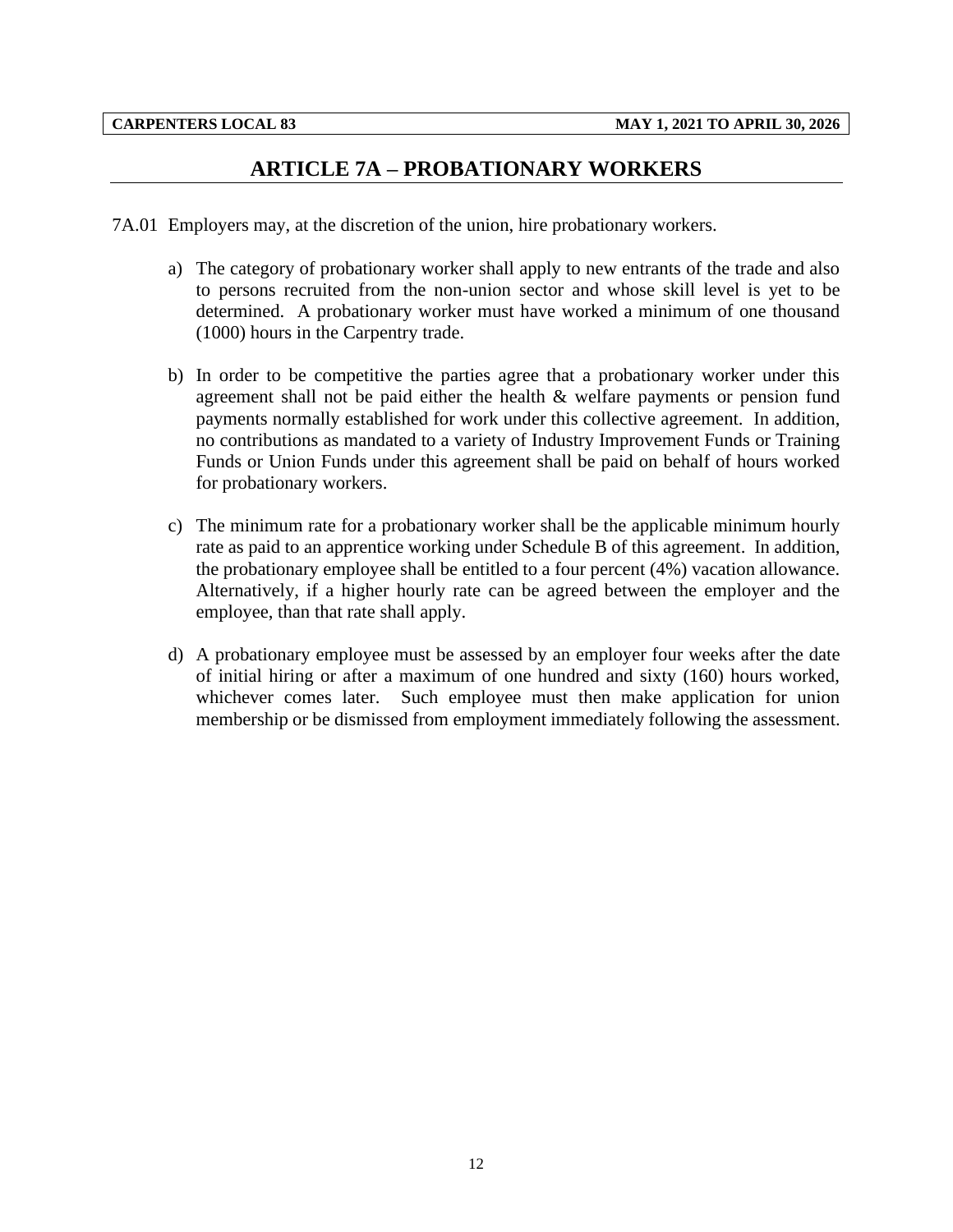## ARTICLE 7A – PROBATIONARY WORKERS

7A.01 Employers may, at the discretion of the union, hire probationary workers.

a) The category of probationary worker shall apply to new entrants of the trade and also to persons recruited from the non-union sector and whose skill level is yet to be determined. A probationary worker must have worked a minimum of one thousand (1000) hours in the Carpentry trade.

b) In order to be competitive the parties agree that a probationary worker under this agreement shall not be paid either the health & welfare payments or pension fund payments normally established for work under this collective agreement. In addition, no contributions as mandated to a variety of Industry Improvement Funds or Training Funds or Union Funds under this agreement shall be paid on behalf of hours worked for probationary workers.

c) The minimum rate for a probationary worker shall be the applicable minimum hourly rate as paid to an apprentice working under Schedule B of this agreement. In addition, the probationary employee shall be entitled to a four percent (4%) vacation allowance. Alternatively, if a higher hourly rate can be agreed between the employer and the employee, than that rate shall apply.

d) A probationary employee must be assessed by an employer four weeks after the date of initial hiring or after a maximum of one hundred and sixty (160) hours worked, whichever comes later. Such employee must then make application for union membership or be dismissed from employment immediately following the assessment.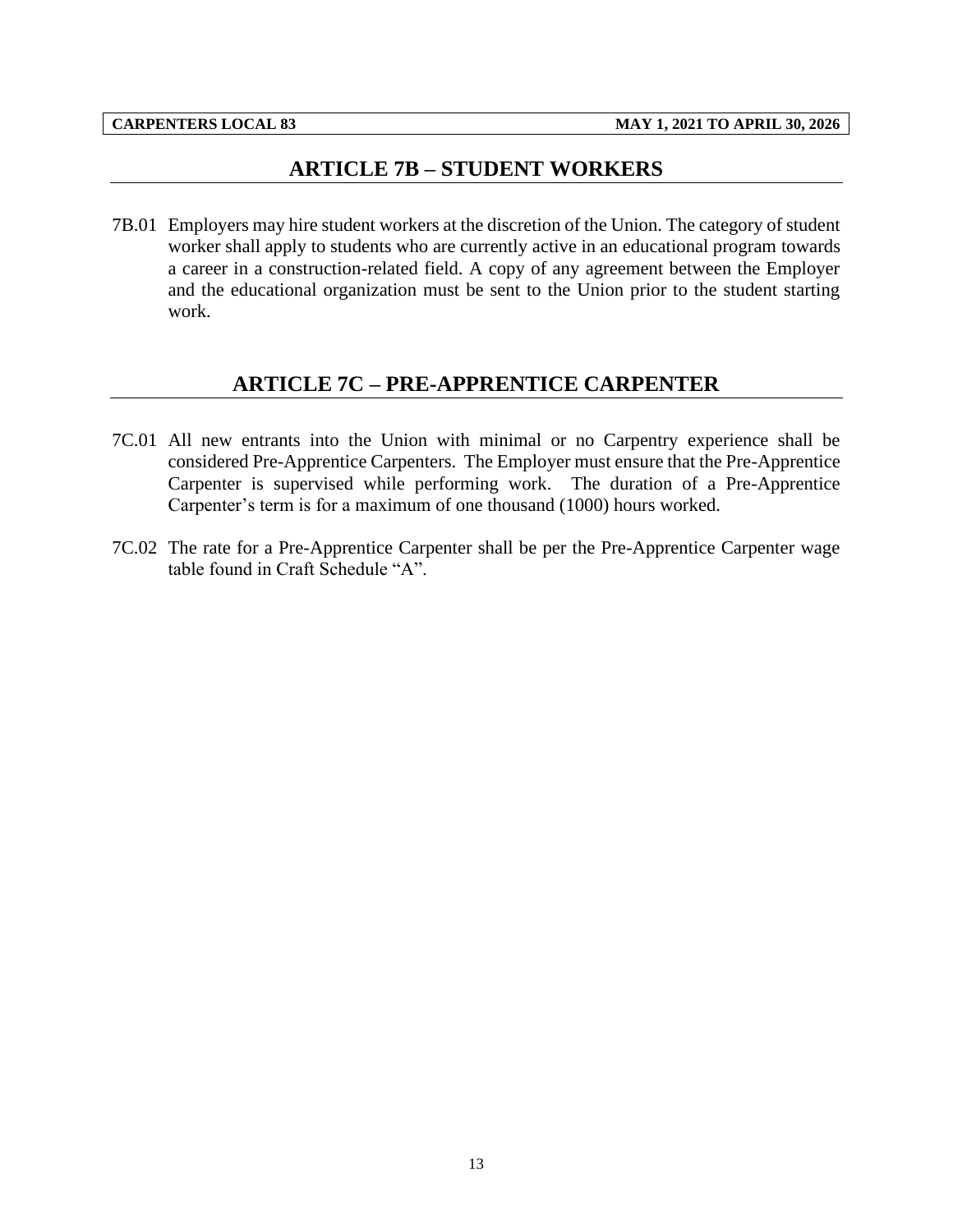## ARTICLE 7B – STUDENT WORKERS

7B.01 Employers may hire student workers at the discretion of the Union. The category of student worker shall apply to students who are currently active in an educational program towards a career in a construction-related field. A copy of any agreement between the Employer and the educational organization must be sent to the Union prior to the student starting work.

## ARTICLE 7C – PRE-APPRENTICE CARPENTER

7C.01 All new entrants into the Union with minimal or no Carpentry experience shall be considered Pre-Apprentice Carpenters. The Employer must ensure that the Pre-Apprentice Carpenter is supervised while performing work. The duration of a Pre-Apprentice Carpenter's term is for a maximum of one thousand (1000) hours worked.

7C.02 The rate for a Pre-Apprentice Carpenter shall be per the Pre-Apprentice Carpenter wage table found in Craft Schedule "A".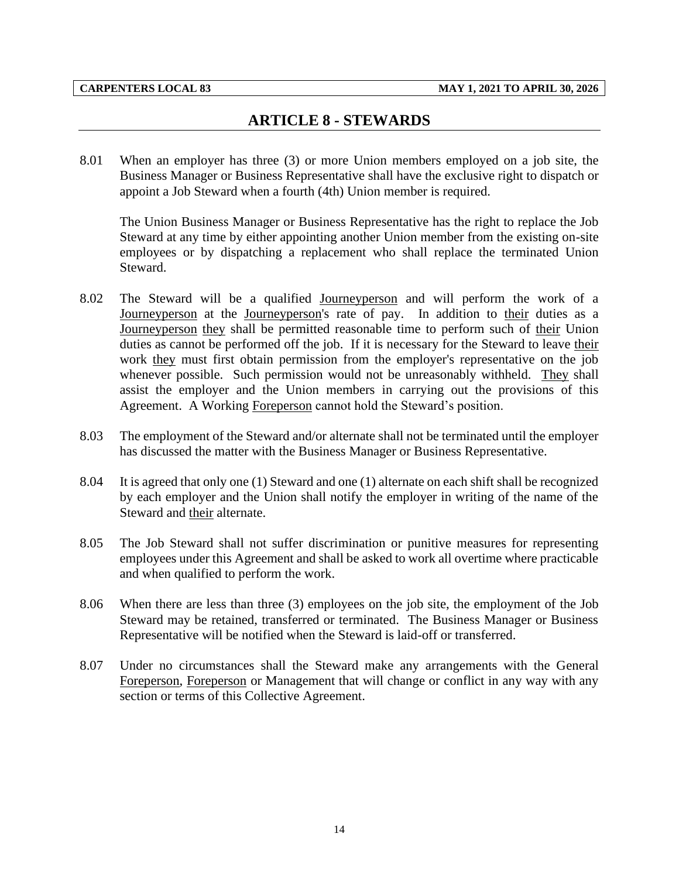## ARTICLE 8 - STEWARDS

8.01 When an employer has three (3) or more Union members employed on a job site, the Business Manager or Business Representative shall have the exclusive right to dispatch or appoint a Job Steward when a fourth (4th) Union member is required.

The Union Business Manager or Business Representative has the right to replace the Job Steward at any time by either appointing another Union member from the existing on-site employees or by dispatching a replacement who shall replace the terminated Union Steward.

8.02 The Steward will be a qualified Journeyperson and will perform the work of a Journeyperson at the Journeyperson's rate of pay. In addition to their duties as a Journeyperson they shall be permitted reasonable time to perform such of their Union duties as cannot be performed off the job. If it is necessary for the Steward to leave their work they must first obtain permission from the employer's representative on the job whenever possible. Such permission would not be unreasonably withheld. They shall assist the employer and the Union members in carrying out the provisions of this Agreement. A Working Foreperson cannot hold the Steward's position.

8.03 The employment of the Steward and/or alternate shall not be terminated until the employer has discussed the matter with the Business Manager or Business Representative.

8.04 It is agreed that only one (1) Steward and one (1) alternate on each shift shall be recognized by each employer and the Union shall notify the employer in writing of the name of the Steward and their alternate.

8.05 The Job Steward shall not suffer discrimination or punitive measures for representing employees under this Agreement and shall be asked to work all overtime where practicable and when qualified to perform the work.

8.06 When there are less than three (3) employees on the job site, the employment of the Job Steward may be retained, transferred or terminated. The Business Manager or Business Representative will be notified when the Steward is laid-off or transferred.

8.07 Under no circumstances shall the Steward make any arrangements with the General Foreperson, Foreperson or Management that will change or conflict in any way with any section or terms of this Collective Agreement.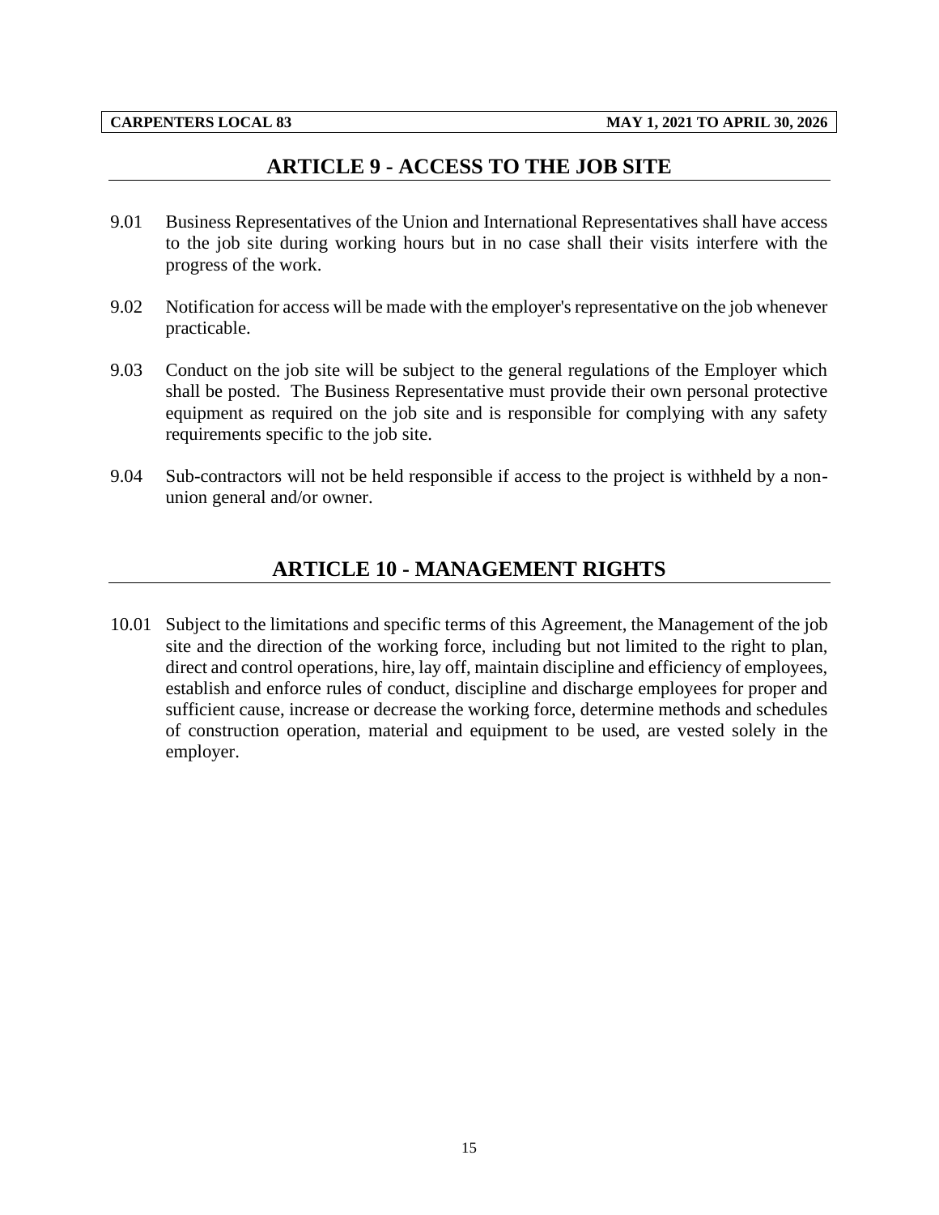## ARTICLE 9 - ACCESS TO THE JOB SITE

9.01 Business Representatives of the Union and International Representatives shall have access to the job site during working hours but in no case shall their visits interfere with the progress of the work.

9.02 Notification for access will be made with the employer's representative on the job whenever practicable.

9.03 Conduct on the job site will be subject to the general regulations of the Employer which shall be posted. The Business Representative must provide their own personal protective equipment as required on the job site and is responsible for complying with any safety requirements specific to the job site.

9.04 Sub-contractors will not be held responsible if access to the project is withheld by a non-union general and/or owner.

## ARTICLE 10 - MANAGEMENT RIGHTS

10.01 Subject to the limitations and specific terms of this Agreement, the Management of the job site and the direction of the working force, including but not limited to the right to plan, direct and control operations, hire, lay off, maintain discipline and efficiency of employees, establish and enforce rules of conduct, discipline and discharge employees for proper and sufficient cause, increase or decrease the working force, determine methods and schedules of construction operation, material and equipment to be used, are vested solely in the employer.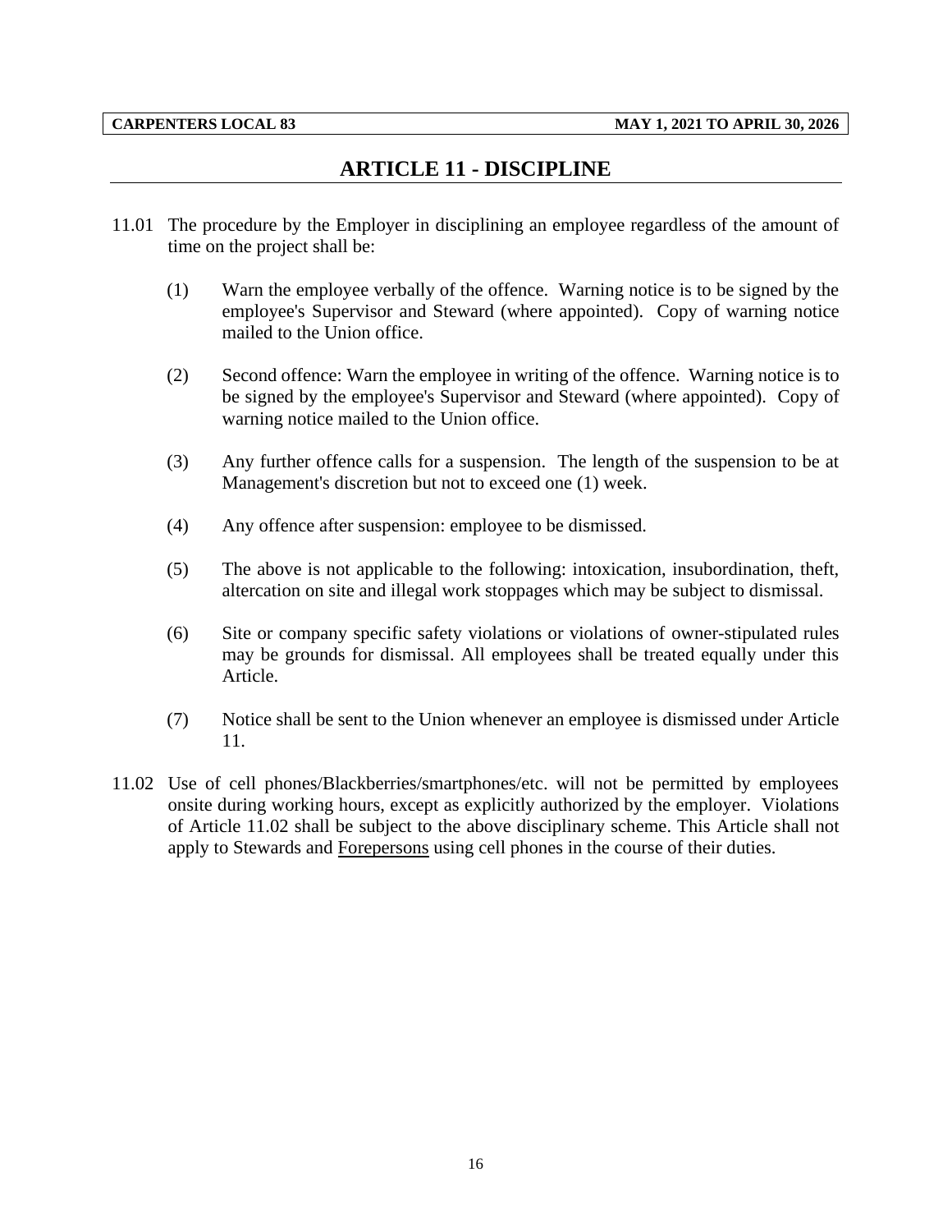# ARTICLE 11 - DISCIPLINE

11.01 The procedure by the Employer in disciplining an employee regardless of the amount of time on the project shall be:

(1) Warn the employee verbally of the offence. Warning notice is to be signed by the employee's Supervisor and Steward (where appointed). Copy of warning notice mailed to the Union office.

(2) Second offence: Warn the employee in writing of the offence. Warning notice is to be signed by the employee's Supervisor and Steward (where appointed). Copy of warning notice mailed to the Union office.

(3) Any further offence calls for a suspension. The length of the suspension to be at Management's discretion but not to exceed one (1) week.

(4) Any offence after suspension: employee to be dismissed.

(5) The above is not applicable to the following: intoxication, insubordination, theft, altercation on site and illegal work stoppages which may be subject to dismissal.

(6) Site or company specific safety violations or violations of owner-stipulated rules may be grounds for dismissal. All employees shall be treated equally under this Article.

(7) Notice shall be sent to the Union whenever an employee is dismissed under Article 11.

11.02 Use of cell phones/Blackberries/smartphones/etc. will not be permitted by employees onsite during working hours, except as explicitly authorized by the employer. Violations of Article 11.02 shall be subject to the above disciplinary scheme. This Article shall not apply to Stewards and <u>Forepersons</u> using cell phones in the course of their duties.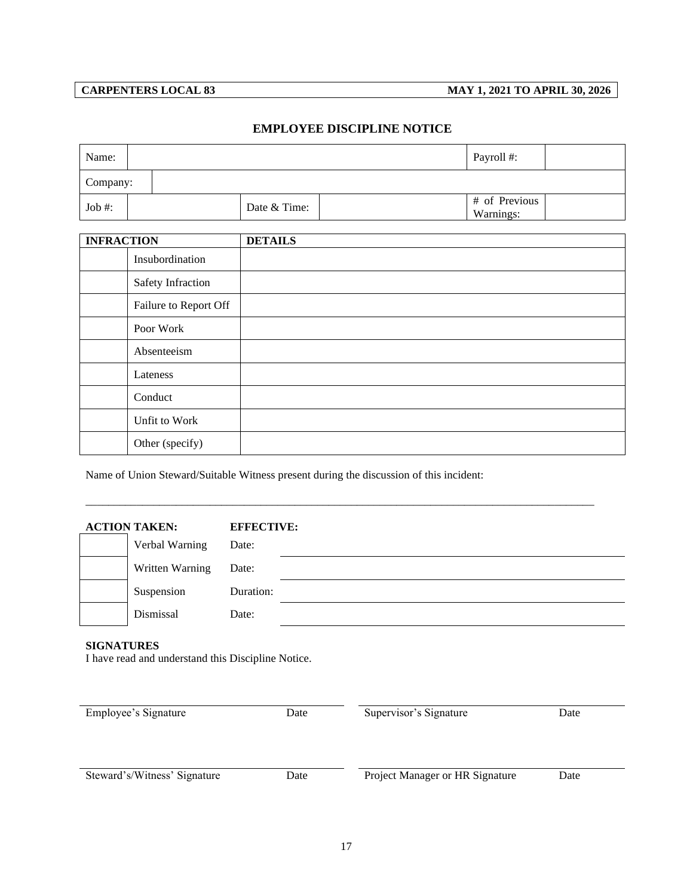## EMPLOYEE DISCIPLINE NOTICE

| | | | | | |
|---|---|---|---|---|---|
| Name: | | | | Payroll #: | |
| Company: | | | | | |
| Job #: | | Date & Time: | | # of Previous Warnings: | |

| INFRACTION | | DETAILS |
|---|---|---|
| | Insubordination | |
| | Safety Infraction | |
| | Failure to Report Off | |
| | Poor Work | |
| | Absenteeism | |
| | Lateness | |
| | Conduct | |
| | Unfit to Work | |
| | Other (specify) | |

Name of Union Steward/Suitable Witness present during the discussion of this incident:

\_\_\_\_\_\_\_\_\_\_\_\_\_\_\_\_\_\_\_\_\_\_\_\_\_\_\_\_\_\_\_\_\_\_\_\_\_\_\_\_\_\_\_\_\_\_\_\_\_\_\_\_\_\_\_\_\_\_\_\_\_\_\_\_\_\_\_\_\_\_\_\_\_\_\_\_\_\_\_\_

| ACTION TAKEN: | | EFFECTIVE: | |
|---|---|---|---|
| | Verbal Warning | Date: | |
| | Written Warning | Date: | |
| | Suspension | Duration: | |
| | Dismissal | Date: | |

**SIGNATURES**

I have read and understand this Discipline Notice.

| | | | |
|---|---|---|---|
| Employee's Signature | Date | Supervisor's Signature | Date |
| Steward's/Witness' Signature | Date | Project Manager or HR Signature | Date |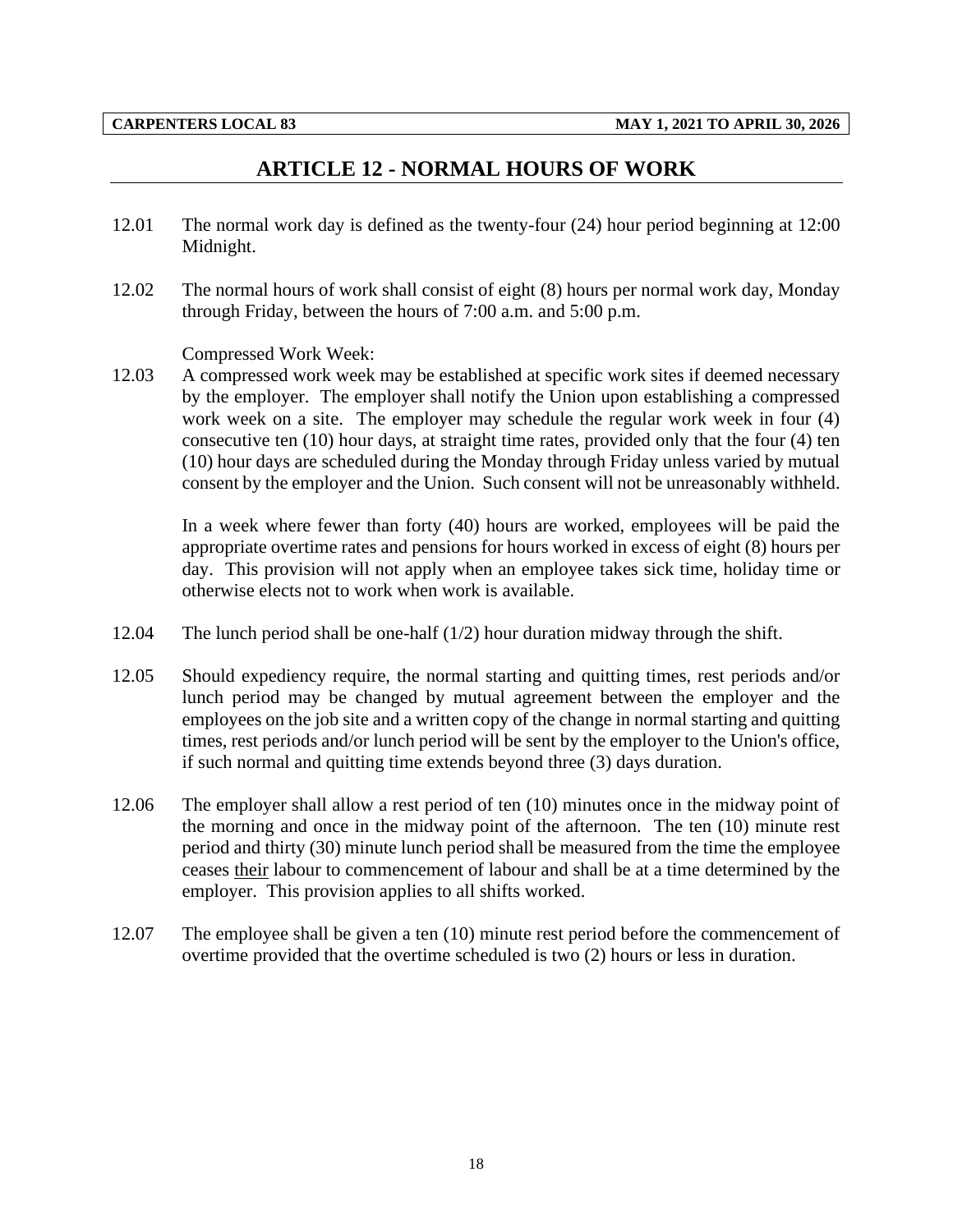## ARTICLE 12 - NORMAL HOURS OF WORK

12.01 The normal work day is defined as the twenty-four (24) hour period beginning at 12:00 Midnight.

12.02 The normal hours of work shall consist of eight (8) hours per normal work day, Monday through Friday, between the hours of 7:00 a.m. and 5:00 p.m.

Compressed Work Week:

12.03 A compressed work week may be established at specific work sites if deemed necessary by the employer. The employer shall notify the Union upon establishing a compressed work week on a site. The employer may schedule the regular work week in four (4) consecutive ten (10) hour days, at straight time rates, provided only that the four (4) ten (10) hour days are scheduled during the Monday through Friday unless varied by mutual consent by the employer and the Union. Such consent will not be unreasonably withheld.

In a week where fewer than forty (40) hours are worked, employees will be paid the appropriate overtime rates and pensions for hours worked in excess of eight (8) hours per day. This provision will not apply when an employee takes sick time, holiday time or otherwise elects not to work when work is available.

12.04 The lunch period shall be one-half (1/2) hour duration midway through the shift.

12.05 Should expediency require, the normal starting and quitting times, rest periods and/or lunch period may be changed by mutual agreement between the employer and the employees on the job site and a written copy of the change in normal starting and quitting times, rest periods and/or lunch period will be sent by the employer to the Union's office, if such normal and quitting time extends beyond three (3) days duration.

12.06 The employer shall allow a rest period of ten (10) minutes once in the midway point of the morning and once in the midway point of the afternoon. The ten (10) minute rest period and thirty (30) minute lunch period shall be measured from the time the employee ceases <u>their</u> labour to commencement of labour and shall be at a time determined by the employer. This provision applies to all shifts worked.

12.07 The employee shall be given a ten (10) minute rest period before the commencement of overtime provided that the overtime scheduled is two (2) hours or less in duration.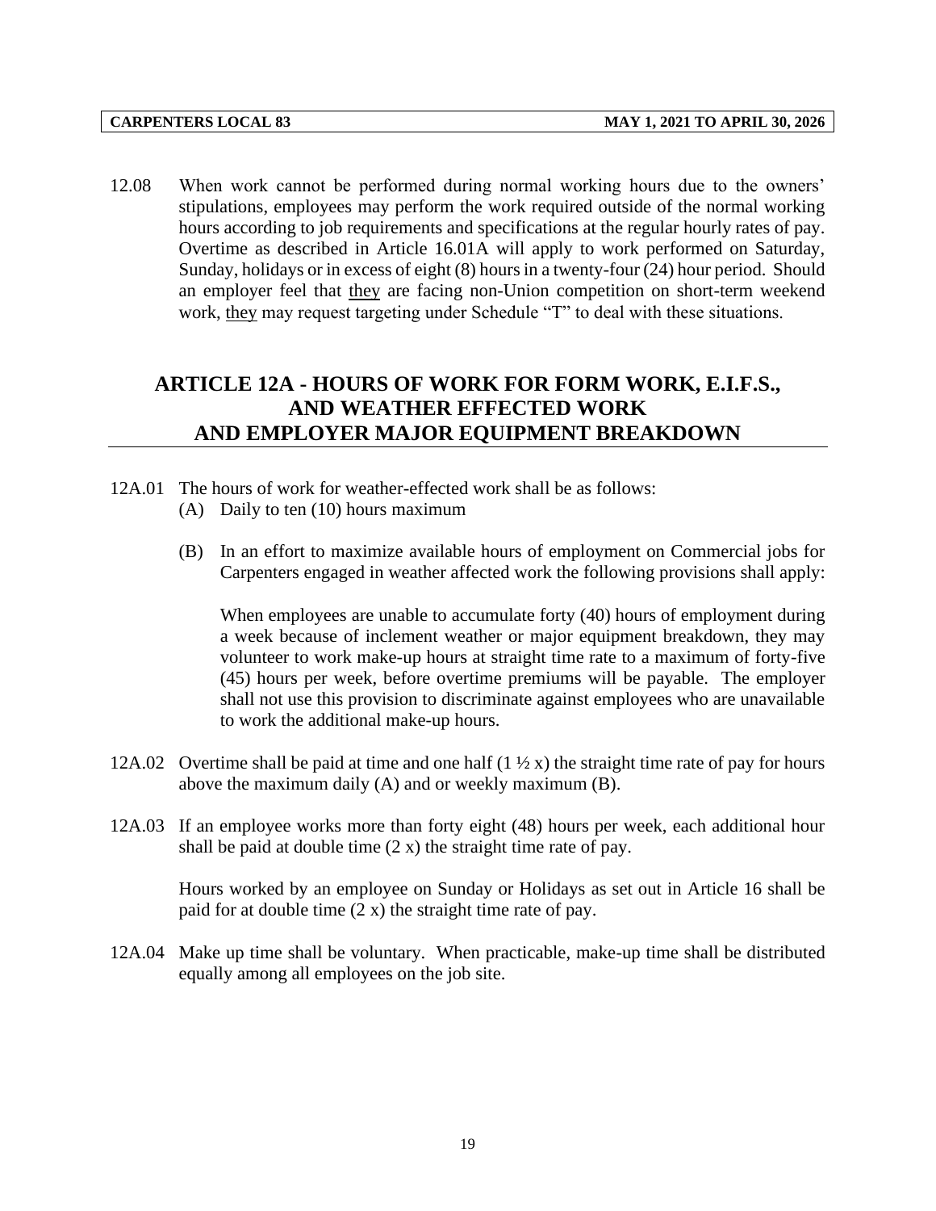12.08 When work cannot be performed during normal working hours due to the owners' stipulations, employees may perform the work required outside of the normal working hours according to job requirements and specifications at the regular hourly rates of pay. Overtime as described in Article 16.01A will apply to work performed on Saturday, Sunday, holidays or in excess of eight (8) hours in a twenty-four (24) hour period. Should an employer feel that <u>they</u> are facing non-Union competition on short-term weekend work, <u>they</u> may request targeting under Schedule "T" to deal with these situations.

## ARTICLE 12A - HOURS OF WORK FOR FORM WORK, E.I.F.S., AND WEATHER EFFECTED WORK AND EMPLOYER MAJOR EQUIPMENT BREAKDOWN

12A.01 The hours of work for weather-effected work shall be as follows:

(A) Daily to ten (10) hours maximum

(B) In an effort to maximize available hours of employment on Commercial jobs for Carpenters engaged in weather affected work the following provisions shall apply:

When employees are unable to accumulate forty (40) hours of employment during a week because of inclement weather or major equipment breakdown, they may volunteer to work make-up hours at straight time rate to a maximum of forty-five (45) hours per week, before overtime premiums will be payable. The employer shall not use this provision to discriminate against employees who are unavailable to work the additional make-up hours.

12A.02 Overtime shall be paid at time and one half (1 ½ x) the straight time rate of pay for hours above the maximum daily (A) and or weekly maximum (B).

12A.03 If an employee works more than forty eight (48) hours per week, each additional hour shall be paid at double time (2 x) the straight time rate of pay.

Hours worked by an employee on Sunday or Holidays as set out in Article 16 shall be paid for at double time (2 x) the straight time rate of pay.

12A.04 Make up time shall be voluntary. When practicable, make-up time shall be distributed equally among all employees on the job site.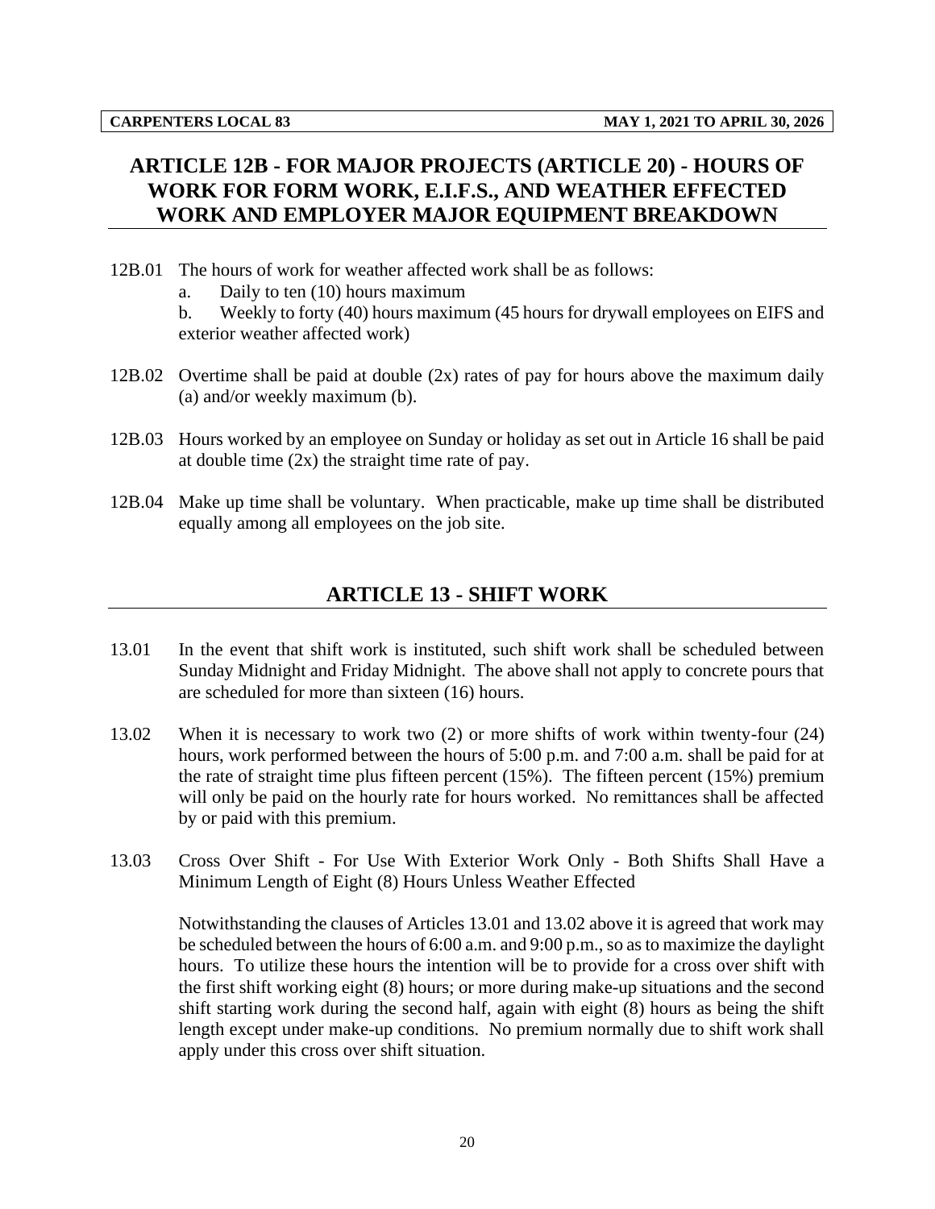## ARTICLE 12B - FOR MAJOR PROJECTS (ARTICLE 20) - HOURS OF WORK FOR FORM WORK, E.I.F.S., AND WEATHER EFFECTED WORK AND EMPLOYER MAJOR EQUIPMENT BREAKDOWN

12B.01 The hours of work for weather affected work shall be as follows:

a. Daily to ten (10) hours maximum

b. Weekly to forty (40) hours maximum (45 hours for drywall employees on EIFS and exterior weather affected work)

12B.02 Overtime shall be paid at double (2x) rates of pay for hours above the maximum daily (a) and/or weekly maximum (b).

12B.03 Hours worked by an employee on Sunday or holiday as set out in Article 16 shall be paid at double time (2x) the straight time rate of pay.

12B.04 Make up time shall be voluntary. When practicable, make up time shall be distributed equally among all employees on the job site.

## ARTICLE 13 - SHIFT WORK

13.01 In the event that shift work is instituted, such shift work shall be scheduled between Sunday Midnight and Friday Midnight. The above shall not apply to concrete pours that are scheduled for more than sixteen (16) hours.

13.02 When it is necessary to work two (2) or more shifts of work within twenty-four (24) hours, work performed between the hours of 5:00 p.m. and 7:00 a.m. shall be paid for at the rate of straight time plus fifteen percent (15%). The fifteen percent (15%) premium will only be paid on the hourly rate for hours worked. No remittances shall be affected by or paid with this premium.

13.03 Cross Over Shift - For Use With Exterior Work Only - Both Shifts Shall Have a Minimum Length of Eight (8) Hours Unless Weather Effected

Notwithstanding the clauses of Articles 13.01 and 13.02 above it is agreed that work may be scheduled between the hours of 6:00 a.m. and 9:00 p.m., so as to maximize the daylight hours. To utilize these hours the intention will be to provide for a cross over shift with the first shift working eight (8) hours; or more during make-up situations and the second shift starting work during the second half, again with eight (8) hours as being the shift length except under make-up conditions. No premium normally due to shift work shall apply under this cross over shift situation.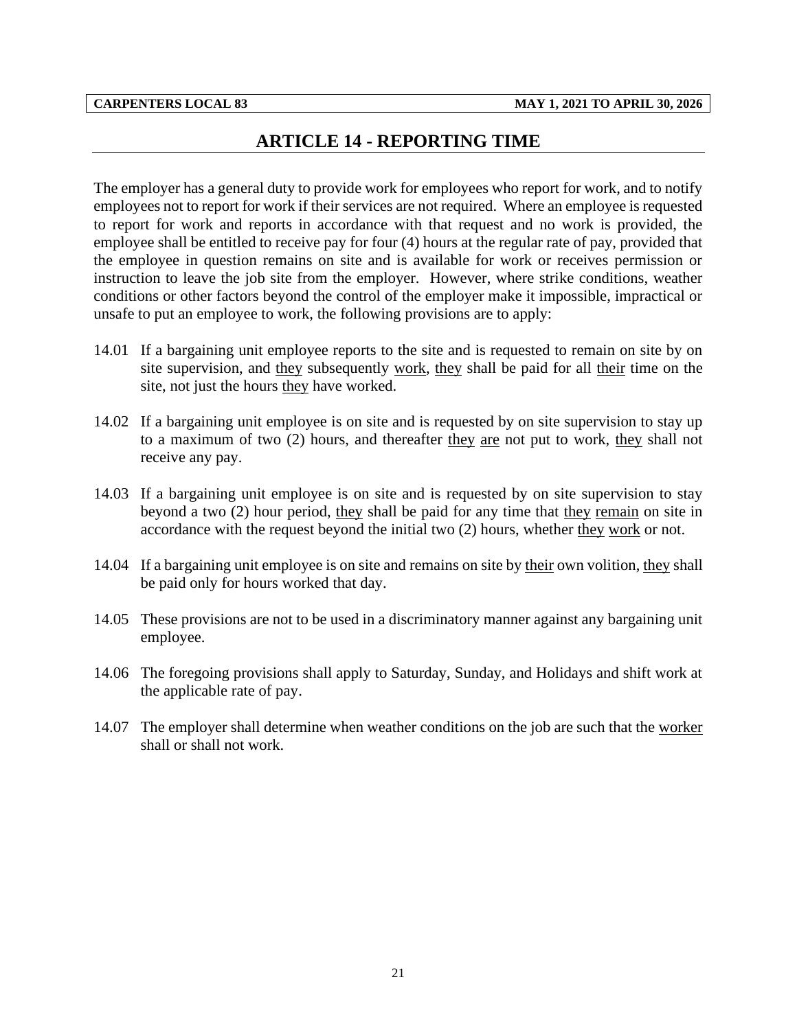# ARTICLE 14 - REPORTING TIME

The employer has a general duty to provide work for employees who report for work, and to notify employees not to report for work if their services are not required. Where an employee is requested to report for work and reports in accordance with that request and no work is provided, the employee shall be entitled to receive pay for four (4) hours at the regular rate of pay, provided that the employee in question remains on site and is available for work or receives permission or instruction to leave the job site from the employer. However, where strike conditions, weather conditions or other factors beyond the control of the employer make it impossible, impractical or unsafe to put an employee to work, the following provisions are to apply:

14.01 If a bargaining unit employee reports to the site and is requested to remain on site by on site supervision, and they subsequently work, they shall be paid for all their time on the site, not just the hours they have worked.

14.02 If a bargaining unit employee is on site and is requested by on site supervision to stay up to a maximum of two (2) hours, and thereafter they are not put to work, they shall not receive any pay.

14.03 If a bargaining unit employee is on site and is requested by on site supervision to stay beyond a two (2) hour period, they shall be paid for any time that they remain on site in accordance with the request beyond the initial two (2) hours, whether they work or not.

14.04 If a bargaining unit employee is on site and remains on site by their own volition, they shall be paid only for hours worked that day.

14.05 These provisions are not to be used in a discriminatory manner against any bargaining unit employee.

14.06 The foregoing provisions shall apply to Saturday, Sunday, and Holidays and shift work at the applicable rate of pay.

14.07 The employer shall determine when weather conditions on the job are such that the worker shall or shall not work.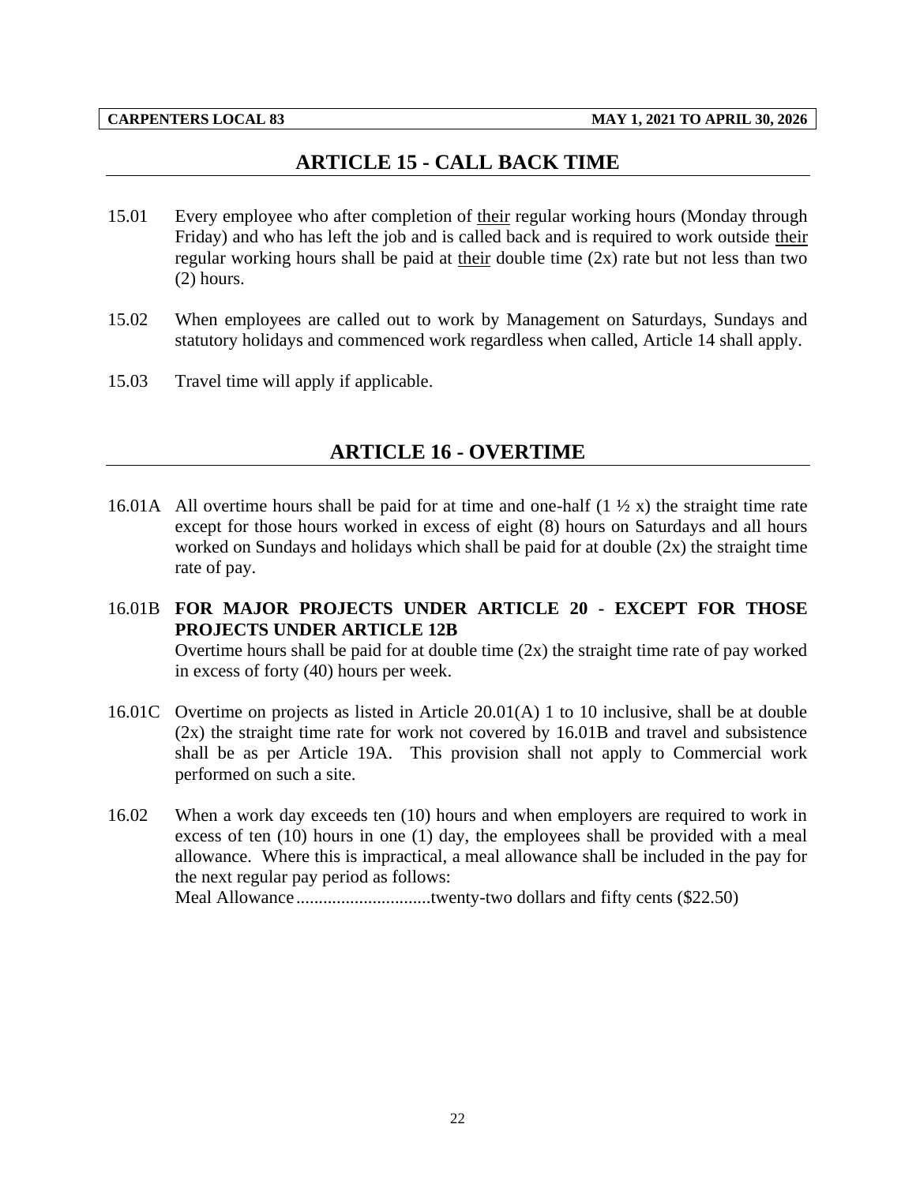## ARTICLE 15 - CALL BACK TIME

15.01 Every employee who after completion of their regular working hours (Monday through Friday) and who has left the job and is called back and is required to work outside their regular working hours shall be paid at their double time (2x) rate but not less than two (2) hours.

15.02 When employees are called out to work by Management on Saturdays, Sundays and statutory holidays and commenced work regardless when called, Article 14 shall apply.

15.03 Travel time will apply if applicable.

## ARTICLE 16 - OVERTIME

16.01A All overtime hours shall be paid for at time and one-half (1 ½ x) the straight time rate except for those hours worked in excess of eight (8) hours on Saturdays and all hours worked on Sundays and holidays which shall be paid for at double (2x) the straight time rate of pay.

16.01B **FOR MAJOR PROJECTS UNDER ARTICLE 20 - EXCEPT FOR THOSE PROJECTS UNDER ARTICLE 12B**
Overtime hours shall be paid for at double time (2x) the straight time rate of pay worked in excess of forty (40) hours per week.

16.01C Overtime on projects as listed in Article 20.01(A) 1 to 10 inclusive, shall be at double (2x) the straight time rate for work not covered by 16.01B and travel and subsistence shall be as per Article 19A. This provision shall not apply to Commercial work performed on such a site.

16.02 When a work day exceeds ten (10) hours and when employers are required to work in excess of ten (10) hours in one (1) day, the employees shall be provided with a meal allowance. Where this is impractical, a meal allowance shall be included in the pay for the next regular pay period as follows:
Meal Allowance..............................twenty-two dollars and fifty cents ($22.50)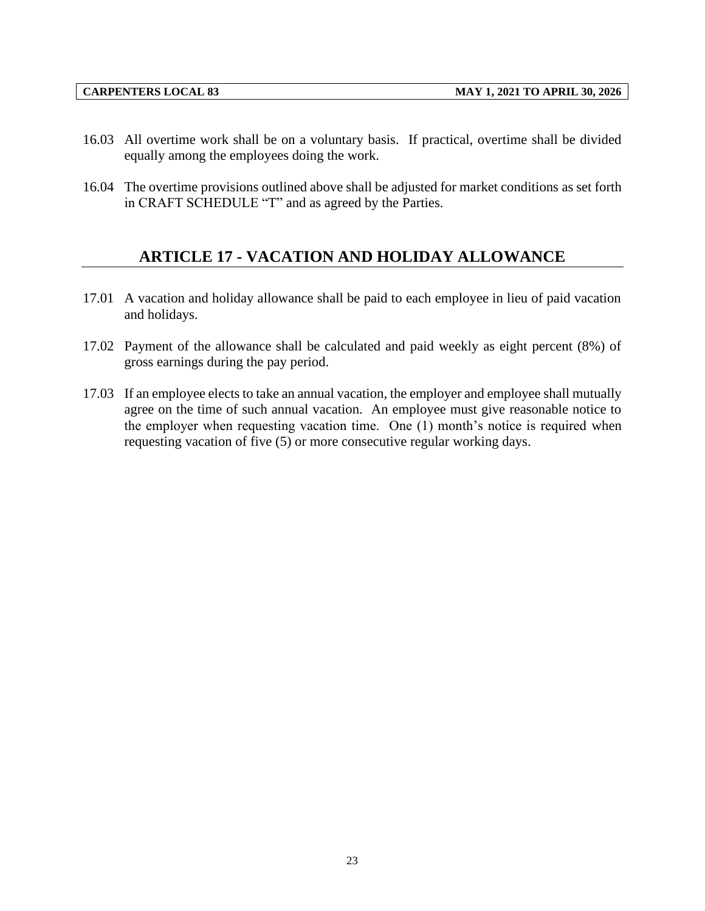16.03 All overtime work shall be on a voluntary basis. If practical, overtime shall be divided equally among the employees doing the work.

16.04 The overtime provisions outlined above shall be adjusted for market conditions as set forth in CRAFT SCHEDULE "T" and as agreed by the Parties.

## ARTICLE 17 - VACATION AND HOLIDAY ALLOWANCE

17.01 A vacation and holiday allowance shall be paid to each employee in lieu of paid vacation and holidays.

17.02 Payment of the allowance shall be calculated and paid weekly as eight percent (8%) of gross earnings during the pay period.

17.03 If an employee elects to take an annual vacation, the employer and employee shall mutually agree on the time of such annual vacation. An employee must give reasonable notice to the employer when requesting vacation time. One (1) month's notice is required when requesting vacation of five (5) or more consecutive regular working days.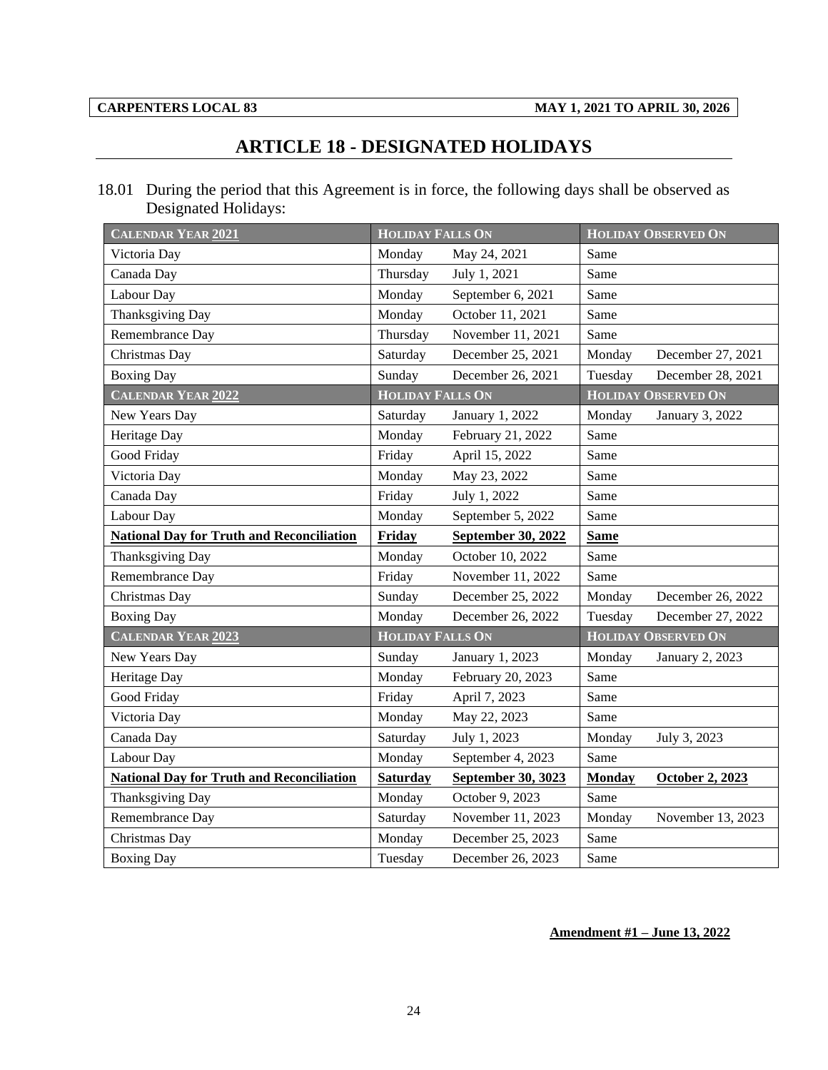# ARTICLE 18 - DESIGNATED HOLIDAYS

18.01 During the period that this Agreement is in force, the following days shall be observed as Designated Holidays:

| CALENDAR YEAR 2021 | HOLIDAY FALLS ON | | HOLIDAY OBSERVED ON | |
|---|---|---|---|---|
| Victoria Day | Monday | May 24, 2021 | Same | |
| Canada Day | Thursday | July 1, 2021 | Same | |
| Labour Day | Monday | September 6, 2021 | Same | |
| Thanksgiving Day | Monday | October 11, 2021 | Same | |
| Remembrance Day | Thursday | November 11, 2021 | Same | |
| Christmas Day | Saturday | December 25, 2021 | Monday | December 27, 2021 |
| Boxing Day | Sunday | December 26, 2021 | Tuesday | December 28, 2021 |
| **CALENDAR YEAR 2022** | **HOLIDAY FALLS ON** | | **HOLIDAY OBSERVED ON** | |
| New Years Day | Saturday | January 1, 2022 | Monday | January 3, 2022 |
| Heritage Day | Monday | February 21, 2022 | Same | |
| Good Friday | Friday | April 15, 2022 | Same | |
| Victoria Day | Monday | May 23, 2022 | Same | |
| Canada Day | Friday | July 1, 2022 | Same | |
| Labour Day | Monday | September 5, 2022 | Same | |
| **National Day for Truth and Reconciliation** | **Friday** | **September 30, 2022** | **Same** | |
| Thanksgiving Day | Monday | October 10, 2022 | Same | |
| Remembrance Day | Friday | November 11, 2022 | Same | |
| Christmas Day | Sunday | December 25, 2022 | Monday | December 26, 2022 |
| Boxing Day | Monday | December 26, 2022 | Tuesday | December 27, 2022 |
| **CALENDAR YEAR 2023** | **HOLIDAY FALLS ON** | | **HOLIDAY OBSERVED ON** | |
| New Years Day | Sunday | January 1, 2023 | Monday | January 2, 2023 |
| Heritage Day | Monday | February 20, 2023 | Same | |
| Good Friday | Friday | April 7, 2023 | Same | |
| Victoria Day | Monday | May 22, 2023 | Same | |
| Canada Day | Saturday | July 1, 2023 | Monday | July 3, 2023 |
| Labour Day | Monday | September 4, 2023 | Same | |
| **National Day for Truth and Reconciliation** | **Saturday** | **September 30, 3023** | **Monday** | **October 2, 2023** |
| Thanksgiving Day | Monday | October 9, 2023 | Same | |
| Remembrance Day | Saturday | November 11, 2023 | Monday | November 13, 2023 |
| Christmas Day | Monday | December 25, 2023 | Same | |
| Boxing Day | Tuesday | December 26, 2023 | Same | |

**Amendment #1 – June 13, 2022**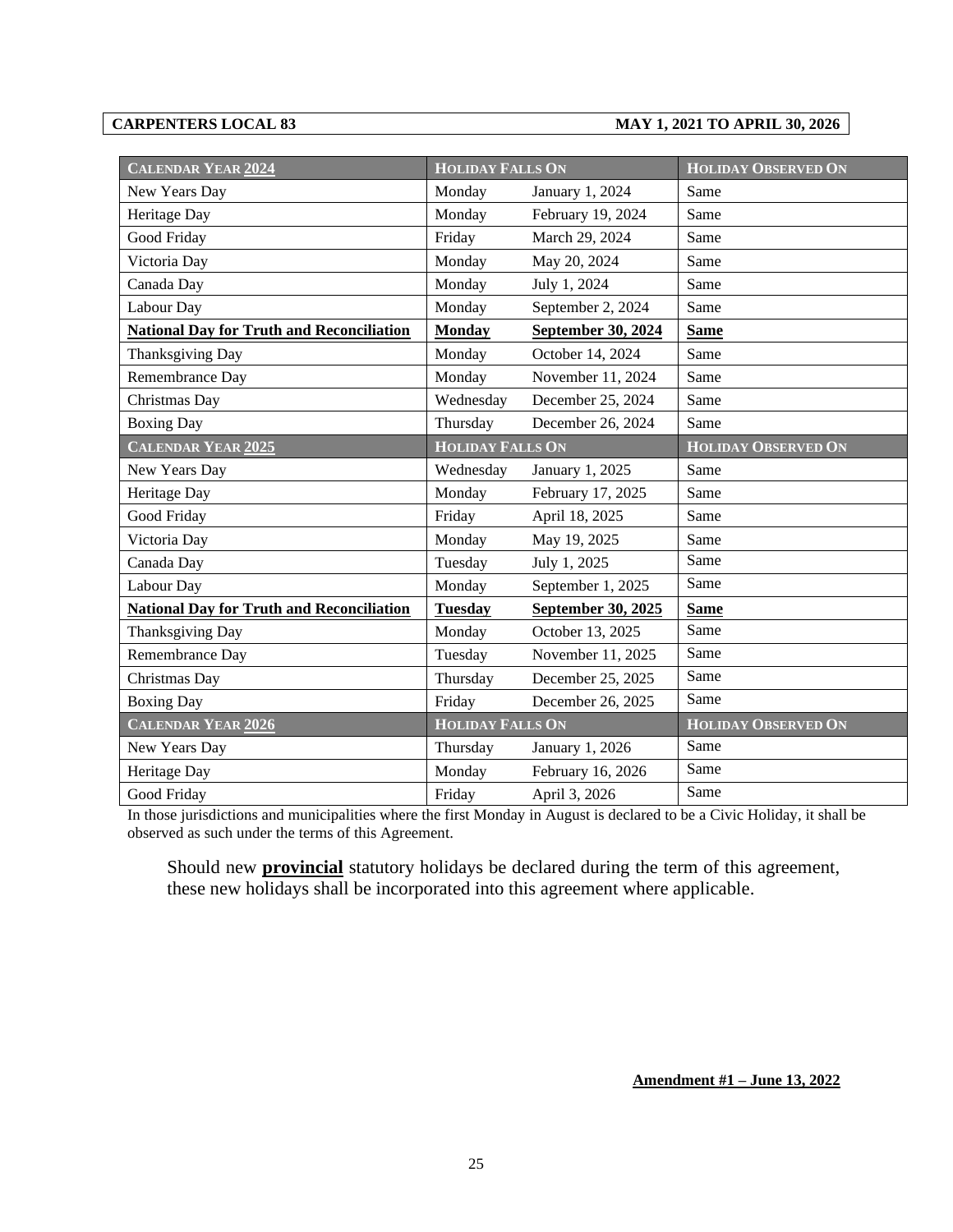| CALENDAR YEAR 2024 | HOLIDAY FALLS ON | | HOLIDAY OBSERVED ON |
|---|---|---|---|
| New Years Day | Monday | January 1, 2024 | Same |
| Heritage Day | Monday | February 19, 2024 | Same |
| Good Friday | Friday | March 29, 2024 | Same |
| Victoria Day | Monday | May 20, 2024 | Same |
| Canada Day | Monday | July 1, 2024 | Same |
| Labour Day | Monday | September 2, 2024 | Same |
| **National Day for Truth and Reconciliation** | **Monday** | **September 30, 2024** | **Same** |
| Thanksgiving Day | Monday | October 14, 2024 | Same |
| Remembrance Day | Monday | November 11, 2024 | Same |
| Christmas Day | Wednesday | December 25, 2024 | Same |
| Boxing Day | Thursday | December 26, 2024 | Same |
| **CALENDAR YEAR 2025** | **HOLIDAY FALLS ON** | | **HOLIDAY OBSERVED ON** |
| New Years Day | Wednesday | January 1, 2025 | Same |
| Heritage Day | Monday | February 17, 2025 | Same |
| Good Friday | Friday | April 18, 2025 | Same |
| Victoria Day | Monday | May 19, 2025 | Same |
| Canada Day | Tuesday | July 1, 2025 | Same |
| Labour Day | Monday | September 1, 2025 | Same |
| **National Day for Truth and Reconciliation** | **Tuesday** | **September 30, 2025** | **Same** |
| Thanksgiving Day | Monday | October 13, 2025 | Same |
| Remembrance Day | Tuesday | November 11, 2025 | Same |
| Christmas Day | Thursday | December 25, 2025 | Same |
| Boxing Day | Friday | December 26, 2025 | Same |
| **CALENDAR YEAR 2026** | **HOLIDAY FALLS ON** | | **HOLIDAY OBSERVED ON** |
| New Years Day | Thursday | January 1, 2026 | Same |
| Heritage Day | Monday | February 16, 2026 | Same |
| Good Friday | Friday | April 3, 2026 | Same |

In those jurisdictions and municipalities where the first Monday in August is declared to be a Civic Holiday, it shall be observed as such under the terms of this Agreement.

Should new **provincial** statutory holidays be declared during the term of this agreement, these new holidays shall be incorporated into this agreement where applicable.

**Amendment #1 – June 13, 2022**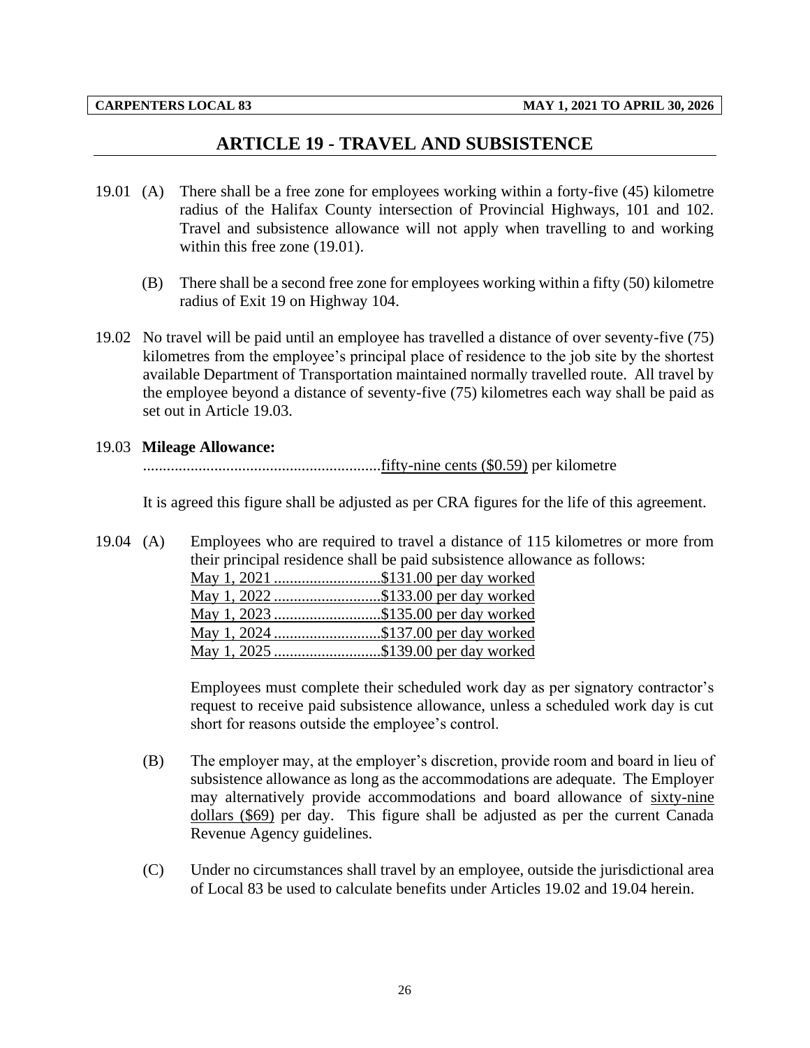# ARTICLE 19 - TRAVEL AND SUBSISTENCE

19.01 (A) There shall be a free zone for employees working within a forty-five (45) kilometre radius of the Halifax County intersection of Provincial Highways, 101 and 102. Travel and subsistence allowance will not apply when travelling to and working within this free zone (19.01).

(B) There shall be a second free zone for employees working within a fifty (50) kilometre radius of Exit 19 on Highway 104.

19.02 No travel will be paid until an employee has travelled a distance of over seventy-five (75) kilometres from the employee's principal place of residence to the job site by the shortest available Department of Transportation maintained normally travelled route. All travel by the employee beyond a distance of seventy-five (75) kilometres each way shall be paid as set out in Article 19.03.

19.03 **Mileage Allowance:**

............................................................fifty-nine cents ($0.59) per kilometre

It is agreed this figure shall be adjusted as per CRA figures for the life of this agreement.

19.04 (A) Employees who are required to travel a distance of 115 kilometres or more from their principal residence shall be paid subsistence allowance as follows:

May 1, 2021 ...........................$131.00 per day worked
May 1, 2022 ...........................$133.00 per day worked
May 1, 2023 ...........................$135.00 per day worked
May 1, 2024 ...........................$137.00 per day worked
May 1, 2025 ...........................$139.00 per day worked

Employees must complete their scheduled work day as per signatory contractor's request to receive paid subsistence allowance, unless a scheduled work day is cut short for reasons outside the employee's control.

(B) The employer may, at the employer's discretion, provide room and board in lieu of subsistence allowance as long as the accommodations are adequate. The Employer may alternatively provide accommodations and board allowance of sixty-nine dollars ($69) per day. This figure shall be adjusted as per the current Canada Revenue Agency guidelines.

(C) Under no circumstances shall travel by an employee, outside the jurisdictional area of Local 83 be used to calculate benefits under Articles 19.02 and 19.04 herein.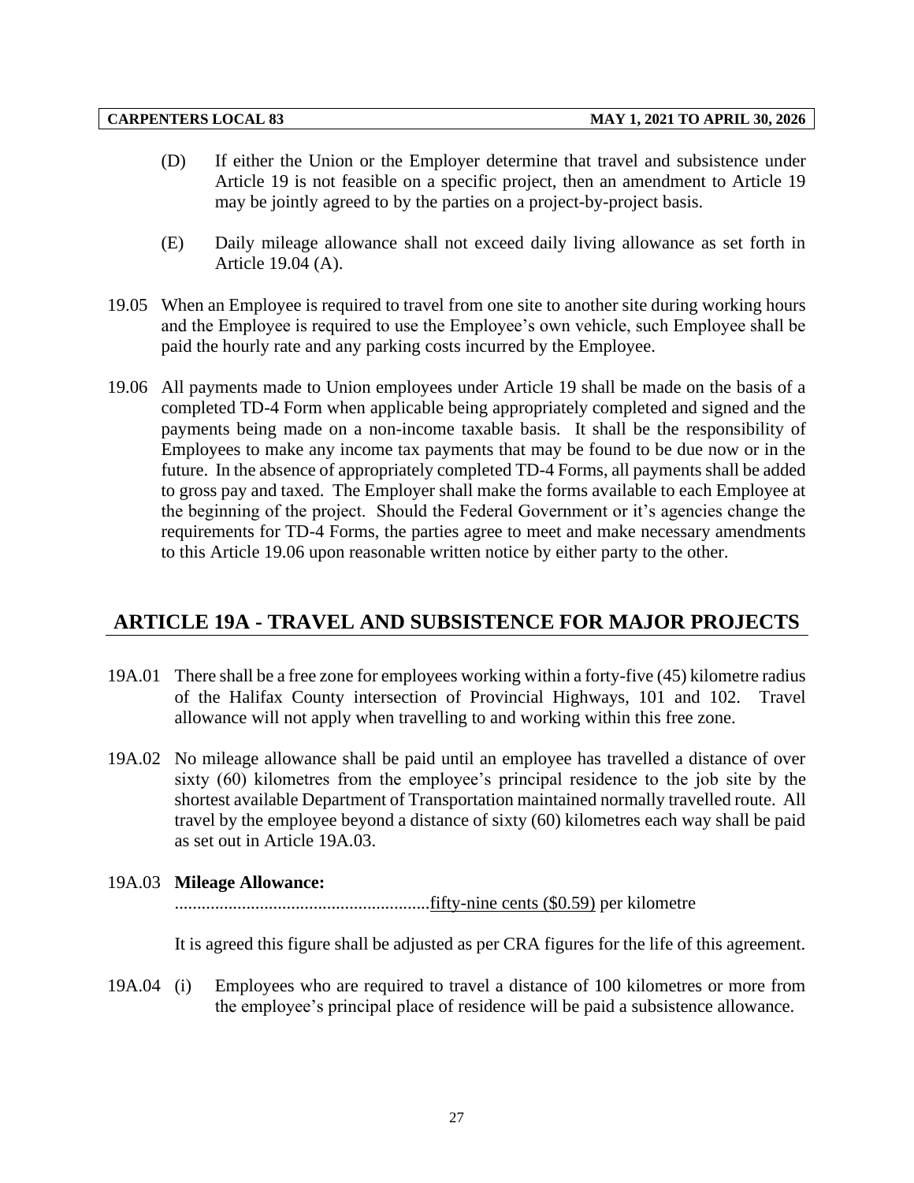(D) If either the Union or the Employer determine that travel and subsistence under Article 19 is not feasible on a specific project, then an amendment to Article 19 may be jointly agreed to by the parties on a project-by-project basis.

(E) Daily mileage allowance shall not exceed daily living allowance as set forth in Article 19.04 (A).

19.05 When an Employee is required to travel from one site to another site during working hours and the Employee is required to use the Employee's own vehicle, such Employee shall be paid the hourly rate and any parking costs incurred by the Employee.

19.06 All payments made to Union employees under Article 19 shall be made on the basis of a completed TD-4 Form when applicable being appropriately completed and signed and the payments being made on a non-income taxable basis. It shall be the responsibility of Employees to make any income tax payments that may be found to be due now or in the future. In the absence of appropriately completed TD-4 Forms, all payments shall be added to gross pay and taxed. The Employer shall make the forms available to each Employee at the beginning of the project. Should the Federal Government or it's agencies change the requirements for TD-4 Forms, the parties agree to meet and make necessary amendments to this Article 19.06 upon reasonable written notice by either party to the other.

## ARTICLE 19A - TRAVEL AND SUBSISTENCE FOR MAJOR PROJECTS

19A.01 There shall be a free zone for employees working within a forty-five (45) kilometre radius of the Halifax County intersection of Provincial Highways, 101 and 102. Travel allowance will not apply when travelling to and working within this free zone.

19A.02 No mileage allowance shall be paid until an employee has travelled a distance of over sixty (60) kilometres from the employee's principal residence to the job site by the shortest available Department of Transportation maintained normally travelled route. All travel by the employee beyond a distance of sixty (60) kilometres each way shall be paid as set out in Article 19A.03.

19A.03 **Mileage Allowance:**

........................................................fifty-nine cents ($0.59) per kilometre

It is agreed this figure shall be adjusted as per CRA figures for the life of this agreement.

19A.04 (i) Employees who are required to travel a distance of 100 kilometres or more from the employee's principal place of residence will be paid a subsistence allowance.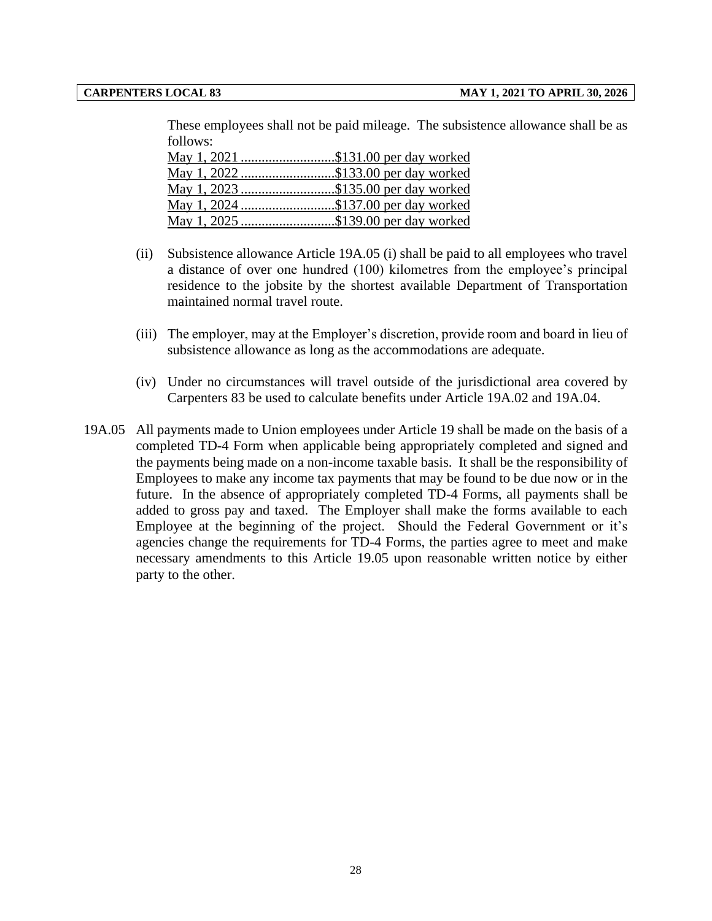These employees shall not be paid mileage. The subsistence allowance shall be as follows:

May 1, 2021 ...........................$131.00 per day worked
May 1, 2022 ...........................$133.00 per day worked
May 1, 2023 ...........................$135.00 per day worked
May 1, 2024 ...........................$137.00 per day worked
May 1, 2025 ...........................$139.00 per day worked

(ii) Subsistence allowance Article 19A.05 (i) shall be paid to all employees who travel a distance of over one hundred (100) kilometres from the employee's principal residence to the jobsite by the shortest available Department of Transportation maintained normal travel route.

(iii) The employer, may at the Employer's discretion, provide room and board in lieu of subsistence allowance as long as the accommodations are adequate.

(iv) Under no circumstances will travel outside of the jurisdictional area covered by Carpenters 83 be used to calculate benefits under Article 19A.02 and 19A.04.

19A.05 All payments made to Union employees under Article 19 shall be made on the basis of a completed TD-4 Form when applicable being appropriately completed and signed and the payments being made on a non-income taxable basis. It shall be the responsibility of Employees to make any income tax payments that may be found to be due now or in the future. In the absence of appropriately completed TD-4 Forms, all payments shall be added to gross pay and taxed. The Employer shall make the forms available to each Employee at the beginning of the project. Should the Federal Government or it's agencies change the requirements for TD-4 Forms, the parties agree to meet and make necessary amendments to this Article 19.05 upon reasonable written notice by either party to the other.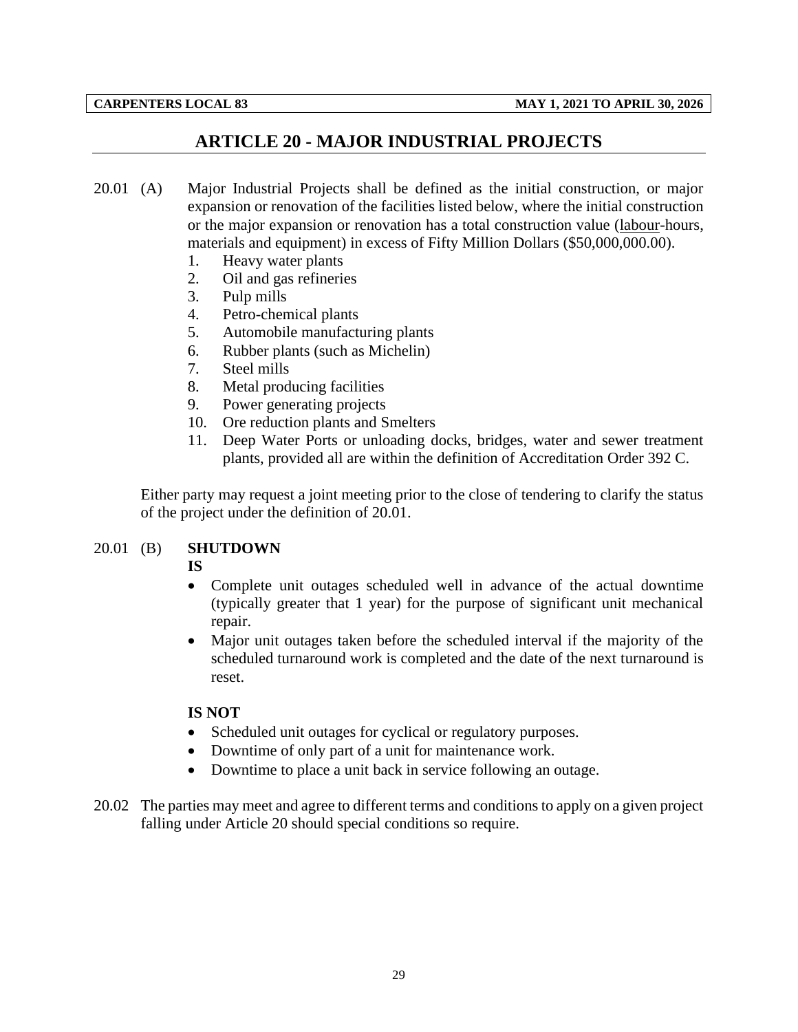## ARTICLE 20 - MAJOR INDUSTRIAL PROJECTS

20.01 (A) Major Industrial Projects shall be defined as the initial construction, or major expansion or renovation of the facilities listed below, where the initial construction or the major expansion or renovation has a total construction value (labour-hours, materials and equipment) in excess of Fifty Million Dollars ($50,000,000.00).

1. Heavy water plants
2. Oil and gas refineries
3. Pulp mills
4. Petro-chemical plants
5. Automobile manufacturing plants
6. Rubber plants (such as Michelin)
7. Steel mills
8. Metal producing facilities
9. Power generating projects
10. Ore reduction plants and Smelters
11. Deep Water Ports or unloading docks, bridges, water and sewer treatment plants, provided all are within the definition of Accreditation Order 392 C.

Either party may request a joint meeting prior to the close of tendering to clarify the status of the project under the definition of 20.01.

20.01 (B) **SHUTDOWN**

**IS**

- Complete unit outages scheduled well in advance of the actual downtime (typically greater that 1 year) for the purpose of significant unit mechanical repair.
- Major unit outages taken before the scheduled interval if the majority of the scheduled turnaround work is completed and the date of the next turnaround is reset.

**IS NOT**

- Scheduled unit outages for cyclical or regulatory purposes.
- Downtime of only part of a unit for maintenance work.
- Downtime to place a unit back in service following an outage.

20.02 The parties may meet and agree to different terms and conditions to apply on a given project falling under Article 20 should special conditions so require.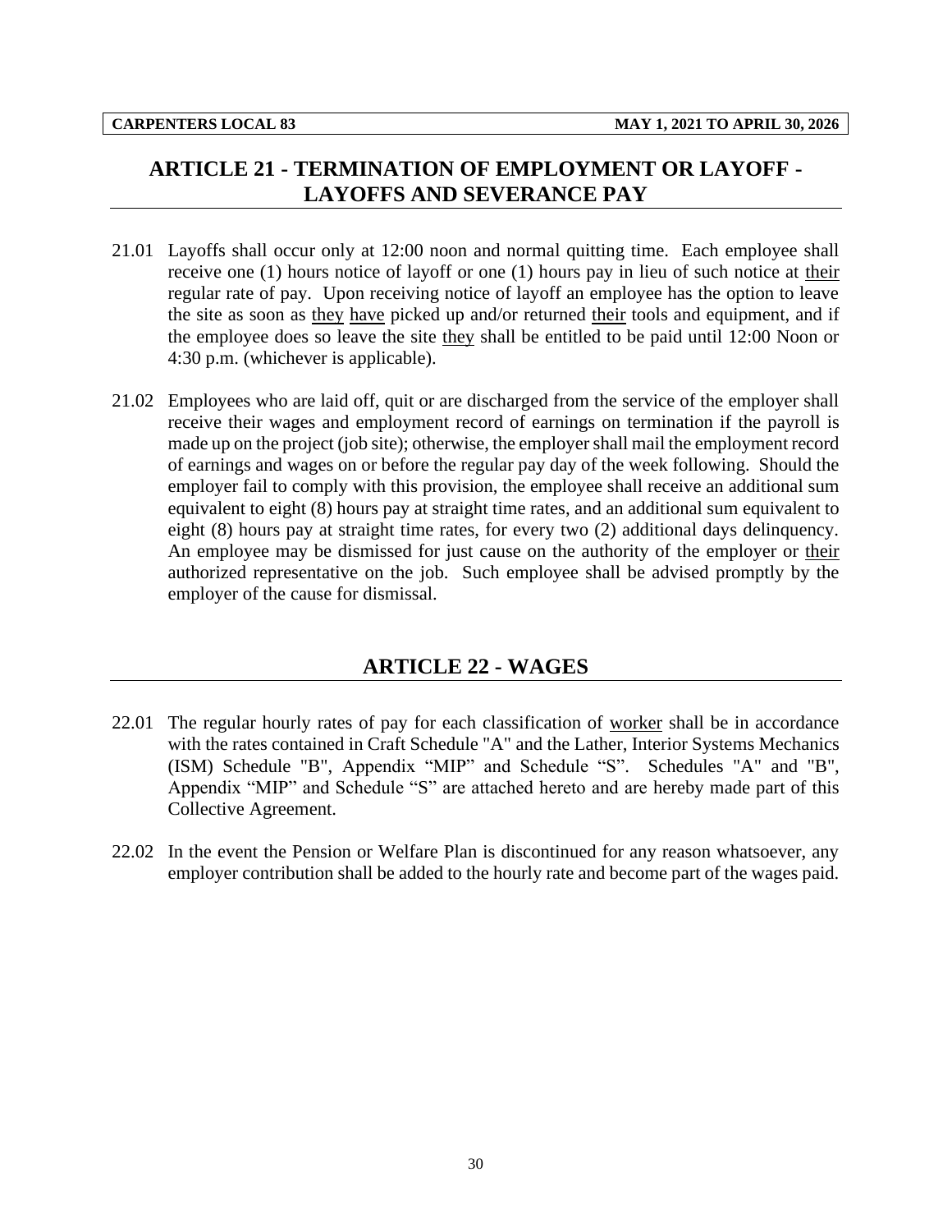## ARTICLE 21 - TERMINATION OF EMPLOYMENT OR LAYOFF - LAYOFFS AND SEVERANCE PAY

21.01 Layoffs shall occur only at 12:00 noon and normal quitting time. Each employee shall receive one (1) hours notice of layoff or one (1) hours pay in lieu of such notice at their regular rate of pay. Upon receiving notice of layoff an employee has the option to leave the site as soon as they have picked up and/or returned their tools and equipment, and if the employee does so leave the site they shall be entitled to be paid until 12:00 Noon or 4:30 p.m. (whichever is applicable).

21.02 Employees who are laid off, quit or are discharged from the service of the employer shall receive their wages and employment record of earnings on termination if the payroll is made up on the project (job site); otherwise, the employer shall mail the employment record of earnings and wages on or before the regular pay day of the week following. Should the employer fail to comply with this provision, the employee shall receive an additional sum equivalent to eight (8) hours pay at straight time rates, and an additional sum equivalent to eight (8) hours pay at straight time rates, for every two (2) additional days delinquency. An employee may be dismissed for just cause on the authority of the employer or their authorized representative on the job. Such employee shall be advised promptly by the employer of the cause for dismissal.

## ARTICLE 22 - WAGES

22.01 The regular hourly rates of pay for each classification of worker shall be in accordance with the rates contained in Craft Schedule "A" and the Lather, Interior Systems Mechanics (ISM) Schedule "B", Appendix "MIP" and Schedule "S". Schedules "A" and "B", Appendix "MIP" and Schedule "S" are attached hereto and are hereby made part of this Collective Agreement.

22.02 In the event the Pension or Welfare Plan is discontinued for any reason whatsoever, any employer contribution shall be added to the hourly rate and become part of the wages paid.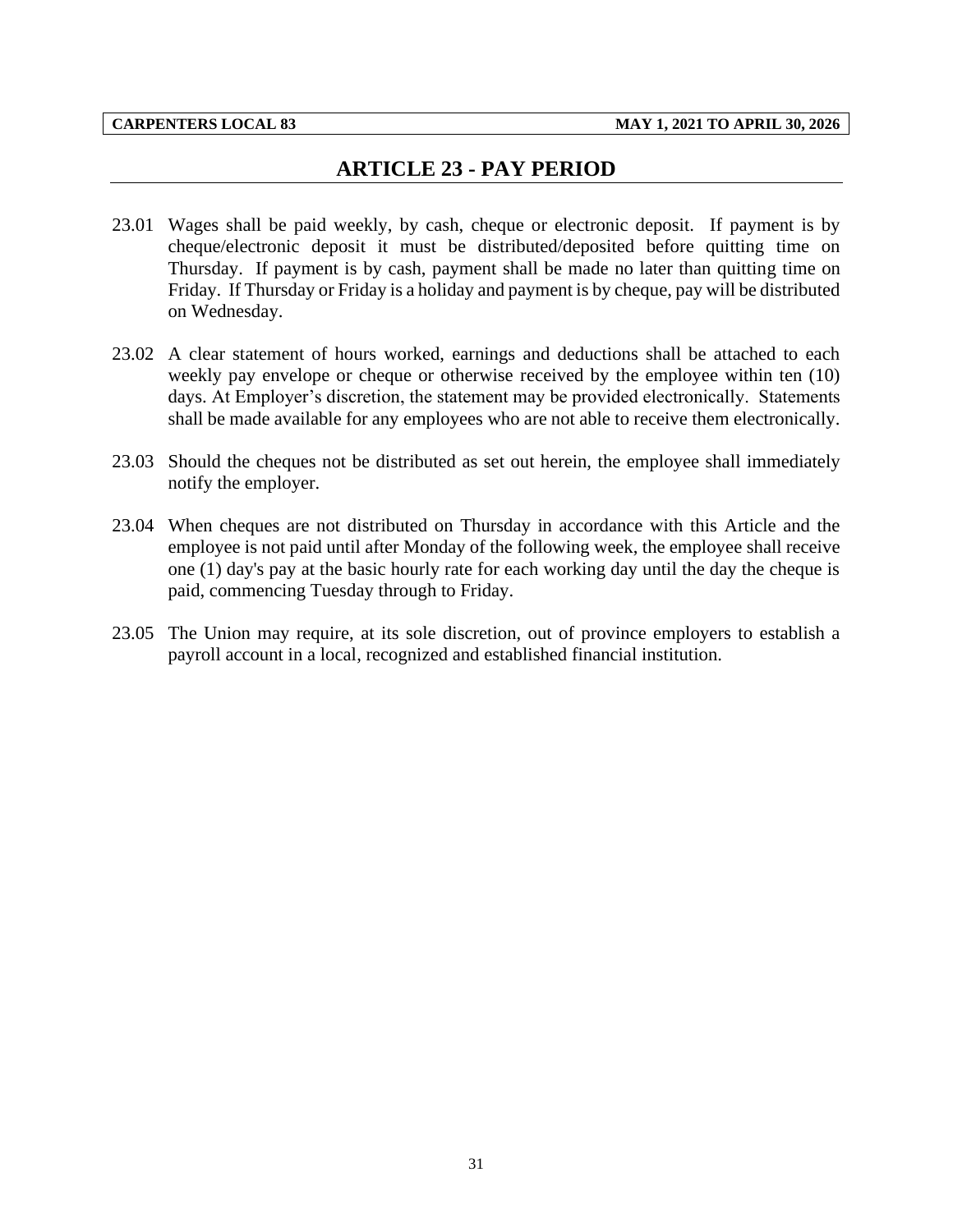# ARTICLE 23 - PAY PERIOD

23.01 Wages shall be paid weekly, by cash, cheque or electronic deposit. If payment is by cheque/electronic deposit it must be distributed/deposited before quitting time on Thursday. If payment is by cash, payment shall be made no later than quitting time on Friday. If Thursday or Friday is a holiday and payment is by cheque, pay will be distributed on Wednesday.

23.02 A clear statement of hours worked, earnings and deductions shall be attached to each weekly pay envelope or cheque or otherwise received by the employee within ten (10) days. At Employer's discretion, the statement may be provided electronically. Statements shall be made available for any employees who are not able to receive them electronically.

23.03 Should the cheques not be distributed as set out herein, the employee shall immediately notify the employer.

23.04 When cheques are not distributed on Thursday in accordance with this Article and the employee is not paid until after Monday of the following week, the employee shall receive one (1) day's pay at the basic hourly rate for each working day until the day the cheque is paid, commencing Tuesday through to Friday.

23.05 The Union may require, at its sole discretion, out of province employers to establish a payroll account in a local, recognized and established financial institution.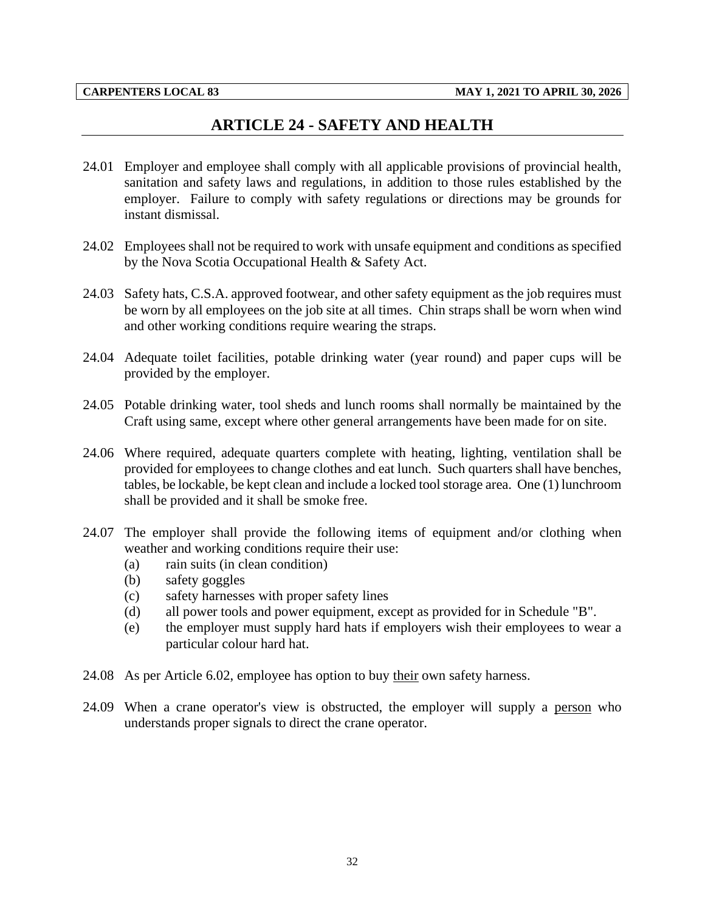# ARTICLE 24 - SAFETY AND HEALTH

24.01 Employer and employee shall comply with all applicable provisions of provincial health, sanitation and safety laws and regulations, in addition to those rules established by the employer. Failure to comply with safety regulations or directions may be grounds for instant dismissal.

24.02 Employees shall not be required to work with unsafe equipment and conditions as specified by the Nova Scotia Occupational Health & Safety Act.

24.03 Safety hats, C.S.A. approved footwear, and other safety equipment as the job requires must be worn by all employees on the job site at all times. Chin straps shall be worn when wind and other working conditions require wearing the straps.

24.04 Adequate toilet facilities, potable drinking water (year round) and paper cups will be provided by the employer.

24.05 Potable drinking water, tool sheds and lunch rooms shall normally be maintained by the Craft using same, except where other general arrangements have been made for on site.

24.06 Where required, adequate quarters complete with heating, lighting, ventilation shall be provided for employees to change clothes and eat lunch. Such quarters shall have benches, tables, be lockable, be kept clean and include a locked tool storage area. One (1) lunchroom shall be provided and it shall be smoke free.

24.07 The employer shall provide the following items of equipment and/or clothing when weather and working conditions require their use:
- (a) rain suits (in clean condition)
- (b) safety goggles
- (c) safety harnesses with proper safety lines
- (d) all power tools and power equipment, except as provided for in Schedule "B".
- (e) the employer must supply hard hats if employers wish their employees to wear a particular colour hard hat.

24.08 As per Article 6.02, employee has option to buy <u>their</u> own safety harness.

24.09 When a crane operator's view is obstructed, the employer will supply a <u>person</u> who understands proper signals to direct the crane operator.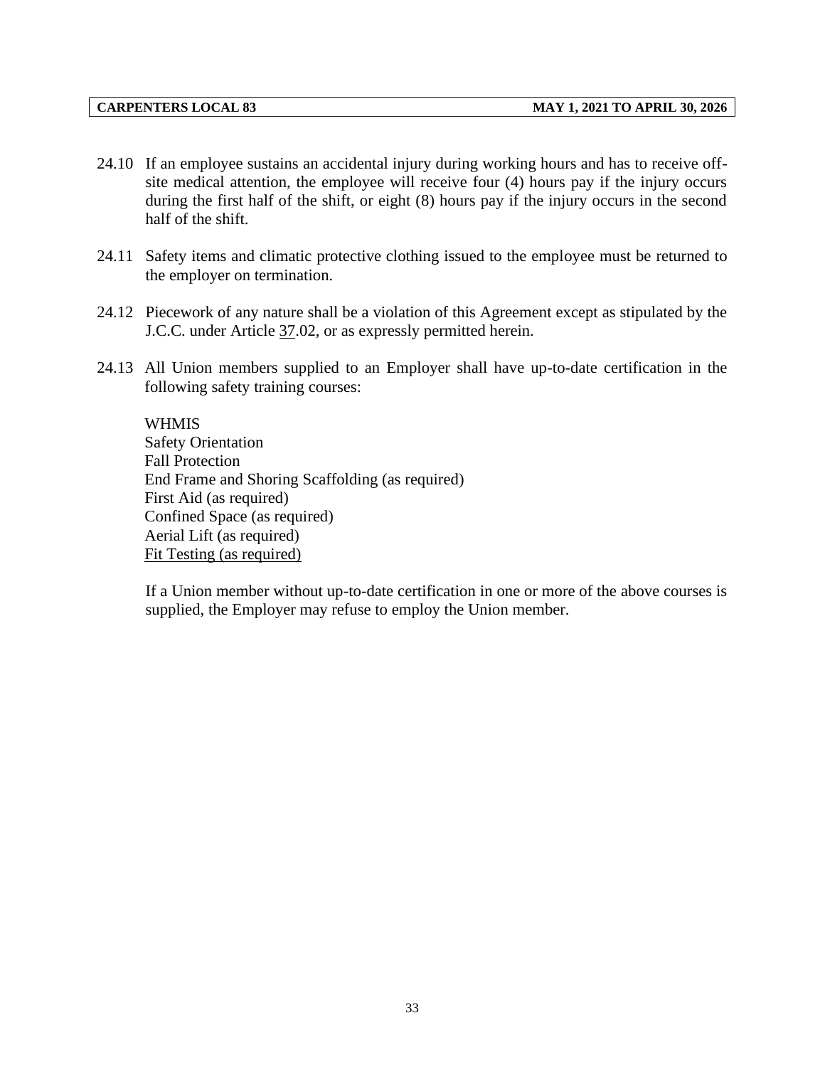24.10 If an employee sustains an accidental injury during working hours and has to receive off-site medical attention, the employee will receive four (4) hours pay if the injury occurs during the first half of the shift, or eight (8) hours pay if the injury occurs in the second half of the shift.

24.11 Safety items and climatic protective clothing issued to the employee must be returned to the employer on termination.

24.12 Piecework of any nature shall be a violation of this Agreement except as stipulated by the J.C.C. under Article 37.02, or as expressly permitted herein.

24.13 All Union members supplied to an Employer shall have up-to-date certification in the following safety training courses:

WHMIS
Safety Orientation
Fall Protection
End Frame and Shoring Scaffolding (as required)
First Aid (as required)
Confined Space (as required)
Aerial Lift (as required)
Fit Testing (as required)

If a Union member without up-to-date certification in one or more of the above courses is supplied, the Employer may refuse to employ the Union member.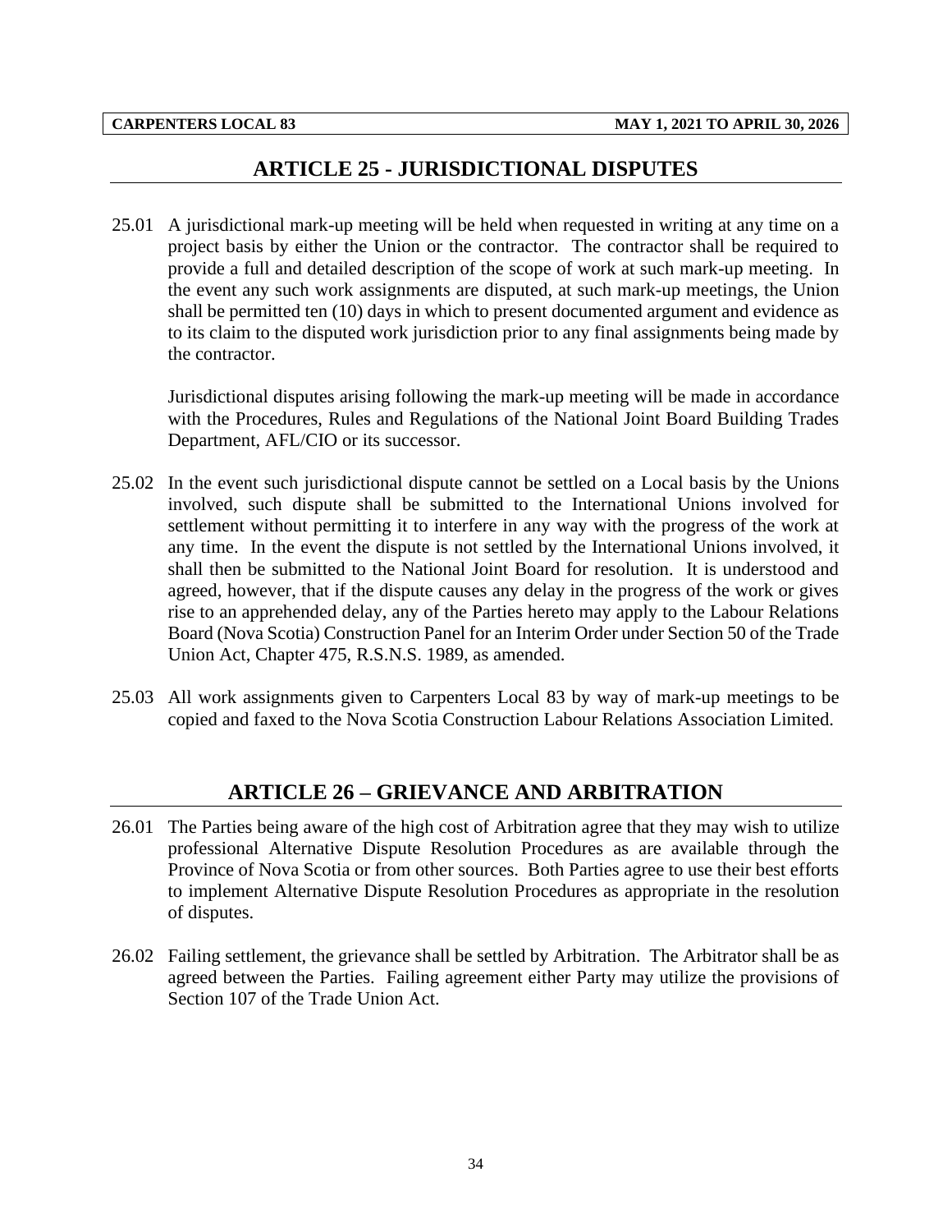## ARTICLE 25 - JURISDICTIONAL DISPUTES

25.01 A jurisdictional mark-up meeting will be held when requested in writing at any time on a project basis by either the Union or the contractor. The contractor shall be required to provide a full and detailed description of the scope of work at such mark-up meeting. In the event any such work assignments are disputed, at such mark-up meetings, the Union shall be permitted ten (10) days in which to present documented argument and evidence as to its claim to the disputed work jurisdiction prior to any final assignments being made by the contractor.

Jurisdictional disputes arising following the mark-up meeting will be made in accordance with the Procedures, Rules and Regulations of the National Joint Board Building Trades Department, AFL/CIO or its successor.

25.02 In the event such jurisdictional dispute cannot be settled on a Local basis by the Unions involved, such dispute shall be submitted to the International Unions involved for settlement without permitting it to interfere in any way with the progress of the work at any time. In the event the dispute is not settled by the International Unions involved, it shall then be submitted to the National Joint Board for resolution. It is understood and agreed, however, that if the dispute causes any delay in the progress of the work or gives rise to an apprehended delay, any of the Parties hereto may apply to the Labour Relations Board (Nova Scotia) Construction Panel for an Interim Order under Section 50 of the Trade Union Act, Chapter 475, R.S.N.S. 1989, as amended.

25.03 All work assignments given to Carpenters Local 83 by way of mark-up meetings to be copied and faxed to the Nova Scotia Construction Labour Relations Association Limited.

## ARTICLE 26 – GRIEVANCE AND ARBITRATION

26.01 The Parties being aware of the high cost of Arbitration agree that they may wish to utilize professional Alternative Dispute Resolution Procedures as are available through the Province of Nova Scotia or from other sources. Both Parties agree to use their best efforts to implement Alternative Dispute Resolution Procedures as appropriate in the resolution of disputes.

26.02 Failing settlement, the grievance shall be settled by Arbitration. The Arbitrator shall be as agreed between the Parties. Failing agreement either Party may utilize the provisions of Section 107 of the Trade Union Act.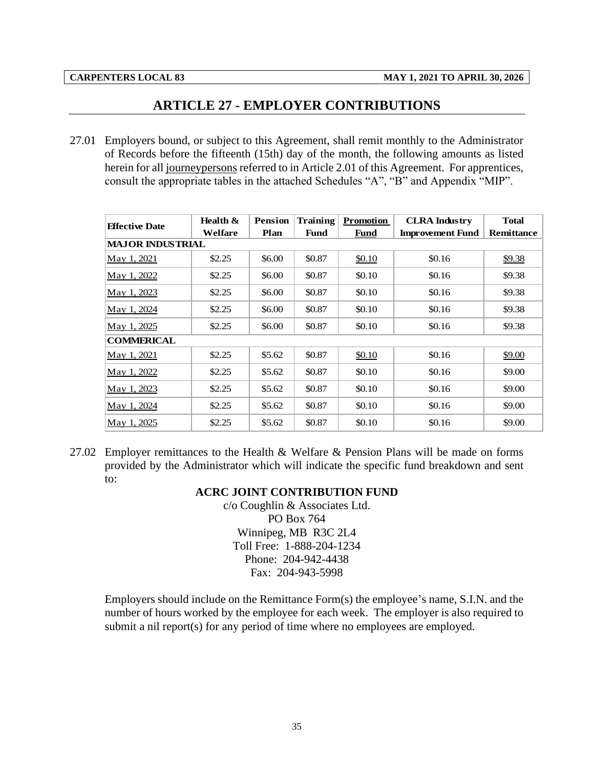# ARTICLE 27 - EMPLOYER CONTRIBUTIONS

27.01 Employers bound, or subject to this Agreement, shall remit monthly to the Administrator of Records before the fifteenth (15th) day of the month, the following amounts as listed herein for all journeypersons referred to in Article 2.01 of this Agreement. For apprentices, consult the appropriate tables in the attached Schedules "A", "B" and Appendix "MIP".

| Effective Date | Health & Welfare | Pension Plan | Training Fund | Promotion Fund | CLRA Industry Improvement Fund | Total Remittance |
|---|---|---|---|---|---|---|
| **MAJOR INDUSTRIAL** | | | | | | |
| May 1, 2021 | $2.25 | $6.00 | $0.87 | $0.10 | $0.16 | $9.38 |
| May 1, 2022 | $2.25 | $6.00 | $0.87 | $0.10 | $0.16 | $9.38 |
| May 1, 2023 | $2.25 | $6.00 | $0.87 | $0.10 | $0.16 | $9.38 |
| May 1, 2024 | $2.25 | $6.00 | $0.87 | $0.10 | $0.16 | $9.38 |
| May 1, 2025 | $2.25 | $6.00 | $0.87 | $0.10 | $0.16 | $9.38 |
| **COMMERICAL** | | | | | | |
| May 1, 2021 | $2.25 | $5.62 | $0.87 | $0.10 | $0.16 | $9.00 |
| May 1, 2022 | $2.25 | $5.62 | $0.87 | $0.10 | $0.16 | $9.00 |
| May 1, 2023 | $2.25 | $5.62 | $0.87 | $0.10 | $0.16 | $9.00 |
| May 1, 2024 | $2.25 | $5.62 | $0.87 | $0.10 | $0.16 | $9.00 |
| May 1, 2025 | $2.25 | $5.62 | $0.87 | $0.10 | $0.16 | $9.00 |

27.02 Employer remittances to the Health & Welfare & Pension Plans will be made on forms provided by the Administrator which will indicate the specific fund breakdown and sent to:

**ACRC JOINT CONTRIBUTION FUND**
c/o Coughlin & Associates Ltd.
PO Box 764
Winnipeg, MB R3C 2L4
Toll Free: 1-888-204-1234
Phone: 204-942-4438
Fax: 204-943-5998

Employers should include on the Remittance Form(s) the employee's name, S.I.N. and the number of hours worked by the employee for each week. The employer is also required to submit a nil report(s) for any period of time where no employees are employed.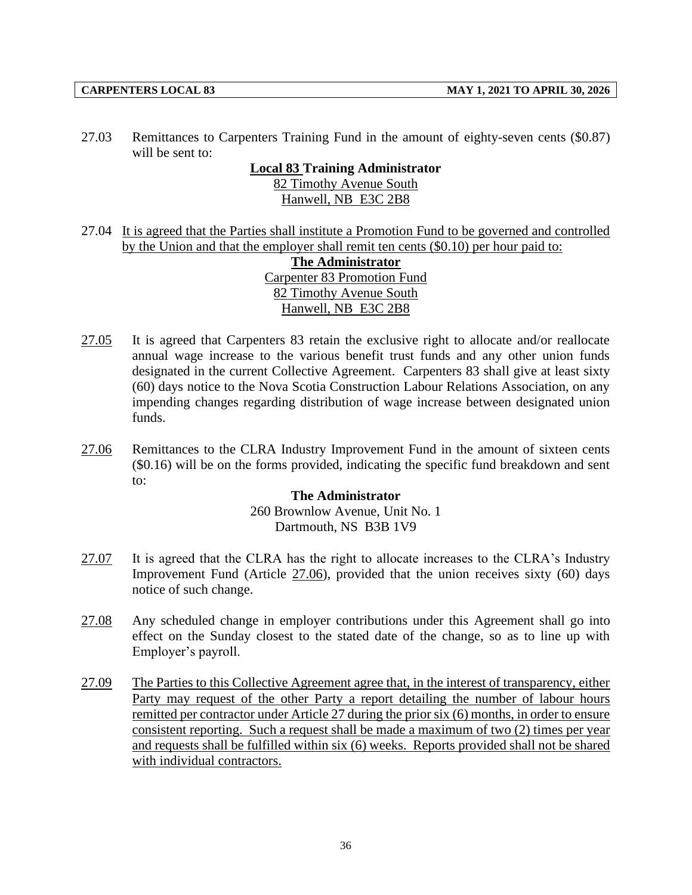27.03 Remittances to Carpenters Training Fund in the amount of eighty-seven cents ($0.87) will be sent to:

**Local 83 Training Administrator**
82 Timothy Avenue South
Hanwell, NB E3C 2B8

27.04 It is agreed that the Parties shall institute a Promotion Fund to be governed and controlled by the Union and that the employer shall remit ten cents ($0.10) per hour paid to:

**The Administrator**
Carpenter 83 Promotion Fund
82 Timothy Avenue South
Hanwell, NB E3C 2B8

27.05 It is agreed that Carpenters 83 retain the exclusive right to allocate and/or reallocate annual wage increase to the various benefit trust funds and any other union funds designated in the current Collective Agreement. Carpenters 83 shall give at least sixty (60) days notice to the Nova Scotia Construction Labour Relations Association, on any impending changes regarding distribution of wage increase between designated union funds.

27.06 Remittances to the CLRA Industry Improvement Fund in the amount of sixteen cents ($0.16) will be on the forms provided, indicating the specific fund breakdown and sent to:

**The Administrator**
260 Brownlow Avenue, Unit No. 1
Dartmouth, NS B3B 1V9

27.07 It is agreed that the CLRA has the right to allocate increases to the CLRA's Industry Improvement Fund (Article 27.06), provided that the union receives sixty (60) days notice of such change.

27.08 Any scheduled change in employer contributions under this Agreement shall go into effect on the Sunday closest to the stated date of the change, so as to line up with Employer's payroll.

27.09 The Parties to this Collective Agreement agree that, in the interest of transparency, either Party may request of the other Party a report detailing the number of labour hours remitted per contractor under Article 27 during the prior six (6) months, in order to ensure consistent reporting. Such a request shall be made a maximum of two (2) times per year and requests shall be fulfilled within six (6) weeks. Reports provided shall not be shared with individual contractors.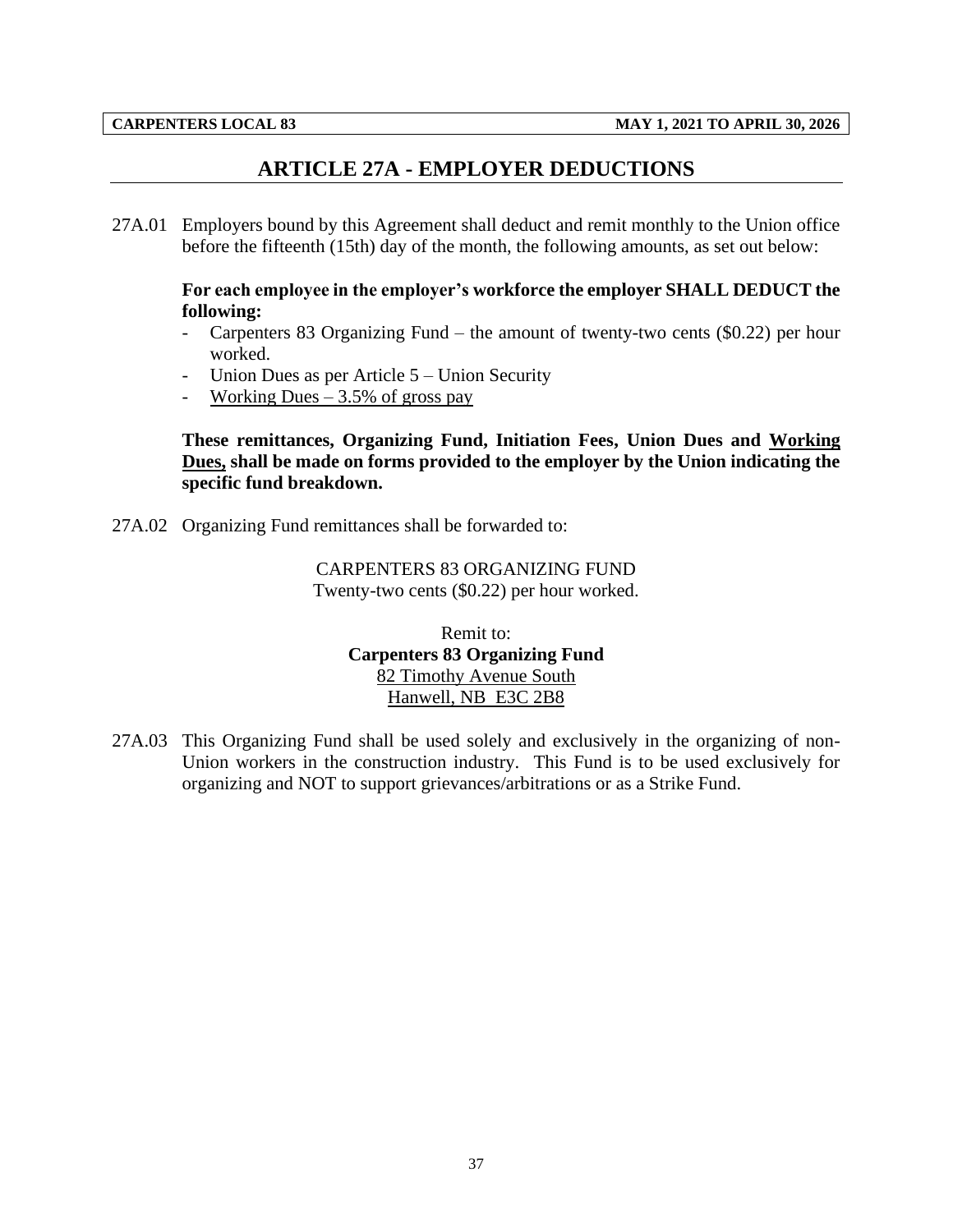# ARTICLE 27A - EMPLOYER DEDUCTIONS

27A.01 Employers bound by this Agreement shall deduct and remit monthly to the Union office before the fifteenth (15th) day of the month, the following amounts, as set out below:

**For each employee in the employer's workforce the employer SHALL DEDUCT the following:**

- Carpenters 83 Organizing Fund – the amount of twenty-two cents ($0.22) per hour worked.
- Union Dues as per Article 5 – Union Security
- <u>Working Dues – 3.5% of gross pay</u>

**These remittances, Organizing Fund, Initiation Fees, Union Dues and <u>Working Dues,</u> shall be made on forms provided to the employer by the Union indicating the specific fund breakdown.**

27A.02 Organizing Fund remittances shall be forwarded to:

CARPENTERS 83 ORGANIZING FUND
Twenty-two cents ($0.22) per hour worked.

Remit to:
**Carpenters 83 Organizing Fund**
<u>82 Timothy Avenue South</u>
<u>Hanwell, NB E3C 2B8</u>

27A.03 This Organizing Fund shall be used solely and exclusively in the organizing of non-Union workers in the construction industry. This Fund is to be used exclusively for organizing and NOT to support grievances/arbitrations or as a Strike Fund.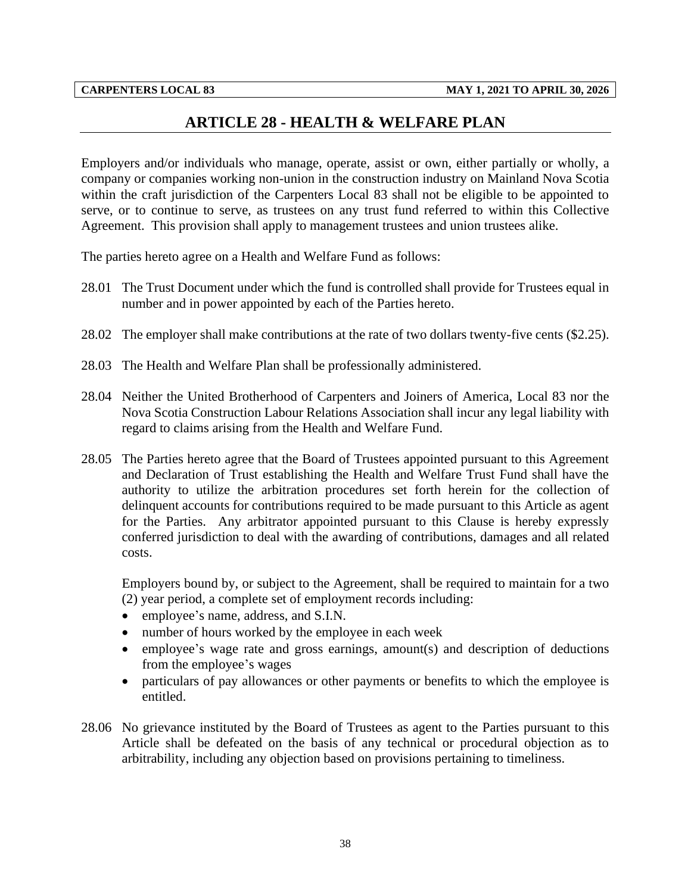# ARTICLE 28 - HEALTH & WELFARE PLAN

Employers and/or individuals who manage, operate, assist or own, either partially or wholly, a company or companies working non-union in the construction industry on Mainland Nova Scotia within the craft jurisdiction of the Carpenters Local 83 shall not be eligible to be appointed to serve, or to continue to serve, as trustees on any trust fund referred to within this Collective Agreement. This provision shall apply to management trustees and union trustees alike.

The parties hereto agree on a Health and Welfare Fund as follows:

28.01 The Trust Document under which the fund is controlled shall provide for Trustees equal in number and in power appointed by each of the Parties hereto.

28.02 The employer shall make contributions at the rate of two dollars twenty-five cents ($2.25).

28.03 The Health and Welfare Plan shall be professionally administered.

28.04 Neither the United Brotherhood of Carpenters and Joiners of America, Local 83 nor the Nova Scotia Construction Labour Relations Association shall incur any legal liability with regard to claims arising from the Health and Welfare Fund.

28.05 The Parties hereto agree that the Board of Trustees appointed pursuant to this Agreement and Declaration of Trust establishing the Health and Welfare Trust Fund shall have the authority to utilize the arbitration procedures set forth herein for the collection of delinquent accounts for contributions required to be made pursuant to this Article as agent for the Parties. Any arbitrator appointed pursuant to this Clause is hereby expressly conferred jurisdiction to deal with the awarding of contributions, damages and all related costs.

Employers bound by, or subject to the Agreement, shall be required to maintain for a two (2) year period, a complete set of employment records including:

- employee's name, address, and S.I.N.
- number of hours worked by the employee in each week
- employee's wage rate and gross earnings, amount(s) and description of deductions from the employee's wages
- particulars of pay allowances or other payments or benefits to which the employee is entitled.

28.06 No grievance instituted by the Board of Trustees as agent to the Parties pursuant to this Article shall be defeated on the basis of any technical or procedural objection as to arbitrability, including any objection based on provisions pertaining to timeliness.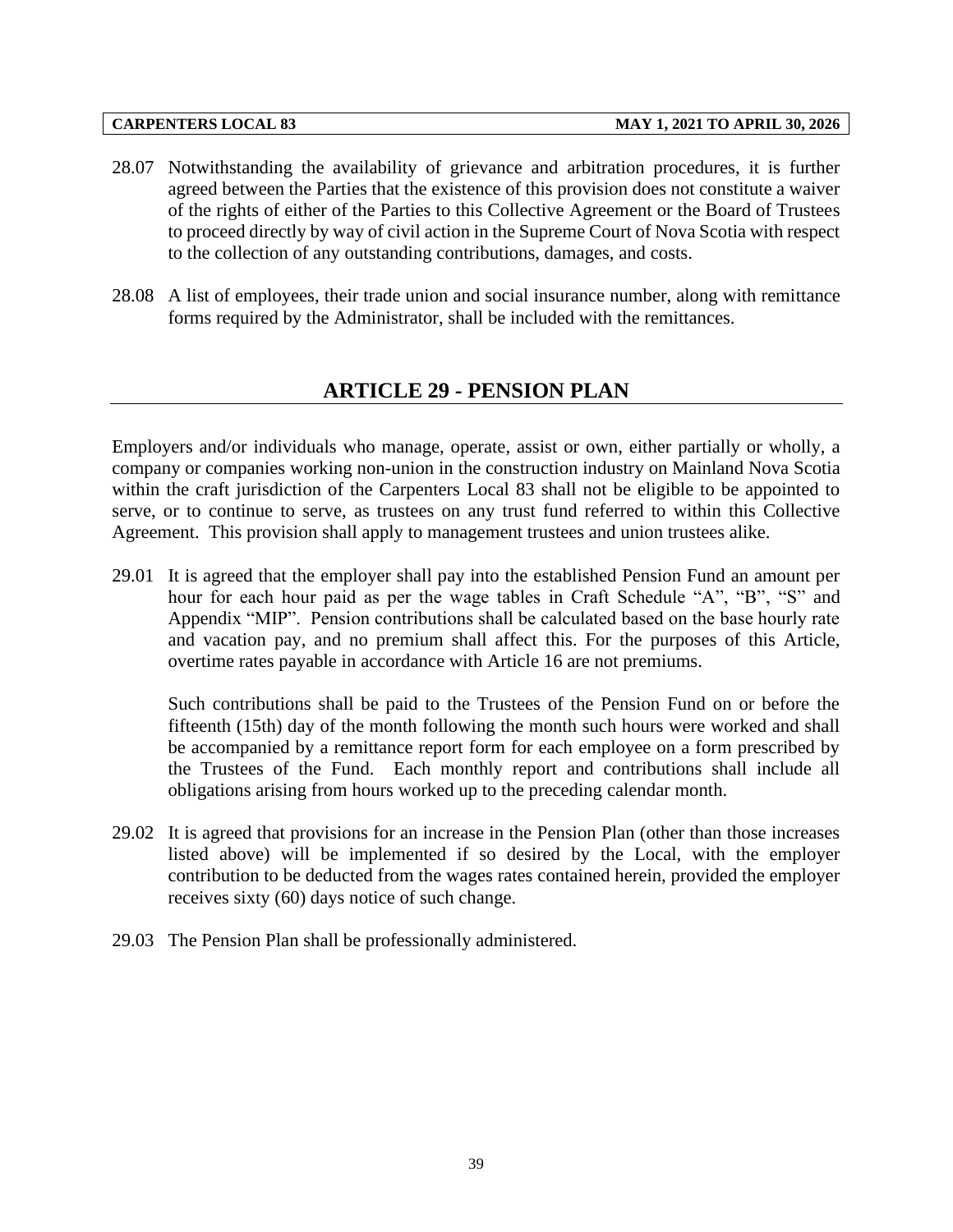28.07 Notwithstanding the availability of grievance and arbitration procedures, it is further agreed between the Parties that the existence of this provision does not constitute a waiver of the rights of either of the Parties to this Collective Agreement or the Board of Trustees to proceed directly by way of civil action in the Supreme Court of Nova Scotia with respect to the collection of any outstanding contributions, damages, and costs.

28.08 A list of employees, their trade union and social insurance number, along with remittance forms required by the Administrator, shall be included with the remittances.

## ARTICLE 29 - PENSION PLAN

Employers and/or individuals who manage, operate, assist or own, either partially or wholly, a company or companies working non-union in the construction industry on Mainland Nova Scotia within the craft jurisdiction of the Carpenters Local 83 shall not be eligible to be appointed to serve, or to continue to serve, as trustees on any trust fund referred to within this Collective Agreement. This provision shall apply to management trustees and union trustees alike.

29.01 It is agreed that the employer shall pay into the established Pension Fund an amount per hour for each hour paid as per the wage tables in Craft Schedule "A", "B", "S" and Appendix "MIP". Pension contributions shall be calculated based on the base hourly rate and vacation pay, and no premium shall affect this. For the purposes of this Article, overtime rates payable in accordance with Article 16 are not premiums.

Such contributions shall be paid to the Trustees of the Pension Fund on or before the fifteenth (15th) day of the month following the month such hours were worked and shall be accompanied by a remittance report form for each employee on a form prescribed by the Trustees of the Fund. Each monthly report and contributions shall include all obligations arising from hours worked up to the preceding calendar month.

29.02 It is agreed that provisions for an increase in the Pension Plan (other than those increases listed above) will be implemented if so desired by the Local, with the employer contribution to be deducted from the wages rates contained herein, provided the employer receives sixty (60) days notice of such change.

29.03 The Pension Plan shall be professionally administered.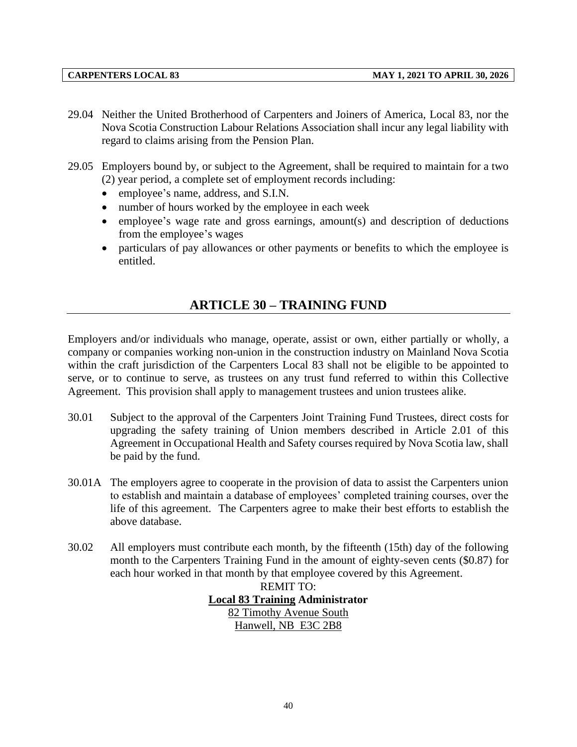29.04 Neither the United Brotherhood of Carpenters and Joiners of America, Local 83, nor the Nova Scotia Construction Labour Relations Association shall incur any legal liability with regard to claims arising from the Pension Plan.

29.05 Employers bound by, or subject to the Agreement, shall be required to maintain for a two (2) year period, a complete set of employment records including:

- employee's name, address, and S.I.N.
- number of hours worked by the employee in each week
- employee's wage rate and gross earnings, amount(s) and description of deductions from the employee's wages
- particulars of pay allowances or other payments or benefits to which the employee is entitled.

## ARTICLE 30 – TRAINING FUND

Employers and/or individuals who manage, operate, assist or own, either partially or wholly, a company or companies working non-union in the construction industry on Mainland Nova Scotia within the craft jurisdiction of the Carpenters Local 83 shall not be eligible to be appointed to serve, or to continue to serve, as trustees on any trust fund referred to within this Collective Agreement. This provision shall apply to management trustees and union trustees alike.

30.01 Subject to the approval of the Carpenters Joint Training Fund Trustees, direct costs for upgrading the safety training of Union members described in Article 2.01 of this Agreement in Occupational Health and Safety courses required by Nova Scotia law, shall be paid by the fund.

30.01A The employers agree to cooperate in the provision of data to assist the Carpenters union to establish and maintain a database of employees' completed training courses, over the life of this agreement. The Carpenters agree to make their best efforts to establish the above database.

30.02 All employers must contribute each month, by the fifteenth (15th) day of the following month to the Carpenters Training Fund in the amount of eighty-seven cents ($0.87) for each hour worked in that month by that employee covered by this Agreement.

REMIT TO:
**Local 83 Training Administrator**
82 Timothy Avenue South
Hanwell, NB E3C 2B8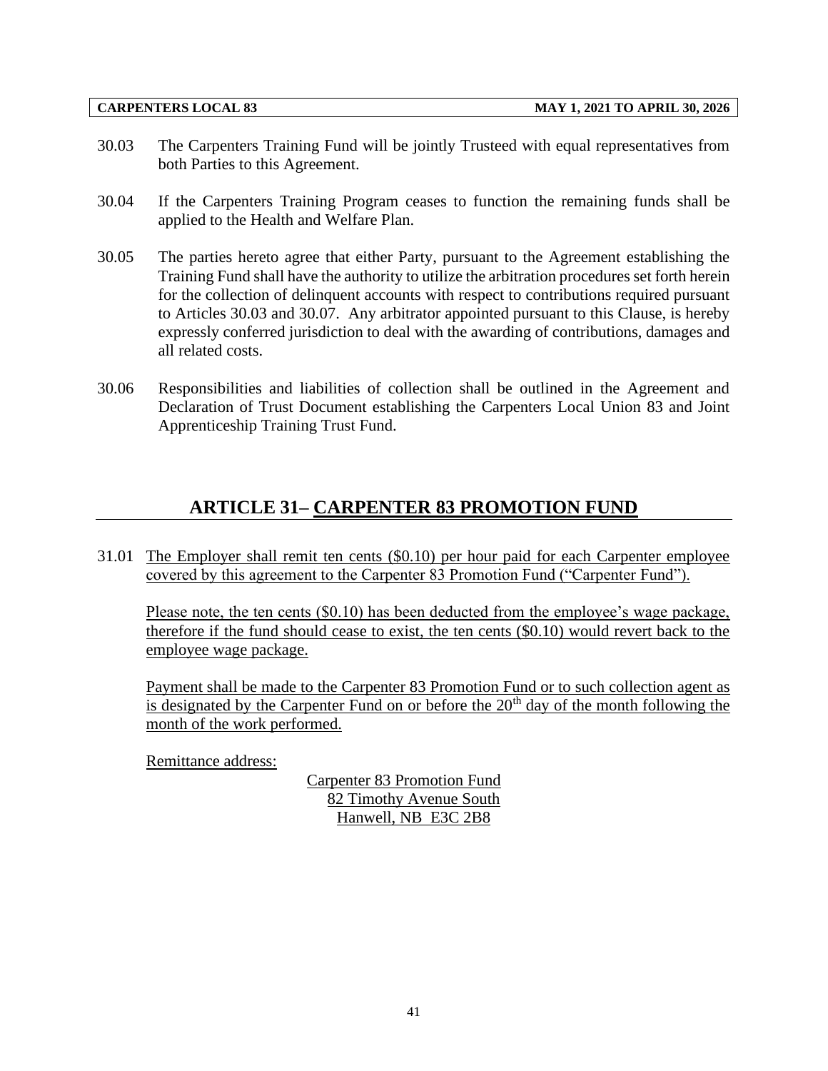30.03 The Carpenters Training Fund will be jointly Trusteed with equal representatives from both Parties to this Agreement.

30.04 If the Carpenters Training Program ceases to function the remaining funds shall be applied to the Health and Welfare Plan.

30.05 The parties hereto agree that either Party, pursuant to the Agreement establishing the Training Fund shall have the authority to utilize the arbitration procedures set forth herein for the collection of delinquent accounts with respect to contributions required pursuant to Articles 30.03 and 30.07. Any arbitrator appointed pursuant to this Clause, is hereby expressly conferred jurisdiction to deal with the awarding of contributions, damages and all related costs.

30.06 Responsibilities and liabilities of collection shall be outlined in the Agreement and Declaration of Trust Document establishing the Carpenters Local Union 83 and Joint Apprenticeship Training Trust Fund.

## ARTICLE 31– CARPENTER 83 PROMOTION FUND

31.01 The Employer shall remit ten cents ($0.10) per hour paid for each Carpenter employee covered by this agreement to the Carpenter 83 Promotion Fund ("Carpenter Fund").

Please note, the ten cents ($0.10) has been deducted from the employee's wage package, therefore if the fund should cease to exist, the ten cents ($0.10) would revert back to the employee wage package.

Payment shall be made to the Carpenter 83 Promotion Fund or to such collection agent as is designated by the Carpenter Fund on or before the 20th day of the month following the month of the work performed.

Remittance address:

Carpenter 83 Promotion Fund
82 Timothy Avenue South
Hanwell, NB E3C 2B8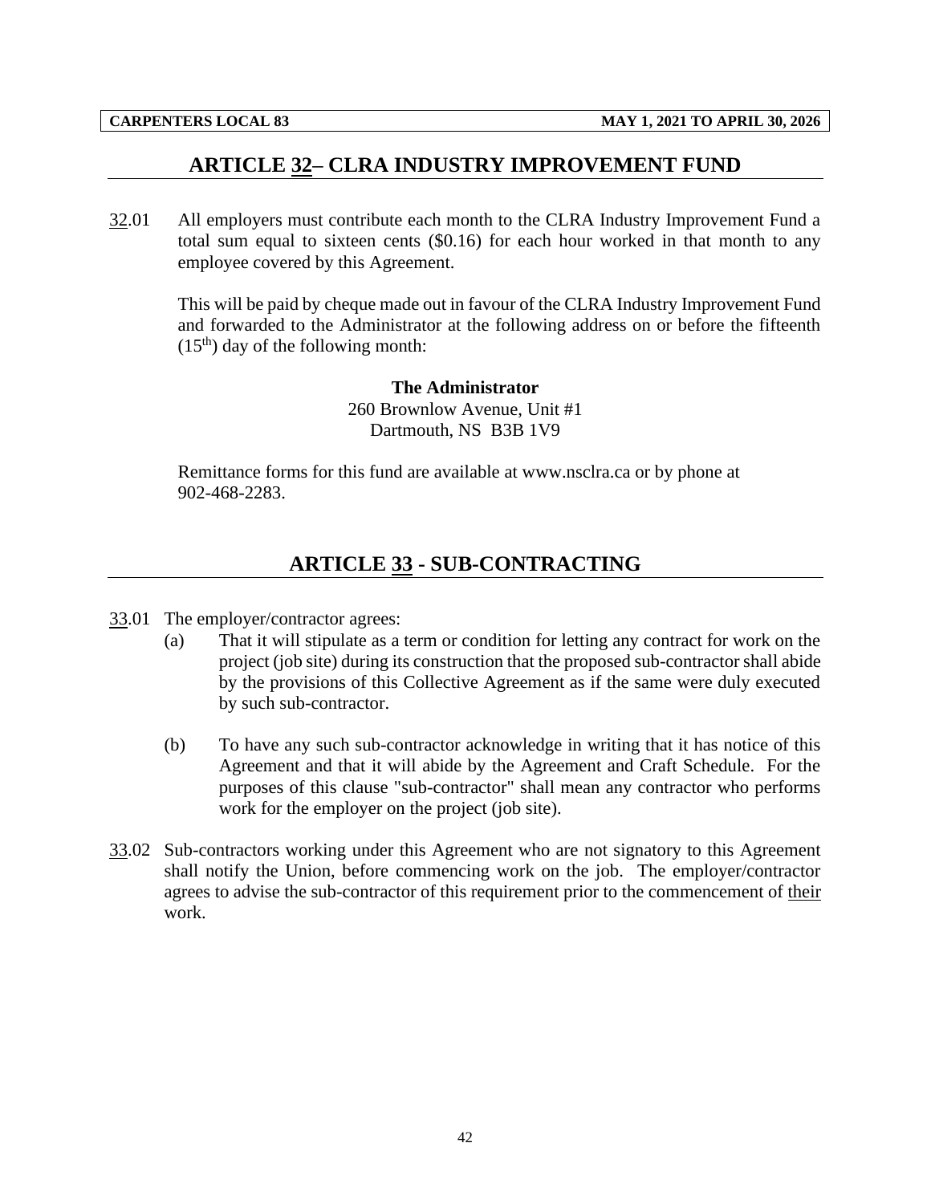## ARTICLE 32– CLRA INDUSTRY IMPROVEMENT FUND

32.01 All employers must contribute each month to the CLRA Industry Improvement Fund a total sum equal to sixteen cents ($0.16) for each hour worked in that month to any employee covered by this Agreement.

This will be paid by cheque made out in favour of the CLRA Industry Improvement Fund and forwarded to the Administrator at the following address on or before the fifteenth (15th) day of the following month:

**The Administrator**
260 Brownlow Avenue, Unit #1
Dartmouth, NS B3B 1V9

Remittance forms for this fund are available at www.nsclra.ca or by phone at 902-468-2283.

## ARTICLE 33 - SUB-CONTRACTING

33.01 The employer/contractor agrees:

(a) That it will stipulate as a term or condition for letting any contract for work on the project (job site) during its construction that the proposed sub-contractor shall abide by the provisions of this Collective Agreement as if the same were duly executed by such sub-contractor.

(b) To have any such sub-contractor acknowledge in writing that it has notice of this Agreement and that it will abide by the Agreement and Craft Schedule. For the purposes of this clause "sub-contractor" shall mean any contractor who performs work for the employer on the project (job site).

33.02 Sub-contractors working under this Agreement who are not signatory to this Agreement shall notify the Union, before commencing work on the job. The employer/contractor agrees to advise the sub-contractor of this requirement prior to the commencement of their work.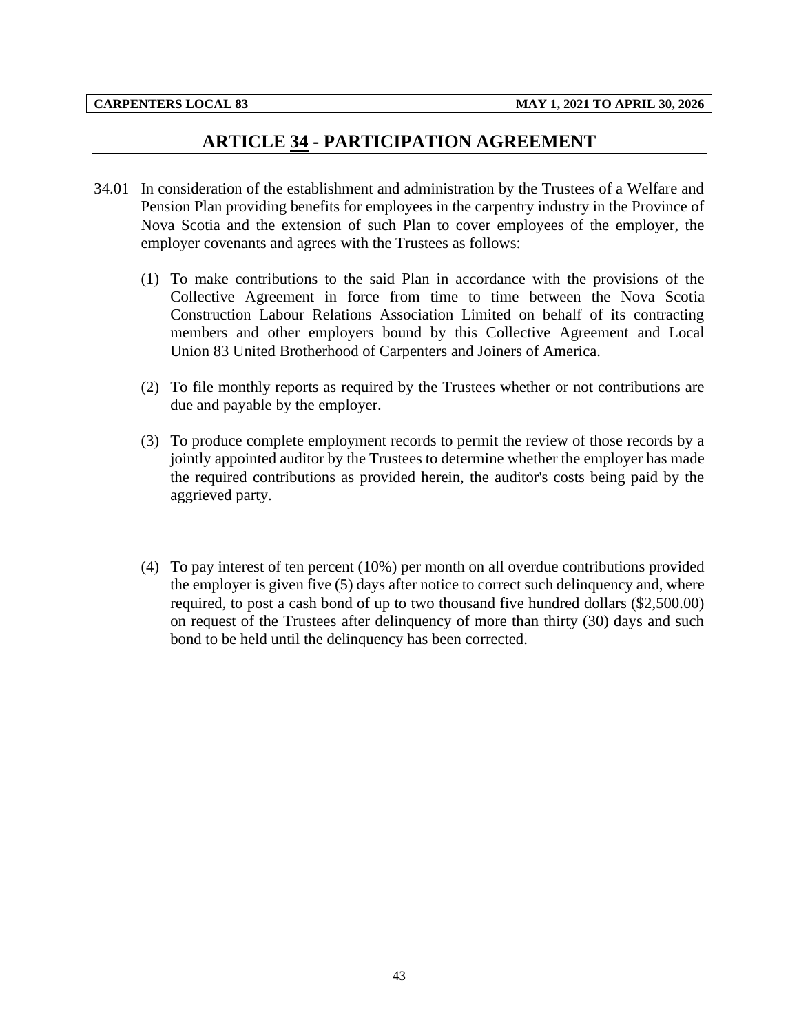# ARTICLE 34 - PARTICIPATION AGREEMENT

34.01 In consideration of the establishment and administration by the Trustees of a Welfare and Pension Plan providing benefits for employees in the carpentry industry in the Province of Nova Scotia and the extension of such Plan to cover employees of the employer, the employer covenants and agrees with the Trustees as follows:

(1) To make contributions to the said Plan in accordance with the provisions of the Collective Agreement in force from time to time between the Nova Scotia Construction Labour Relations Association Limited on behalf of its contracting members and other employers bound by this Collective Agreement and Local Union 83 United Brotherhood of Carpenters and Joiners of America.

(2) To file monthly reports as required by the Trustees whether or not contributions are due and payable by the employer.

(3) To produce complete employment records to permit the review of those records by a jointly appointed auditor by the Trustees to determine whether the employer has made the required contributions as provided herein, the auditor's costs being paid by the aggrieved party.

(4) To pay interest of ten percent (10%) per month on all overdue contributions provided the employer is given five (5) days after notice to correct such delinquency and, where required, to post a cash bond of up to two thousand five hundred dollars ($2,500.00) on request of the Trustees after delinquency of more than thirty (30) days and such bond to be held until the delinquency has been corrected.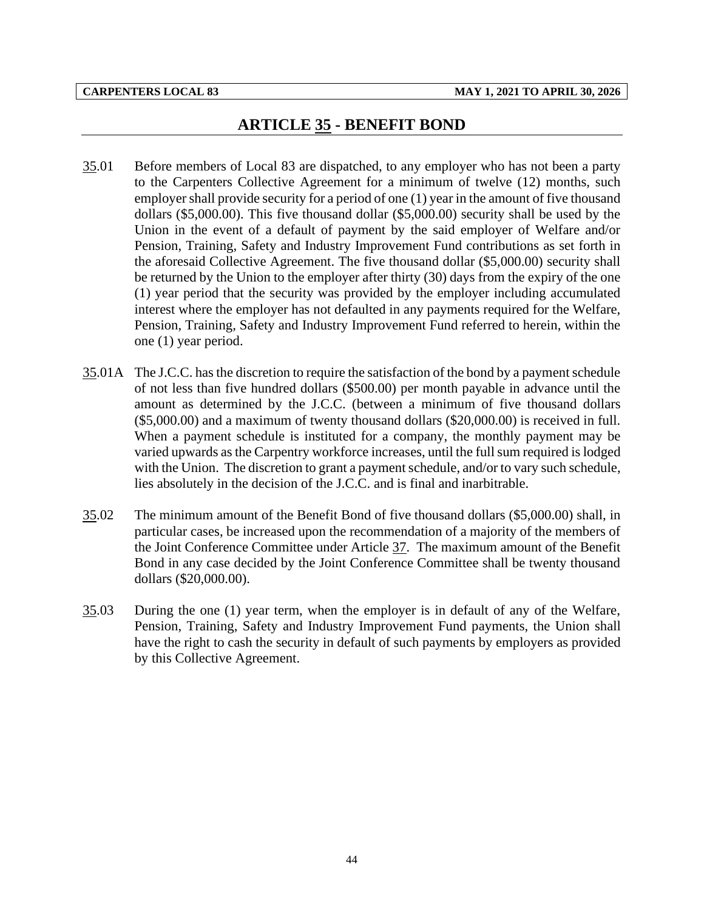# ARTICLE 35 - BENEFIT BOND

35.01 Before members of Local 83 are dispatched, to any employer who has not been a party to the Carpenters Collective Agreement for a minimum of twelve (12) months, such employer shall provide security for a period of one (1) year in the amount of five thousand dollars ($5,000.00). This five thousand dollar ($5,000.00) security shall be used by the Union in the event of a default of payment by the said employer of Welfare and/or Pension, Training, Safety and Industry Improvement Fund contributions as set forth in the aforesaid Collective Agreement. The five thousand dollar ($5,000.00) security shall be returned by the Union to the employer after thirty (30) days from the expiry of the one (1) year period that the security was provided by the employer including accumulated interest where the employer has not defaulted in any payments required for the Welfare, Pension, Training, Safety and Industry Improvement Fund referred to herein, within the one (1) year period.

35.01A The J.C.C. has the discretion to require the satisfaction of the bond by a payment schedule of not less than five hundred dollars ($500.00) per month payable in advance until the amount as determined by the J.C.C. (between a minimum of five thousand dollars ($5,000.00) and a maximum of twenty thousand dollars ($20,000.00) is received in full. When a payment schedule is instituted for a company, the monthly payment may be varied upwards as the Carpentry workforce increases, until the full sum required is lodged with the Union. The discretion to grant a payment schedule, and/or to vary such schedule, lies absolutely in the decision of the J.C.C. and is final and inarbitrable.

35.02 The minimum amount of the Benefit Bond of five thousand dollars ($5,000.00) shall, in particular cases, be increased upon the recommendation of a majority of the members of the Joint Conference Committee under Article 37. The maximum amount of the Benefit Bond in any case decided by the Joint Conference Committee shall be twenty thousand dollars ($20,000.00).

35.03 During the one (1) year term, when the employer is in default of any of the Welfare, Pension, Training, Safety and Industry Improvement Fund payments, the Union shall have the right to cash the security in default of such payments by employers as provided by this Collective Agreement.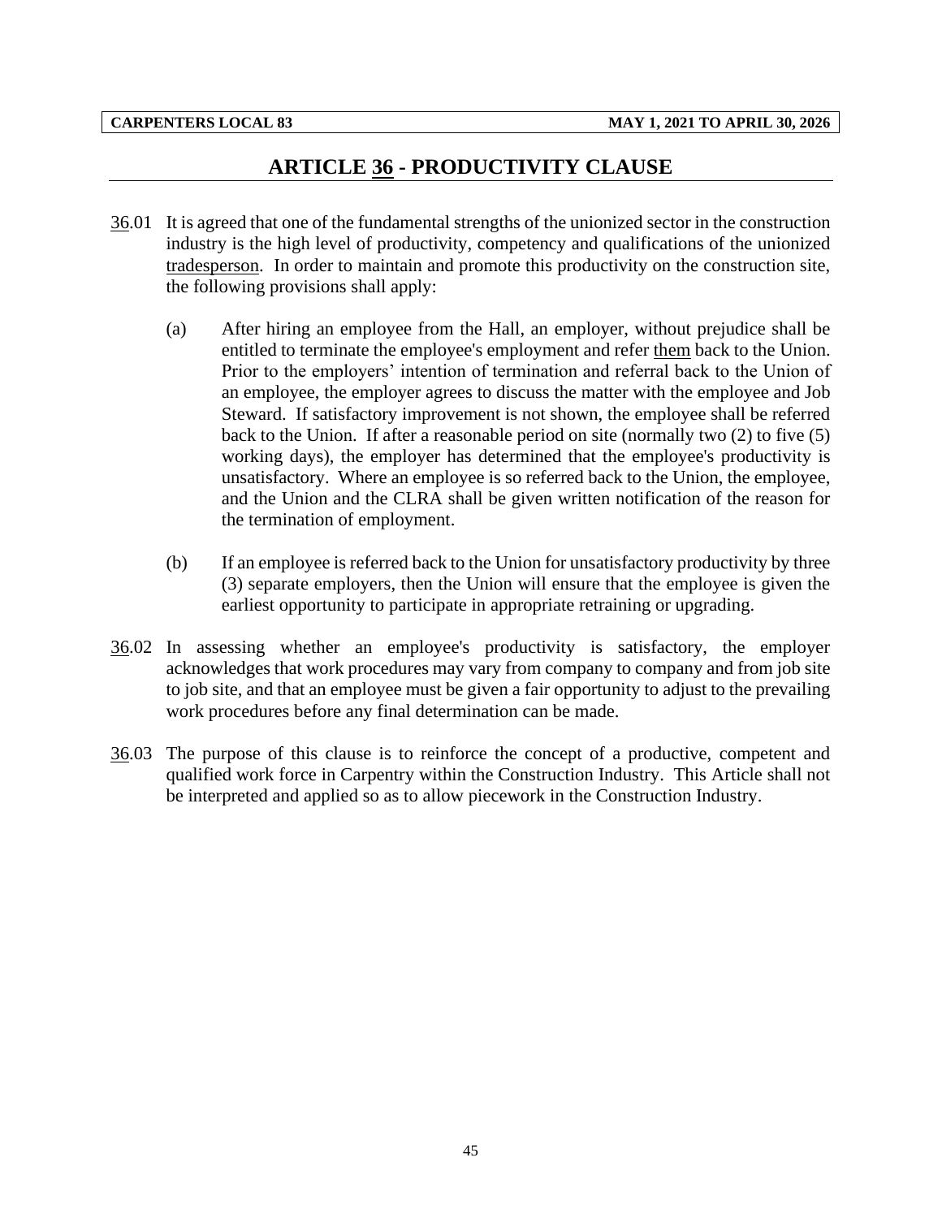# ARTICLE 36 - PRODUCTIVITY CLAUSE

36.01 It is agreed that one of the fundamental strengths of the unionized sector in the construction industry is the high level of productivity, competency and qualifications of the unionized tradesperson. In order to maintain and promote this productivity on the construction site, the following provisions shall apply:

(a) After hiring an employee from the Hall, an employer, without prejudice shall be entitled to terminate the employee's employment and refer them back to the Union. Prior to the employers' intention of termination and referral back to the Union of an employee, the employer agrees to discuss the matter with the employee and Job Steward. If satisfactory improvement is not shown, the employee shall be referred back to the Union. If after a reasonable period on site (normally two (2) to five (5) working days), the employer has determined that the employee's productivity is unsatisfactory. Where an employee is so referred back to the Union, the employee, and the Union and the CLRA shall be given written notification of the reason for the termination of employment.

(b) If an employee is referred back to the Union for unsatisfactory productivity by three (3) separate employers, then the Union will ensure that the employee is given the earliest opportunity to participate in appropriate retraining or upgrading.

36.02 In assessing whether an employee's productivity is satisfactory, the employer acknowledges that work procedures may vary from company to company and from job site to job site, and that an employee must be given a fair opportunity to adjust to the prevailing work procedures before any final determination can be made.

36.03 The purpose of this clause is to reinforce the concept of a productive, competent and qualified work force in Carpentry within the Construction Industry. This Article shall not be interpreted and applied so as to allow piecework in the Construction Industry.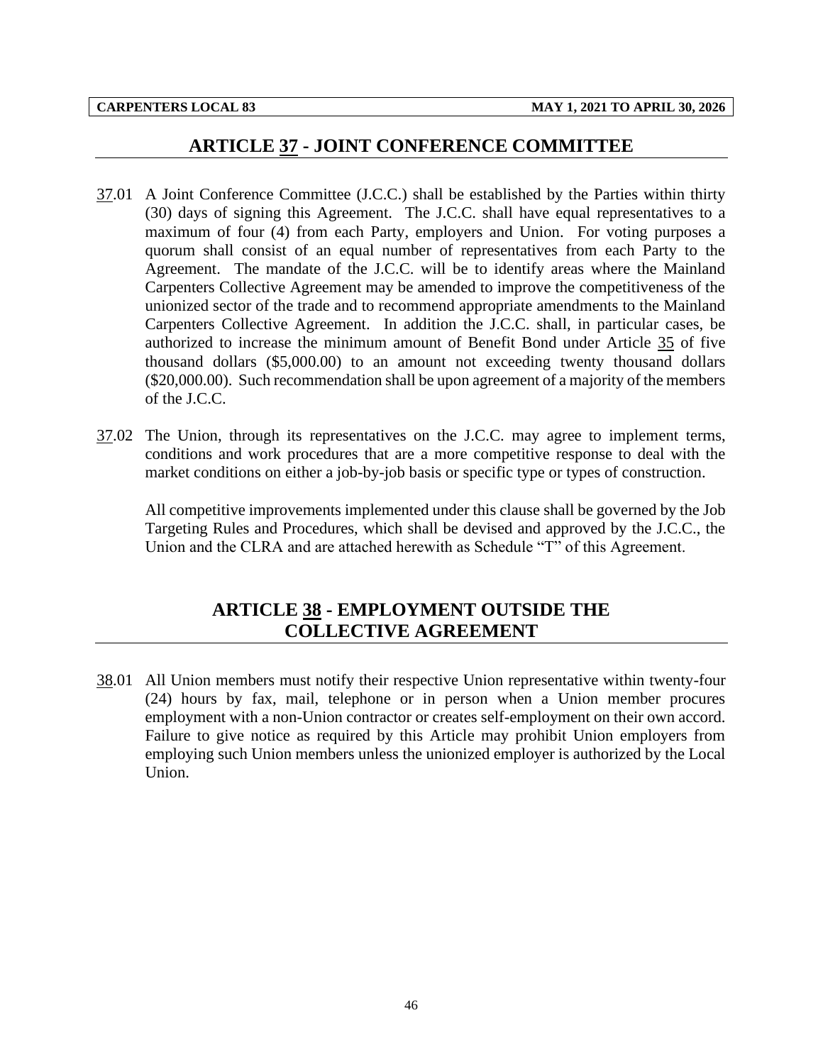## ARTICLE 37 - JOINT CONFERENCE COMMITTEE

37.01 A Joint Conference Committee (J.C.C.) shall be established by the Parties within thirty (30) days of signing this Agreement. The J.C.C. shall have equal representatives to a maximum of four (4) from each Party, employers and Union. For voting purposes a quorum shall consist of an equal number of representatives from each Party to the Agreement. The mandate of the J.C.C. will be to identify areas where the Mainland Carpenters Collective Agreement may be amended to improve the competitiveness of the unionized sector of the trade and to recommend appropriate amendments to the Mainland Carpenters Collective Agreement. In addition the J.C.C. shall, in particular cases, be authorized to increase the minimum amount of Benefit Bond under Article 35 of five thousand dollars ($5,000.00) to an amount not exceeding twenty thousand dollars ($20,000.00). Such recommendation shall be upon agreement of a majority of the members of the J.C.C.

37.02 The Union, through its representatives on the J.C.C. may agree to implement terms, conditions and work procedures that are a more competitive response to deal with the market conditions on either a job-by-job basis or specific type or types of construction.

All competitive improvements implemented under this clause shall be governed by the Job Targeting Rules and Procedures, which shall be devised and approved by the J.C.C., the Union and the CLRA and are attached herewith as Schedule "T" of this Agreement.

## ARTICLE 38 - EMPLOYMENT OUTSIDE THE COLLECTIVE AGREEMENT

38.01 All Union members must notify their respective Union representative within twenty-four (24) hours by fax, mail, telephone or in person when a Union member procures employment with a non-Union contractor or creates self-employment on their own accord. Failure to give notice as required by this Article may prohibit Union employers from employing such Union members unless the unionized employer is authorized by the Local Union.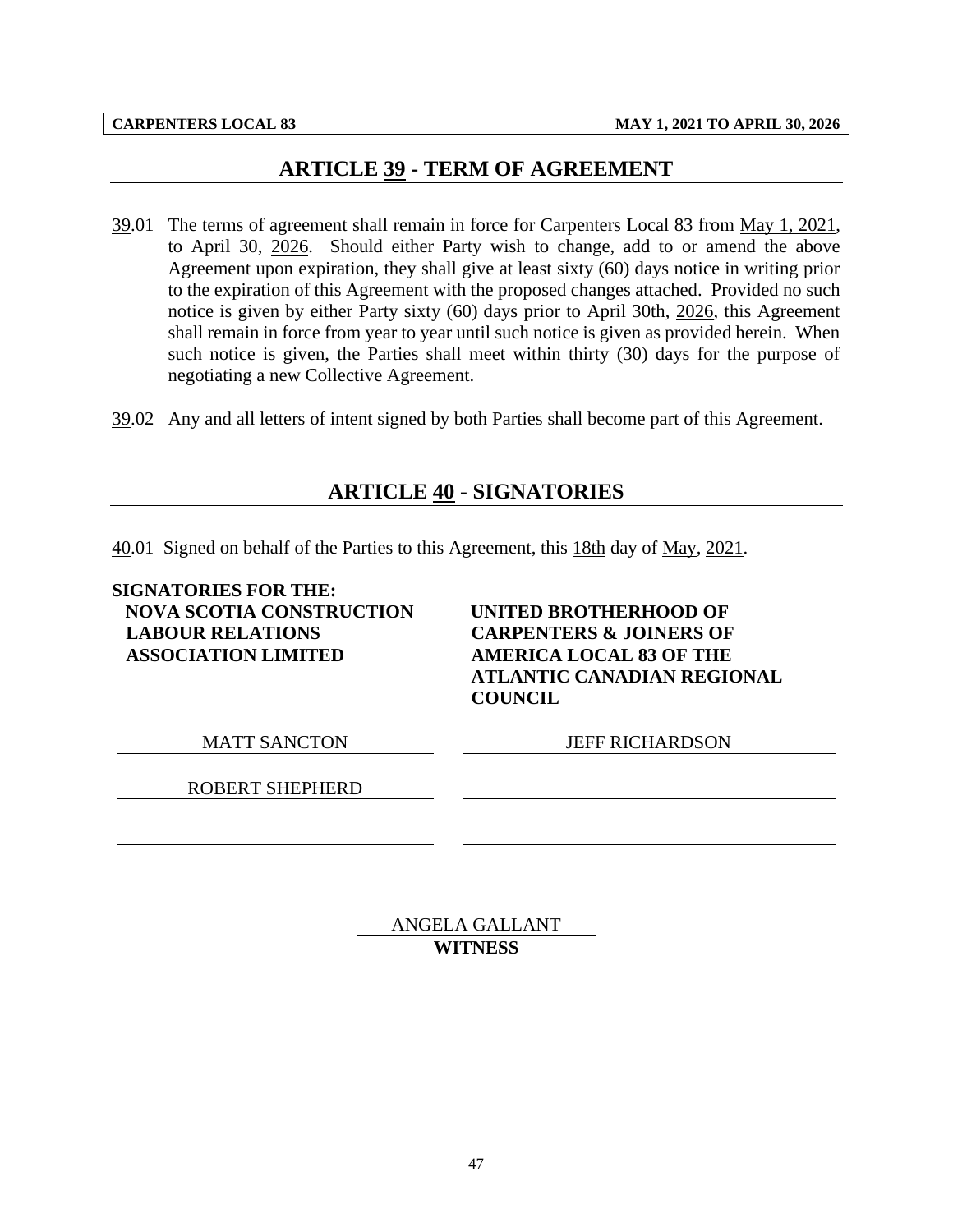## ARTICLE 39 - TERM OF AGREEMENT

39.01 The terms of agreement shall remain in force for Carpenters Local 83 from May 1, 2021, to April 30, 2026. Should either Party wish to change, add to or amend the above Agreement upon expiration, they shall give at least sixty (60) days notice in writing prior to the expiration of this Agreement with the proposed changes attached. Provided no such notice is given by either Party sixty (60) days prior to April 30th, 2026, this Agreement shall remain in force from year to year until such notice is given as provided herein. When such notice is given, the Parties shall meet within thirty (30) days for the purpose of negotiating a new Collective Agreement.

39.02 Any and all letters of intent signed by both Parties shall become part of this Agreement.

## ARTICLE 40 - SIGNATORIES

40.01 Signed on behalf of the Parties to this Agreement, this 18th day of May, 2021.

| SIGNATORIES FOR THE: NOVA SCOTIA CONSTRUCTION LABOUR RELATIONS ASSOCIATION LIMITED | UNITED BROTHERHOOD OF CARPENTERS & JOINERS OF AMERICA LOCAL 83 OF THE ATLANTIC CANADIAN REGIONAL COUNCIL |
|---|---|
| MATT SANCTON | JEFF RICHARDSON |
| ROBERT SHEPHERD | |
| | |
| | |

ANGELA GALLANT
**WITNESS**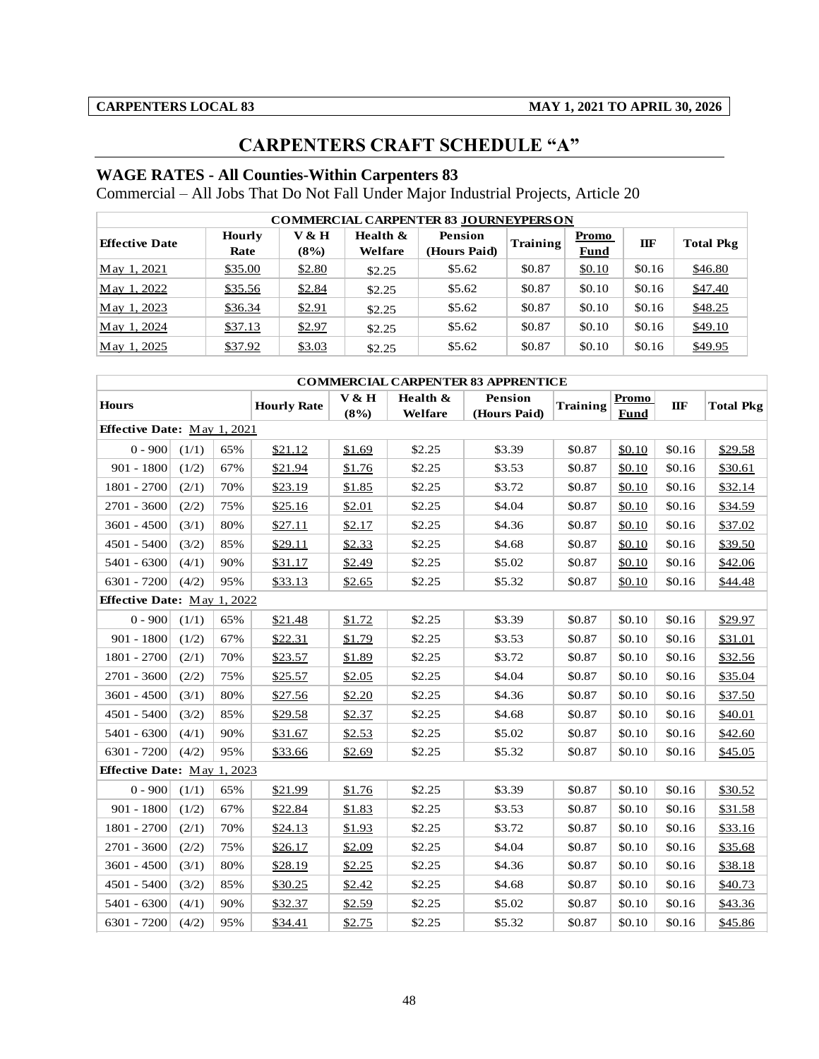**CARPENTERS LOCAL 83** **MAY 1, 2021 TO APRIL 30, 2026**

# CARPENTERS CRAFT SCHEDULE "A"

## WAGE RATES - All Counties-Within Carpenters 83

Commercial – All Jobs That Do Not Fall Under Major Industrial Projects, Article 20

| COMMERCIAL CARPENTER 83 JOURNEYPERSON | | | | | | | | |
|---|---|---|---|---|---|---|---|---|
| Effective Date | Hourly Rate | V & H (8%) | Health & Welfare | Pension (Hours Paid) | Training | Promo Fund | IIF | Total Pkg |
| May 1, 2021 | $35.00 | $2.80 | $2.25 | $5.62 | $0.87 | $0.10 | $0.16 | $46.80 |
| May 1, 2022 | $35.56 | $2.84 | $2.25 | $5.62 | $0.87 | $0.10 | $0.16 | $47.40 |
| May 1, 2023 | $36.34 | $2.91 | $2.25 | $5.62 | $0.87 | $0.10 | $0.16 | $48.25 |
| May 1, 2024 | $37.13 | $2.97 | $2.25 | $5.62 | $0.87 | $0.10 | $0.16 | $49.10 |
| May 1, 2025 | $37.92 | $3.03 | $2.25 | $5.62 | $0.87 | $0.10 | $0.16 | $49.95 |

| COMMERCIAL CARPENTER 83 APPRENTICE | | | | | | | | | | |
|---|---|---|---|---|---|---|---|---|---|---|
| Hours | | | Hourly Rate | V & H (8%) | Health & Welfare | Pension (Hours Paid) | Training | Promo Fund | IIF | Total Pkg |
| Effective Date: May 1, 2021 | | | | | | | | | | |
| 0 - 900 | (1/1) | 65% | $21.12 | $1.69 | $2.25 | $3.39 | $0.87 | $0.10 | $0.16 | $29.58 |
| 901 - 1800 | (1/2) | 67% | $21.94 | $1.76 | $2.25 | $3.53 | $0.87 | $0.10 | $0.16 | $30.61 |
| 1801 - 2700 | (2/1) | 70% | $23.19 | $1.85 | $2.25 | $3.72 | $0.87 | $0.10 | $0.16 | $32.14 |
| 2701 - 3600 | (2/2) | 75% | $25.16 | $2.01 | $2.25 | $4.04 | $0.87 | $0.10 | $0.16 | $34.59 |
| 3601 - 4500 | (3/1) | 80% | $27.11 | $2.17 | $2.25 | $4.36 | $0.87 | $0.10 | $0.16 | $37.02 |
| 4501 - 5400 | (3/2) | 85% | $29.11 | $2.33 | $2.25 | $4.68 | $0.87 | $0.10 | $0.16 | $39.50 |
| 5401 - 6300 | (4/1) | 90% | $31.17 | $2.49 | $2.25 | $5.02 | $0.87 | $0.10 | $0.16 | $42.06 |
| 6301 - 7200 | (4/2) | 95% | $33.13 | $2.65 | $2.25 | $5.32 | $0.87 | $0.10 | $0.16 | $44.48 |
| Effective Date: May 1, 2022 | | | | | | | | | | |
| 0 - 900 | (1/1) | 65% | $21.48 | $1.72 | $2.25 | $3.39 | $0.87 | $0.10 | $0.16 | $29.97 |
| 901 - 1800 | (1/2) | 67% | $22.31 | $1.79 | $2.25 | $3.53 | $0.87 | $0.10 | $0.16 | $31.01 |
| 1801 - 2700 | (2/1) | 70% | $23.57 | $1.89 | $2.25 | $3.72 | $0.87 | $0.10 | $0.16 | $32.56 |
| 2701 - 3600 | (2/2) | 75% | $25.57 | $2.05 | $2.25 | $4.04 | $0.87 | $0.10 | $0.16 | $35.04 |
| 3601 - 4500 | (3/1) | 80% | $27.56 | $2.20 | $2.25 | $4.36 | $0.87 | $0.10 | $0.16 | $37.50 |
| 4501 - 5400 | (3/2) | 85% | $29.58 | $2.37 | $2.25 | $4.68 | $0.87 | $0.10 | $0.16 | $40.01 |
| 5401 - 6300 | (4/1) | 90% | $31.67 | $2.53 | $2.25 | $5.02 | $0.87 | $0.10 | $0.16 | $42.60 |
| 6301 - 7200 | (4/2) | 95% | $33.66 | $2.69 | $2.25 | $5.32 | $0.87 | $0.10 | $0.16 | $45.05 |
| Effective Date: May 1, 2023 | | | | | | | | | | |
| 0 - 900 | (1/1) | 65% | $21.99 | $1.76 | $2.25 | $3.39 | $0.87 | $0.10 | $0.16 | $30.52 |
| 901 - 1800 | (1/2) | 67% | $22.84 | $1.83 | $2.25 | $3.53 | $0.87 | $0.10 | $0.16 | $31.58 |
| 1801 - 2700 | (2/1) | 70% | $24.13 | $1.93 | $2.25 | $3.72 | $0.87 | $0.10 | $0.16 | $33.16 |
| 2701 - 3600 | (2/2) | 75% | $26.17 | $2.09 | $2.25 | $4.04 | $0.87 | $0.10 | $0.16 | $35.68 |
| 3601 - 4500 | (3/1) | 80% | $28.19 | $2.25 | $2.25 | $4.36 | $0.87 | $0.10 | $0.16 | $38.18 |
| 4501 - 5400 | (3/2) | 85% | $30.25 | $2.42 | $2.25 | $4.68 | $0.87 | $0.10 | $0.16 | $40.73 |
| 5401 - 6300 | (4/1) | 90% | $32.37 | $2.59 | $2.25 | $5.02 | $0.87 | $0.10 | $0.16 | $43.36 |
| 6301 - 7200 | (4/2) | 95% | $34.41 | $2.75 | $2.25 | $5.32 | $0.87 | $0.10 | $0.16 | $45.86 |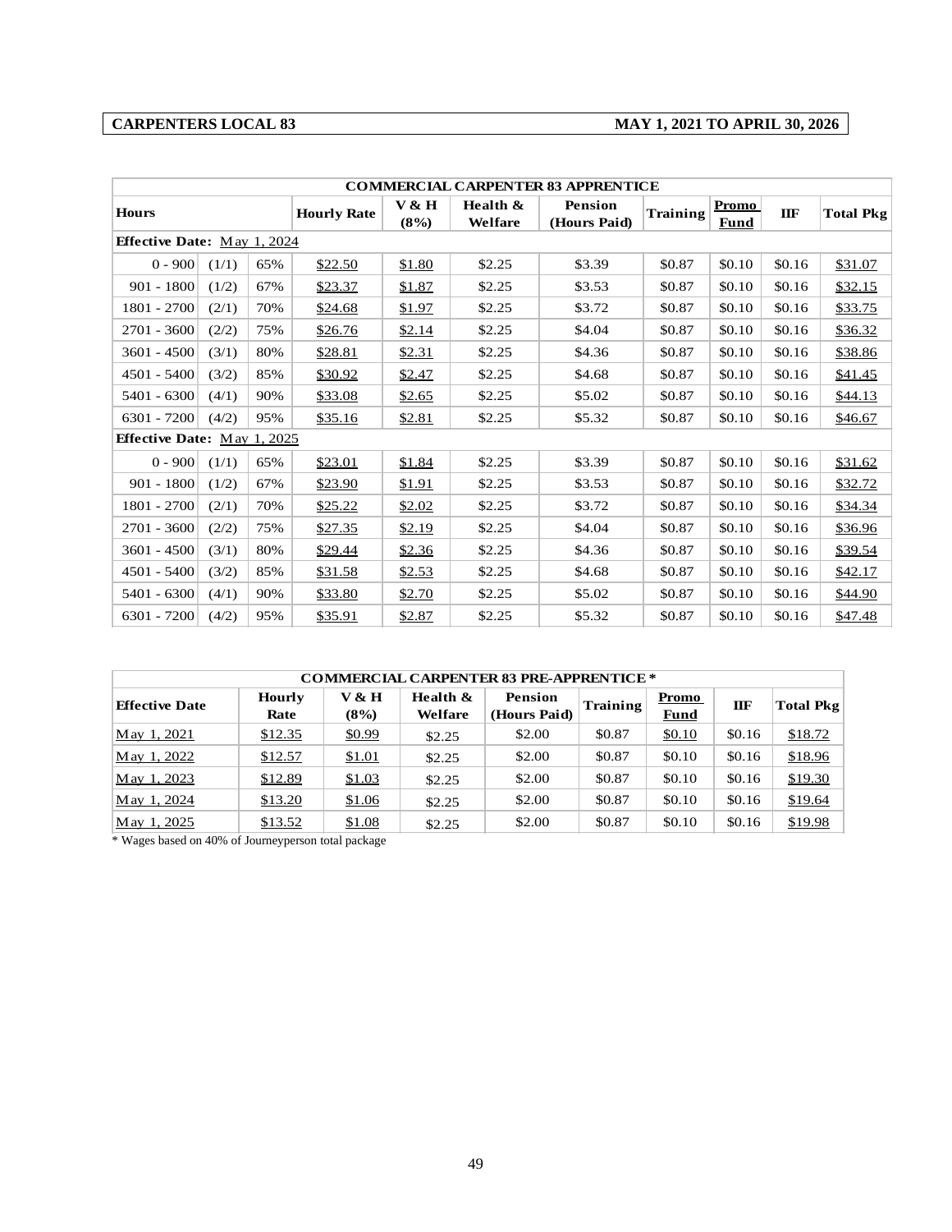| CARPENTERS LOCAL 83 | MAY 1, 2021 TO APRIL 30, 2026 |
|---|---|

| COMMERCIAL CARPENTER 83 APPRENTICE | | | | | | | | | | | |
|---|---|---|---|---|---|---|---|---|---|---|---|
| Hours | | | Hourly Rate | V & H (8%) | Health & Welfare | Pension (Hours Paid) | Training | Promo Fund | IIF | Total Pkg |
| Effective Date: May 1, 2024 | | | | | | | | | | |
| 0 - 900 | (1/1) | 65% | $22.50 | $1.80 | $2.25 | $3.39 | $0.87 | $0.10 | $0.16 | $31.07 |
| 901 - 1800 | (1/2) | 67% | $23.37 | $1.87 | $2.25 | $3.53 | $0.87 | $0.10 | $0.16 | $32.15 |
| 1801 - 2700 | (2/1) | 70% | $24.68 | $1.97 | $2.25 | $3.72 | $0.87 | $0.10 | $0.16 | $33.75 |
| 2701 - 3600 | (2/2) | 75% | $26.76 | $2.14 | $2.25 | $4.04 | $0.87 | $0.10 | $0.16 | $36.32 |
| 3601 - 4500 | (3/1) | 80% | $28.81 | $2.31 | $2.25 | $4.36 | $0.87 | $0.10 | $0.16 | $38.86 |
| 4501 - 5400 | (3/2) | 85% | $30.92 | $2.47 | $2.25 | $4.68 | $0.87 | $0.10 | $0.16 | $41.45 |
| 5401 - 6300 | (4/1) | 90% | $33.08 | $2.65 | $2.25 | $5.02 | $0.87 | $0.10 | $0.16 | $44.13 |
| 6301 - 7200 | (4/2) | 95% | $35.16 | $2.81 | $2.25 | $5.32 | $0.87 | $0.10 | $0.16 | $46.67 |
| Effective Date: May 1, 2025 | | | | | | | | | | |
| 0 - 900 | (1/1) | 65% | $23.01 | $1.84 | $2.25 | $3.39 | $0.87 | $0.10 | $0.16 | $31.62 |
| 901 - 1800 | (1/2) | 67% | $23.90 | $1.91 | $2.25 | $3.53 | $0.87 | $0.10 | $0.16 | $32.72 |
| 1801 - 2700 | (2/1) | 70% | $25.22 | $2.02 | $2.25 | $3.72 | $0.87 | $0.10 | $0.16 | $34.34 |
| 2701 - 3600 | (2/2) | 75% | $27.35 | $2.19 | $2.25 | $4.04 | $0.87 | $0.10 | $0.16 | $36.96 |
| 3601 - 4500 | (3/1) | 80% | $29.44 | $2.36 | $2.25 | $4.36 | $0.87 | $0.10 | $0.16 | $39.54 |
| 4501 - 5400 | (3/2) | 85% | $31.58 | $2.53 | $2.25 | $4.68 | $0.87 | $0.10 | $0.16 | $42.17 |
| 5401 - 6300 | (4/1) | 90% | $33.80 | $2.70 | $2.25 | $5.02 | $0.87 | $0.10 | $0.16 | $44.90 |
| 6301 - 7200 | (4/2) | 95% | $35.91 | $2.87 | $2.25 | $5.32 | $0.87 | $0.10 | $0.16 | $47.48 |

| COMMERCIAL CARPENTER 83 PRE-APPRENTICE * | | | | | | | | |
|---|---|---|---|---|---|---|---|---|
| Effective Date | Hourly Rate | V & H (8%) | Health & Welfare | Pension (Hours Paid) | Training | Promo Fund | IIF | Total Pkg |
| May 1, 2021 | $12.35 | $0.99 | $2.25 | $2.00 | $0.87 | $0.10 | $0.16 | $18.72 |
| May 1, 2022 | $12.57 | $1.01 | $2.25 | $2.00 | $0.87 | $0.10 | $0.16 | $18.96 |
| May 1, 2023 | $12.89 | $1.03 | $2.25 | $2.00 | $0.87 | $0.10 | $0.16 | $19.30 |
| May 1, 2024 | $13.20 | $1.06 | $2.25 | $2.00 | $0.87 | $0.10 | $0.16 | $19.64 |
| May 1, 2025 | $13.52 | $1.08 | $2.25 | $2.00 | $0.87 | $0.10 | $0.16 | $19.98 |

* Wages based on 40% of Journeyperson total package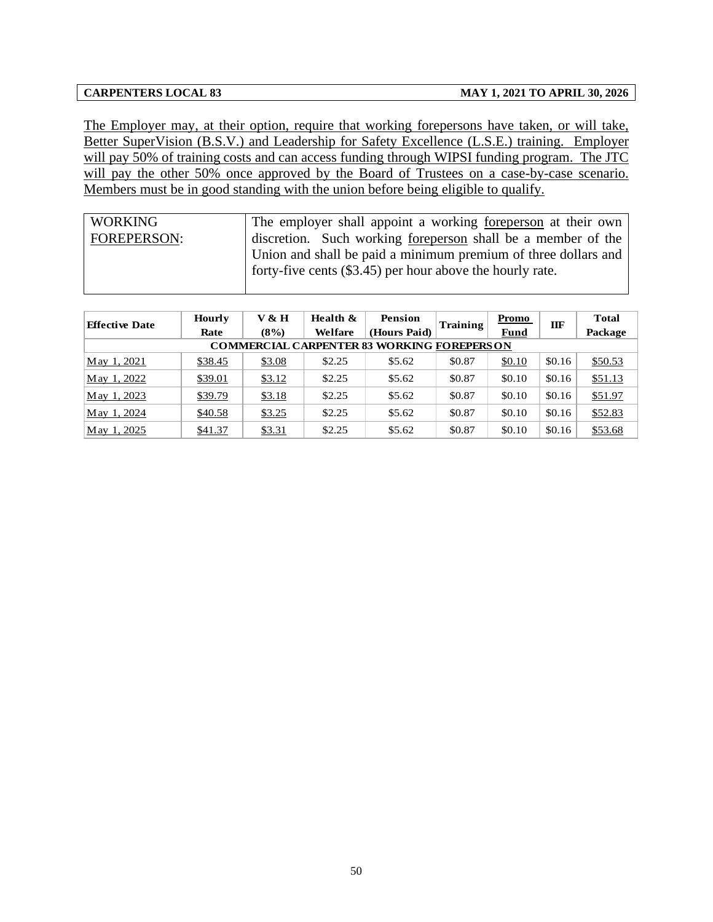The Employer may, at their option, require that working forepersons have taken, or will take, Better SuperVision (B.S.V.) and Leadership for Safety Excellence (L.S.E.) training. Employer will pay 50% of training costs and can access funding through WIPSI funding program. The JTC will pay the other 50% once approved by the Board of Trustees on a case-by-case scenario. Members must be in good standing with the union before being eligible to qualify.

| | |
|---|---|
| WORKING FOREPERSON: | The employer shall appoint a working foreperson at their own discretion. Such working foreperson shall be a member of the Union and shall be paid a minimum premium of three dollars and forty-five cents ($3.45) per hour above the hourly rate. |

| Effective Date | Hourly Rate | V & H (8%) | Health & Welfare | Pension (Hours Paid) | Training | Promo Fund | IIF | Total Package |
|---|---|---|---|---|---|---|---|---|
| **COMMERCIAL CARPENTER 83 WORKING FOREPERSON** | | | | | | | | |
| May 1, 2021 | $38.45 | $3.08 | $2.25 | $5.62 | $0.87 | $0.10 | $0.16 | $50.53 |
| May 1, 2022 | $39.01 | $3.12 | $2.25 | $5.62 | $0.87 | $0.10 | $0.16 | $51.13 |
| May 1, 2023 | $39.79 | $3.18 | $2.25 | $5.62 | $0.87 | $0.10 | $0.16 | $51.97 |
| May 1, 2024 | $40.58 | $3.25 | $2.25 | $5.62 | $0.87 | $0.10 | $0.16 | $52.83 |
| May 1, 2025 | $41.37 | $3.31 | $2.25 | $5.62 | $0.87 | $0.10 | $0.16 | $53.68 |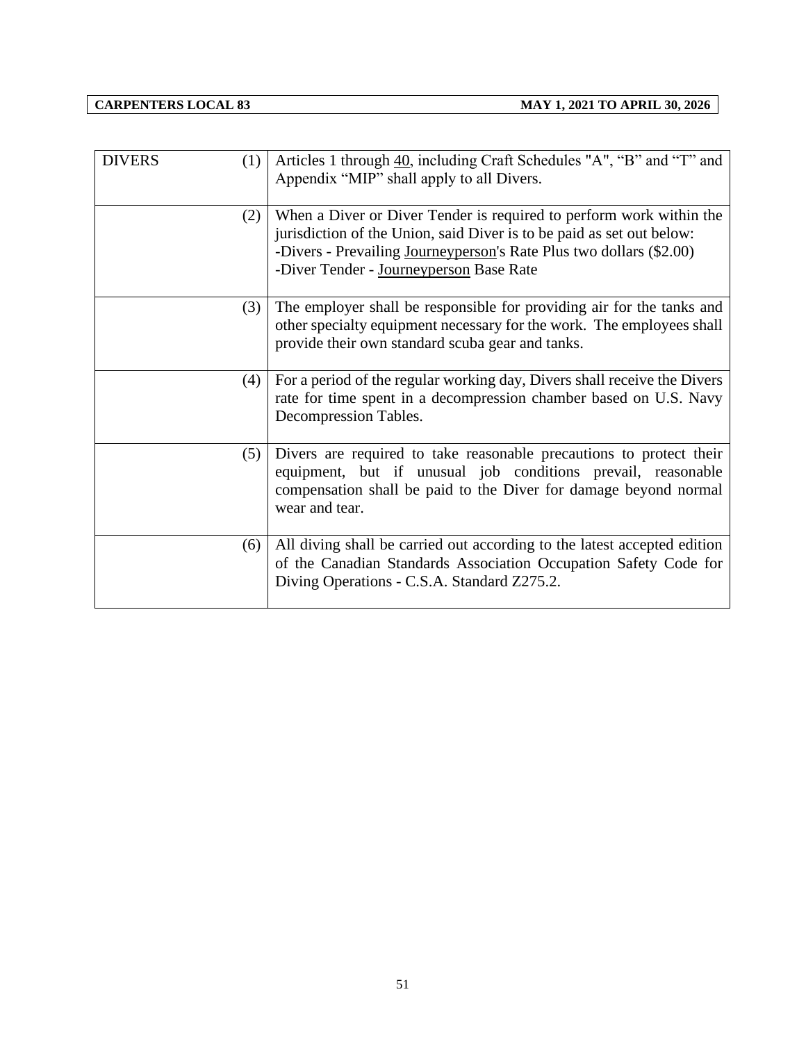| | | |
|---|---|---|
| DIVERS | (1) | Articles 1 through 40, including Craft Schedules "A", "B" and "T" and Appendix "MIP" shall apply to all Divers. |
| | (2) | When a Diver or Diver Tender is required to perform work within the jurisdiction of the Union, said Diver is to be paid as set out below:<br>-Divers - Prevailing Journeyperson's Rate Plus two dollars ($2.00)<br>-Diver Tender - Journeyperson Base Rate |
| | (3) | The employer shall be responsible for providing air for the tanks and other specialty equipment necessary for the work. The employees shall provide their own standard scuba gear and tanks. |
| | (4) | For a period of the regular working day, Divers shall receive the Divers rate for time spent in a decompression chamber based on U.S. Navy Decompression Tables. |
| | (5) | Divers are required to take reasonable precautions to protect their equipment, but if unusual job conditions prevail, reasonable compensation shall be paid to the Diver for damage beyond normal wear and tear. |
| | (6) | All diving shall be carried out according to the latest accepted edition of the Canadian Standards Association Occupation Safety Code for Diving Operations - C.S.A. Standard Z275.2. |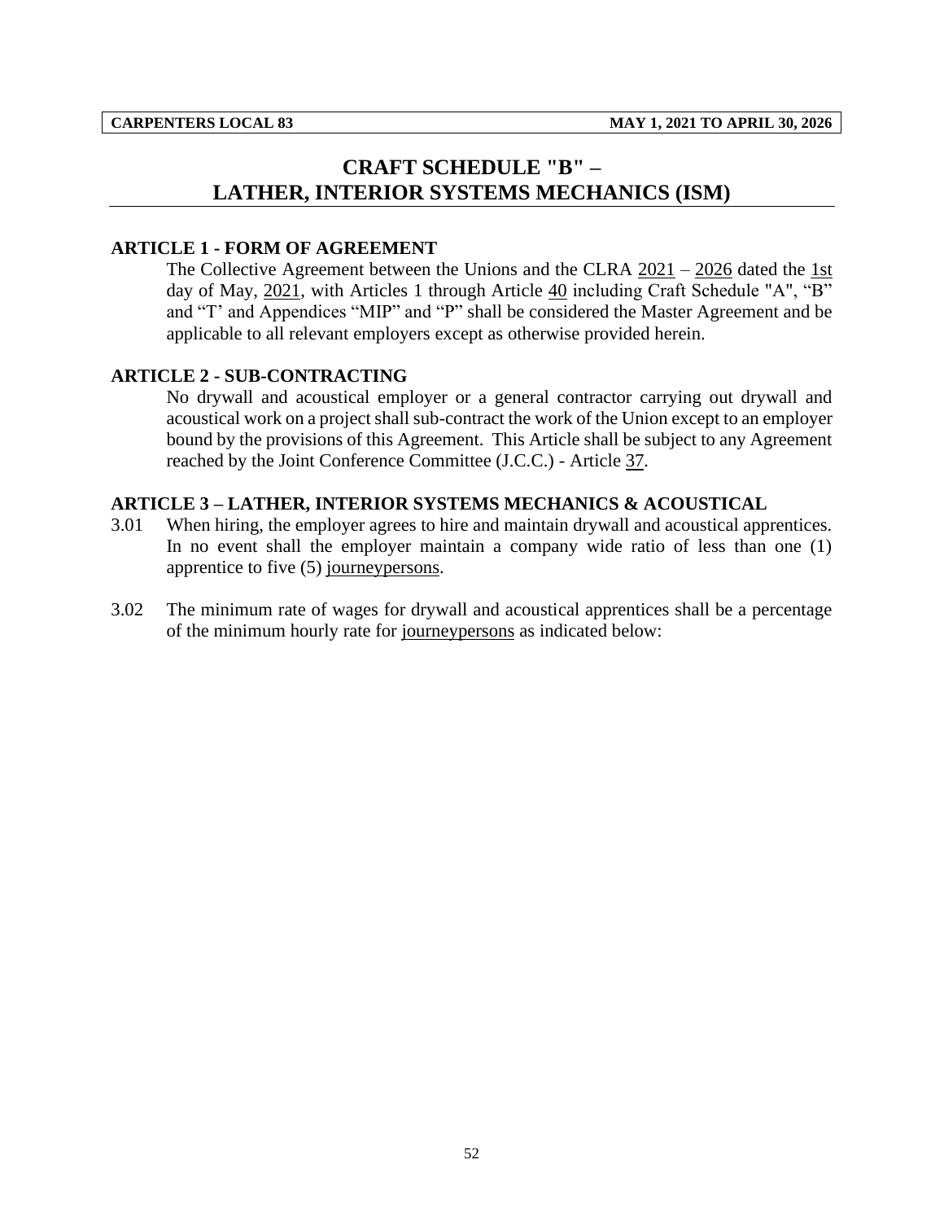# CRAFT SCHEDULE "B" – LATHER, INTERIOR SYSTEMS MECHANICS (ISM)

## ARTICLE 1 - FORM OF AGREEMENT

The Collective Agreement between the Unions and the CLRA 2021 – 2026 dated the 1st day of May, 2021, with Articles 1 through Article 40 including Craft Schedule "A", "B" and "T' and Appendices "MIP" and "P" shall be considered the Master Agreement and be applicable to all relevant employers except as otherwise provided herein.

## ARTICLE 2 - SUB-CONTRACTING

No drywall and acoustical employer or a general contractor carrying out drywall and acoustical work on a project shall sub-contract the work of the Union except to an employer bound by the provisions of this Agreement. This Article shall be subject to any Agreement reached by the Joint Conference Committee (J.C.C.) - Article 37.

## ARTICLE 3 – LATHER, INTERIOR SYSTEMS MECHANICS & ACOUSTICAL

3.01 When hiring, the employer agrees to hire and maintain drywall and acoustical apprentices. In no event shall the employer maintain a company wide ratio of less than one (1) apprentice to five (5) journeypersons.

3.02 The minimum rate of wages for drywall and acoustical apprentices shall be a percentage of the minimum hourly rate for journeypersons as indicated below: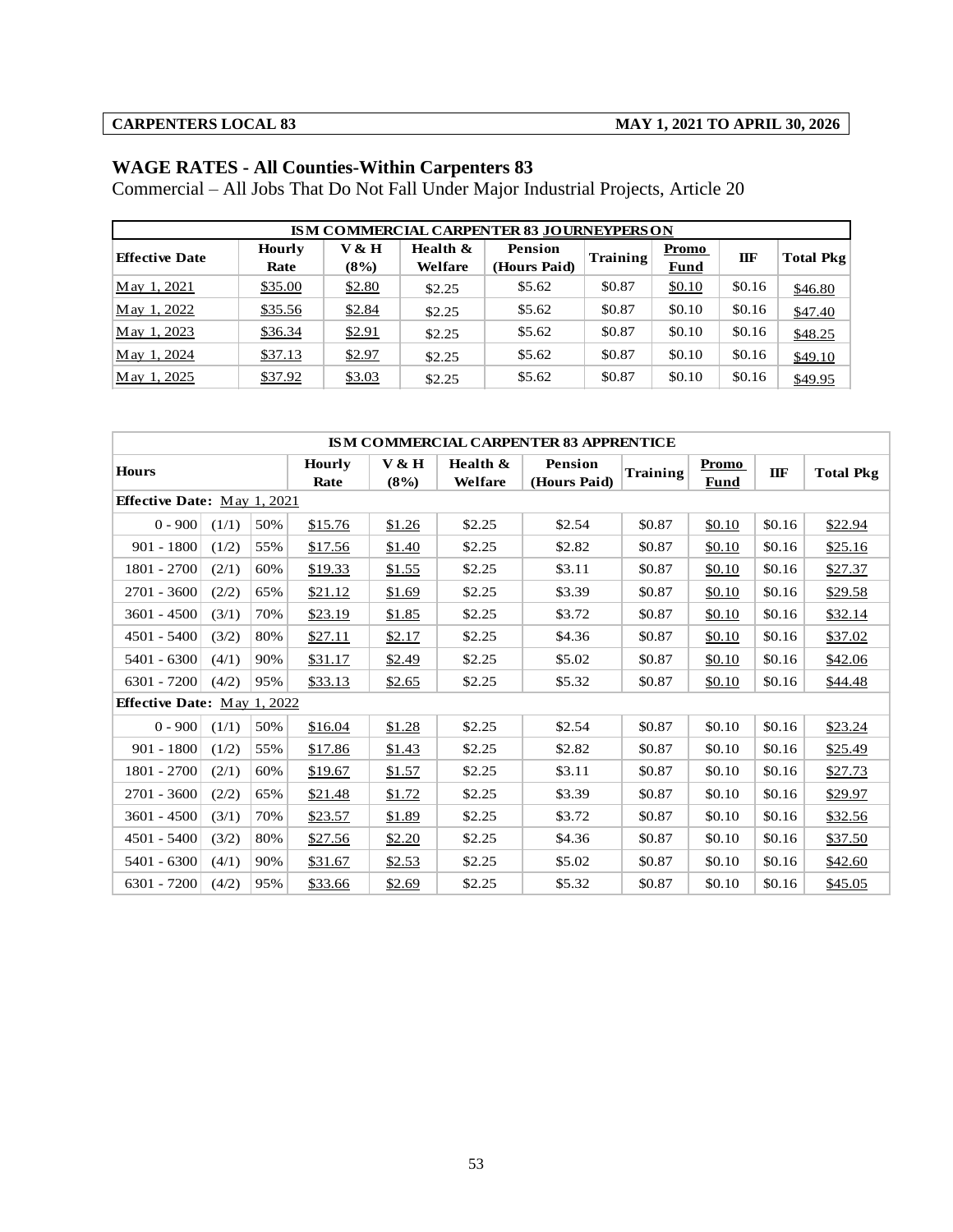**CARPENTERS LOCAL 83** **MAY 1, 2021 TO APRIL 30, 2026**

## WAGE RATES - All Counties-Within Carpenters 83

Commercial – All Jobs That Do Not Fall Under Major Industrial Projects, Article 20

| ISM COMMERCIAL CARPENTER 83 JOURNEYPERSON | | | | | | | | |
|---|---|---|---|---|---|---|---|---|
| **Effective Date** | **Hourly Rate** | **V & H (8%)** | **Health & Welfare** | **Pension (Hours Paid)** | **Training** | **Promo Fund** | **IIF** | **Total Pkg** |
| May 1, 2021 | $35.00 | $2.80 | $2.25 | $5.62 | $0.87 | $0.10 | $0.16 | $46.80 |
| May 1, 2022 | $35.56 | $2.84 | $2.25 | $5.62 | $0.87 | $0.10 | $0.16 | $47.40 |
| May 1, 2023 | $36.34 | $2.91 | $2.25 | $5.62 | $0.87 | $0.10 | $0.16 | $48.25 |
| May 1, 2024 | $37.13 | $2.97 | $2.25 | $5.62 | $0.87 | $0.10 | $0.16 | $49.10 |
| May 1, 2025 | $37.92 | $3.03 | $2.25 | $5.62 | $0.87 | $0.10 | $0.16 | $49.95 |

| ISM COMMERCIAL CARPENTER 83 APPRENTICE | | | | | | | | | | | |
|---|---|---|---|---|---|---|---|---|---|---|---|
| **Hours** | | | **Hourly Rate** | **V & H (8%)** | **Health & Welfare** | **Pension (Hours Paid)** | **Training** | **Promo Fund** | **IIF** | **Total Pkg** |
| **Effective Date:** May 1, 2021 | | | | | | | | | | |
| 0 - 900 | (1/1) | 50% | $15.76 | $1.26 | $2.25 | $2.54 | $0.87 | $0.10 | $0.16 | $22.94 |
| 901 - 1800 | (1/2) | 55% | $17.56 | $1.40 | $2.25 | $2.82 | $0.87 | $0.10 | $0.16 | $25.16 |
| 1801 - 2700 | (2/1) | 60% | $19.33 | $1.55 | $2.25 | $3.11 | $0.87 | $0.10 | $0.16 | $27.37 |
| 2701 - 3600 | (2/2) | 65% | $21.12 | $1.69 | $2.25 | $3.39 | $0.87 | $0.10 | $0.16 | $29.58 |
| 3601 - 4500 | (3/1) | 70% | $23.19 | $1.85 | $2.25 | $3.72 | $0.87 | $0.10 | $0.16 | $32.14 |
| 4501 - 5400 | (3/2) | 80% | $27.11 | $2.17 | $2.25 | $4.36 | $0.87 | $0.10 | $0.16 | $37.02 |
| 5401 - 6300 | (4/1) | 90% | $31.17 | $2.49 | $2.25 | $5.02 | $0.87 | $0.10 | $0.16 | $42.06 |
| 6301 - 7200 | (4/2) | 95% | $33.13 | $2.65 | $2.25 | $5.32 | $0.87 | $0.10 | $0.16 | $44.48 |
| **Effective Date:** May 1, 2022 | | | | | | | | | | |
| 0 - 900 | (1/1) | 50% | $16.04 | $1.28 | $2.25 | $2.54 | $0.87 | $0.10 | $0.16 | $23.24 |
| 901 - 1800 | (1/2) | 55% | $17.86 | $1.43 | $2.25 | $2.82 | $0.87 | $0.10 | $0.16 | $25.49 |
| 1801 - 2700 | (2/1) | 60% | $19.67 | $1.57 | $2.25 | $3.11 | $0.87 | $0.10 | $0.16 | $27.73 |
| 2701 - 3600 | (2/2) | 65% | $21.48 | $1.72 | $2.25 | $3.39 | $0.87 | $0.10 | $0.16 | $29.97 |
| 3601 - 4500 | (3/1) | 70% | $23.57 | $1.89 | $2.25 | $3.72 | $0.87 | $0.10 | $0.16 | $32.56 |
| 4501 - 5400 | (3/2) | 80% | $27.56 | $2.20 | $2.25 | $4.36 | $0.87 | $0.10 | $0.16 | $37.50 |
| 5401 - 6300 | (4/1) | 90% | $31.67 | $2.53 | $2.25 | $5.02 | $0.87 | $0.10 | $0.16 | $42.60 |
| 6301 - 7200 | (4/2) | 95% | $33.66 | $2.69 | $2.25 | $5.32 | $0.87 | $0.10 | $0.16 | $45.05 |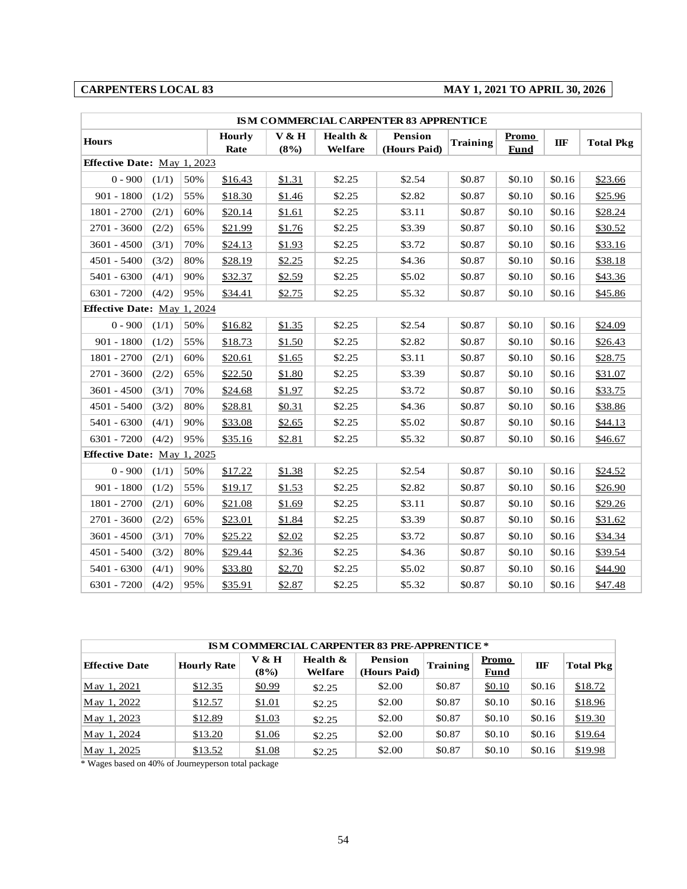**CARPENTERS LOCAL 83** **MAY 1, 2021 TO APRIL 30, 2026**

| ISM COMMERCIAL CARPENTER 83 APPRENTICE | | | | | | | | | | | |
|---|---|---|---|---|---|---|---|---|---|---|---|
| Hours | | | Hourly Rate | V & H (8%) | Health & Welfare | Pension (Hours Paid) | Training | Promo Fund | IIF | Total Pkg |
| **Effective Date: May 1, 2023** | | | | | | | | | | |
| 0 - 900 | (1/1) | 50% | $16.43 | $1.31 | $2.25 | $2.54 | $0.87 | $0.10 | $0.16 | $23.66 |
| 901 - 1800 | (1/2) | 55% | $18.30 | $1.46 | $2.25 | $2.82 | $0.87 | $0.10 | $0.16 | $25.96 |
| 1801 - 2700 | (2/1) | 60% | $20.14 | $1.61 | $2.25 | $3.11 | $0.87 | $0.10 | $0.16 | $28.24 |
| 2701 - 3600 | (2/2) | 65% | $21.99 | $1.76 | $2.25 | $3.39 | $0.87 | $0.10 | $0.16 | $30.52 |
| 3601 - 4500 | (3/1) | 70% | $24.13 | $1.93 | $2.25 | $3.72 | $0.87 | $0.10 | $0.16 | $33.16 |
| 4501 - 5400 | (3/2) | 80% | $28.19 | $2.25 | $2.25 | $4.36 | $0.87 | $0.10 | $0.16 | $38.18 |
| 5401 - 6300 | (4/1) | 90% | $32.37 | $2.59 | $2.25 | $5.02 | $0.87 | $0.10 | $0.16 | $43.36 |
| 6301 - 7200 | (4/2) | 95% | $34.41 | $2.75 | $2.25 | $5.32 | $0.87 | $0.10 | $0.16 | $45.86 |
| **Effective Date: May 1, 2024** | | | | | | | | | | |
| 0 - 900 | (1/1) | 50% | $16.82 | $1.35 | $2.25 | $2.54 | $0.87 | $0.10 | $0.16 | $24.09 |
| 901 - 1800 | (1/2) | 55% | $18.73 | $1.50 | $2.25 | $2.82 | $0.87 | $0.10 | $0.16 | $26.43 |
| 1801 - 2700 | (2/1) | 60% | $20.61 | $1.65 | $2.25 | $3.11 | $0.87 | $0.10 | $0.16 | $28.75 |
| 2701 - 3600 | (2/2) | 65% | $22.50 | $1.80 | $2.25 | $3.39 | $0.87 | $0.10 | $0.16 | $31.07 |
| 3601 - 4500 | (3/1) | 70% | $24.68 | $1.97 | $2.25 | $3.72 | $0.87 | $0.10 | $0.16 | $33.75 |
| 4501 - 5400 | (3/2) | 80% | $28.81 | $0.31 | $2.25 | $4.36 | $0.87 | $0.10 | $0.16 | $38.86 |
| 5401 - 6300 | (4/1) | 90% | $33.08 | $2.65 | $2.25 | $5.02 | $0.87 | $0.10 | $0.16 | $44.13 |
| 6301 - 7200 | (4/2) | 95% | $35.16 | $2.81 | $2.25 | $5.32 | $0.87 | $0.10 | $0.16 | $46.67 |
| **Effective Date: May 1, 2025** | | | | | | | | | | |
| 0 - 900 | (1/1) | 50% | $17.22 | $1.38 | $2.25 | $2.54 | $0.87 | $0.10 | $0.16 | $24.52 |
| 901 - 1800 | (1/2) | 55% | $19.17 | $1.53 | $2.25 | $2.82 | $0.87 | $0.10 | $0.16 | $26.90 |
| 1801 - 2700 | (2/1) | 60% | $21.08 | $1.69 | $2.25 | $3.11 | $0.87 | $0.10 | $0.16 | $29.26 |
| 2701 - 3600 | (2/2) | 65% | $23.01 | $1.84 | $2.25 | $3.39 | $0.87 | $0.10 | $0.16 | $31.62 |
| 3601 - 4500 | (3/1) | 70% | $25.22 | $2.02 | $2.25 | $3.72 | $0.87 | $0.10 | $0.16 | $34.34 |
| 4501 - 5400 | (3/2) | 80% | $29.44 | $2.36 | $2.25 | $4.36 | $0.87 | $0.10 | $0.16 | $39.54 |
| 5401 - 6300 | (4/1) | 90% | $33.80 | $2.70 | $2.25 | $5.02 | $0.87 | $0.10 | $0.16 | $44.90 |
| 6301 - 7200 | (4/2) | 95% | $35.91 | $2.87 | $2.25 | $5.32 | $0.87 | $0.10 | $0.16 | $47.48 |

| ISM COMMERCIAL CARPENTER 83 PRE-APPRENTICE * | | | | | | | | |
|---|---|---|---|---|---|---|---|---|
| Effective Date | Hourly Rate | V & H (8%) | Health & Welfare | Pension (Hours Paid) | Training | Promo Fund | IIF | Total Pkg |
| May 1, 2021 | $12.35 | $0.99 | $2.25 | $2.00 | $0.87 | $0.10 | $0.16 | $18.72 |
| May 1, 2022 | $12.57 | $1.01 | $2.25 | $2.00 | $0.87 | $0.10 | $0.16 | $18.96 |
| May 1, 2023 | $12.89 | $1.03 | $2.25 | $2.00 | $0.87 | $0.10 | $0.16 | $19.30 |
| May 1, 2024 | $13.20 | $1.06 | $2.25 | $2.00 | $0.87 | $0.10 | $0.16 | $19.64 |
| May 1, 2025 | $13.52 | $1.08 | $2.25 | $2.00 | $0.87 | $0.10 | $0.16 | $19.98 |

* Wages based on 40% of Journeyperson total package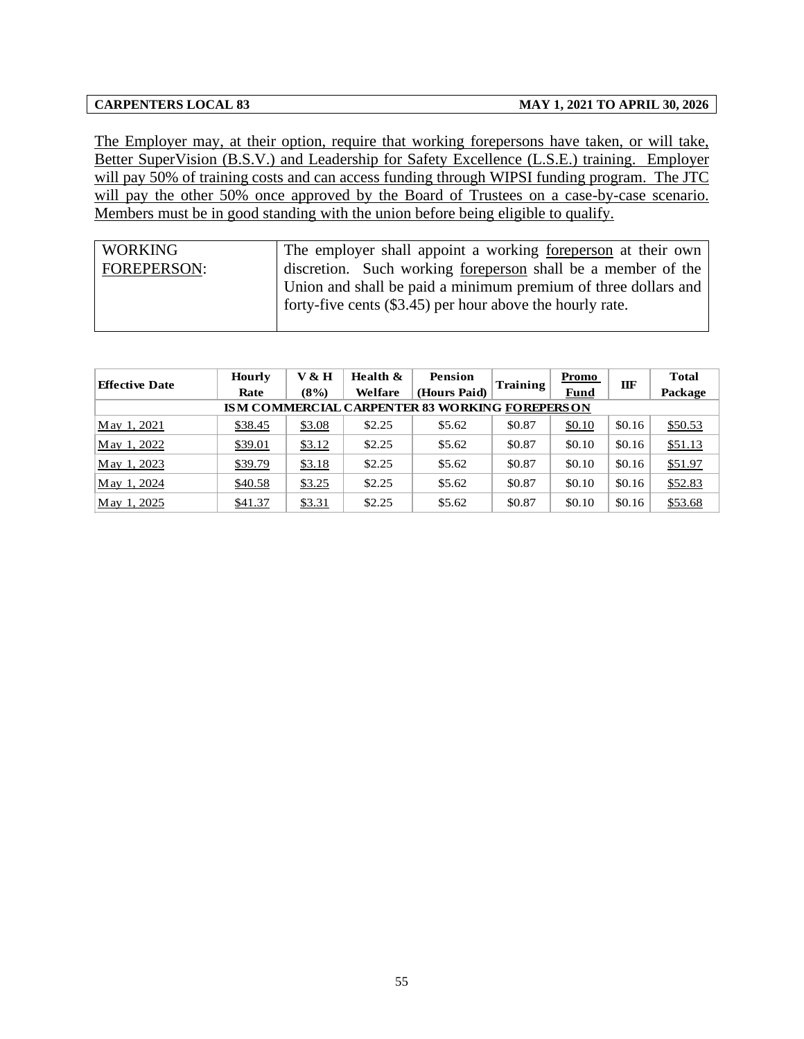The Employer may, at their option, require that working forepersons have taken, or will take, Better SuperVision (B.S.V.) and Leadership for Safety Excellence (L.S.E.) training. Employer will pay 50% of training costs and can access funding through WIPSI funding program. The JTC will pay the other 50% once approved by the Board of Trustees on a case-by-case scenario. Members must be in good standing with the union before being eligible to qualify.

| | |
|---|---|
| WORKING FOREPERSON: | The employer shall appoint a working foreperson at their own discretion. Such working foreperson shall be a member of the Union and shall be paid a minimum premium of three dollars and forty-five cents ($3.45) per hour above the hourly rate. |

| Effective Date | Hourly Rate | V & H (8%) | Health & Welfare | Pension (Hours Paid) | Training | Promo Fund | IIF | Total Package |
|---|---|---|---|---|---|---|---|---|
| **ISM COMMERCIAL CARPENTER 83 WORKING FOREPERSON** | | | | | | | | |
| May 1, 2021 | $38.45 | $3.08 | $2.25 | $5.62 | $0.87 | $0.10 | $0.16 | $50.53 |
| May 1, 2022 | $39.01 | $3.12 | $2.25 | $5.62 | $0.87 | $0.10 | $0.16 | $51.13 |
| May 1, 2023 | $39.79 | $3.18 | $2.25 | $5.62 | $0.87 | $0.10 | $0.16 | $51.97 |
| May 1, 2024 | $40.58 | $3.25 | $2.25 | $5.62 | $0.87 | $0.10 | $0.16 | $52.83 |
| May 1, 2025 | $41.37 | $3.31 | $2.25 | $5.62 | $0.87 | $0.10 | $0.16 | $53.68 |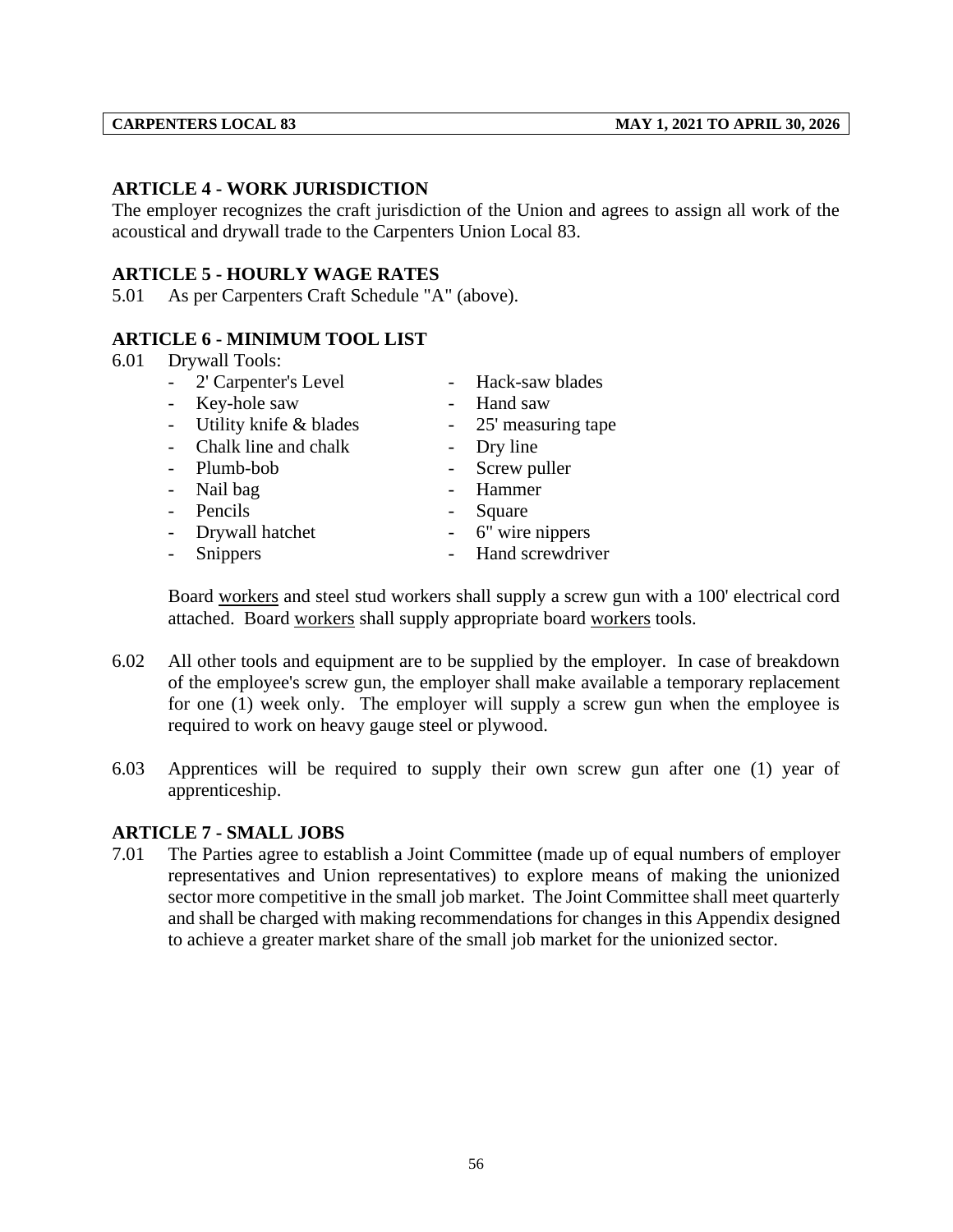## ARTICLE 4 - WORK JURISDICTION

The employer recognizes the craft jurisdiction of the Union and agrees to assign all work of the acoustical and drywall trade to the Carpenters Union Local 83.

## ARTICLE 5 - HOURLY WAGE RATES

5.01 As per Carpenters Craft Schedule "A" (above).

## ARTICLE 6 - MINIMUM TOOL LIST

6.01 Drywall Tools:

- 2' Carpenter's Level
- Key-hole saw
- Utility knife & blades
- Chalk line and chalk
- Plumb-bob
- Nail bag
- Pencils
- Drywall hatchet
- Snippers
- Hack-saw blades
- Hand saw
- 25' measuring tape
- Dry line
- Screw puller
- Hammer
- Square
- 6" wire nippers
- Hand screwdriver

Board workers and steel stud workers shall supply a screw gun with a 100' electrical cord attached. Board workers shall supply appropriate board workers tools.

6.02 All other tools and equipment are to be supplied by the employer. In case of breakdown of the employee's screw gun, the employer shall make available a temporary replacement for one (1) week only. The employer will supply a screw gun when the employee is required to work on heavy gauge steel or plywood.

6.03 Apprentices will be required to supply their own screw gun after one (1) year of apprenticeship.

## ARTICLE 7 - SMALL JOBS

7.01 The Parties agree to establish a Joint Committee (made up of equal numbers of employer representatives and Union representatives) to explore means of making the unionized sector more competitive in the small job market. The Joint Committee shall meet quarterly and shall be charged with making recommendations for changes in this Appendix designed to achieve a greater market share of the small job market for the unionized sector.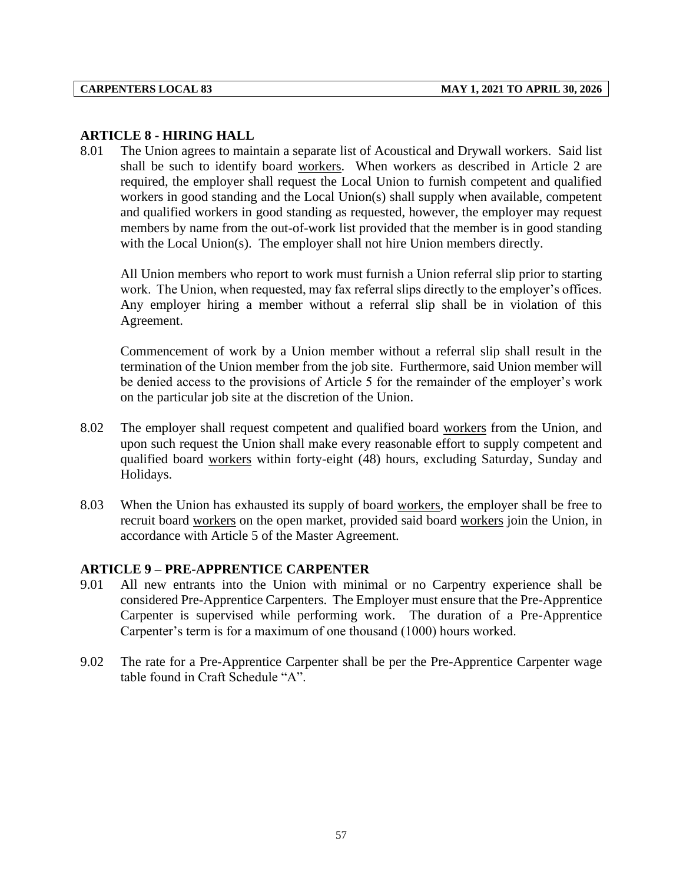## ARTICLE 8 - HIRING HALL

8.01 The Union agrees to maintain a separate list of Acoustical and Drywall workers. Said list shall be such to identify board <u>workers</u>. When workers as described in Article 2 are required, the employer shall request the Local Union to furnish competent and qualified workers in good standing and the Local Union(s) shall supply when available, competent and qualified workers in good standing as requested, however, the employer may request members by name from the out-of-work list provided that the member is in good standing with the Local Union(s). The employer shall not hire Union members directly.

All Union members who report to work must furnish a Union referral slip prior to starting work. The Union, when requested, may fax referral slips directly to the employer's offices. Any employer hiring a member without a referral slip shall be in violation of this Agreement.

Commencement of work by a Union member without a referral slip shall result in the termination of the Union member from the job site. Furthermore, said Union member will be denied access to the provisions of Article 5 for the remainder of the employer's work on the particular job site at the discretion of the Union.

8.02 The employer shall request competent and qualified board <u>workers</u> from the Union, and upon such request the Union shall make every reasonable effort to supply competent and qualified board <u>workers</u> within forty-eight (48) hours, excluding Saturday, Sunday and Holidays.

8.03 When the Union has exhausted its supply of board <u>workers</u>, the employer shall be free to recruit board <u>workers</u> on the open market, provided said board <u>workers</u> join the Union, in accordance with Article 5 of the Master Agreement.

## ARTICLE 9 – PRE-APPRENTICE CARPENTER

9.01 All new entrants into the Union with minimal or no Carpentry experience shall be considered Pre-Apprentice Carpenters. The Employer must ensure that the Pre-Apprentice Carpenter is supervised while performing work. The duration of a Pre-Apprentice Carpenter's term is for a maximum of one thousand (1000) hours worked.

9.02 The rate for a Pre-Apprentice Carpenter shall be per the Pre-Apprentice Carpenter wage table found in Craft Schedule "A".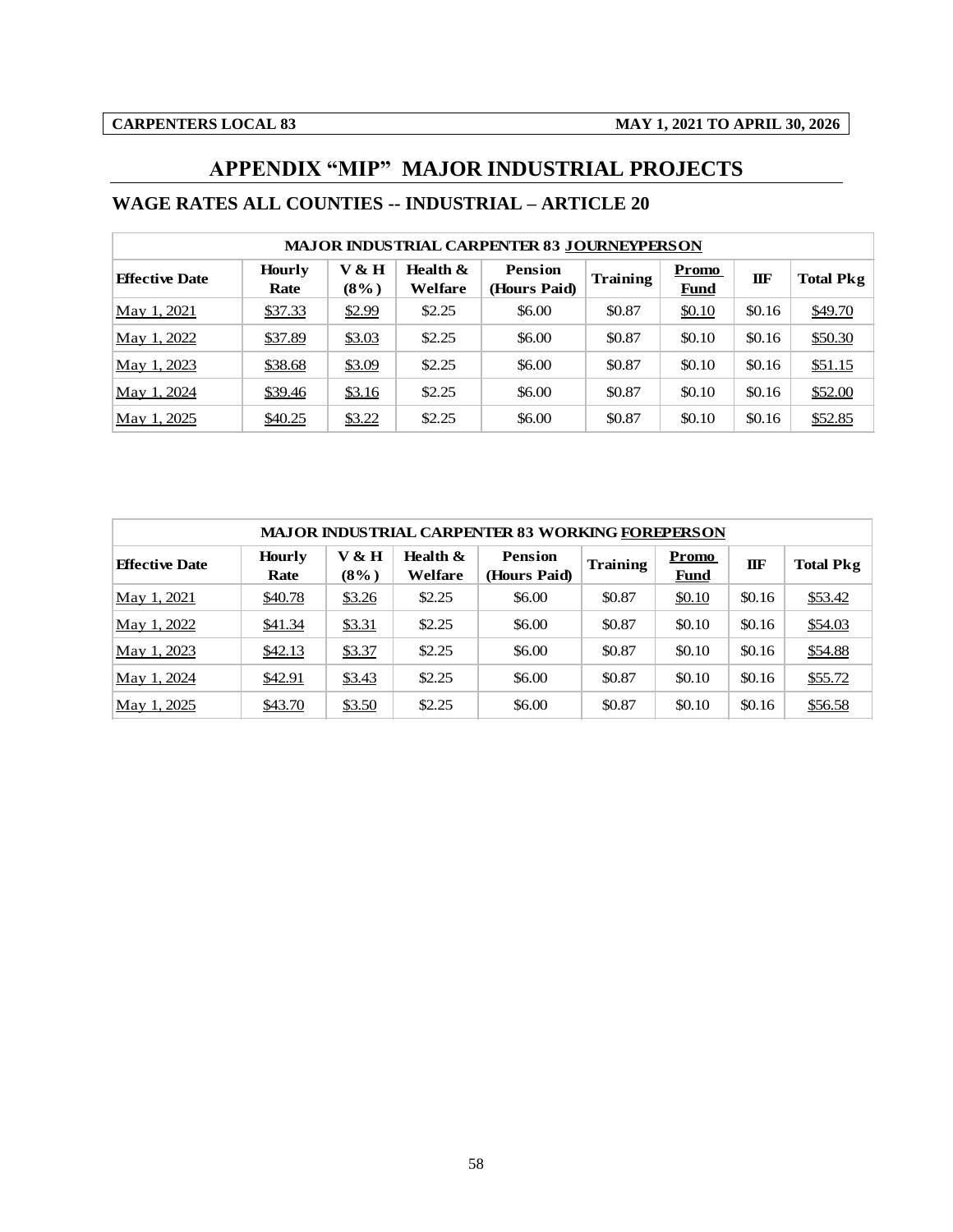CARPENTERS LOCAL 83 MAY 1, 2021 TO APRIL 30, 2026

## APPENDIX "MIP" MAJOR INDUSTRIAL PROJECTS

### WAGE RATES ALL COUNTIES -- INDUSTRIAL – ARTICLE 20

| MAJOR INDUSTRIAL CARPENTER 83 JOURNEYPERSON | | | | | | | | |
|---|---|---|---|---|---|---|---|---|
| Effective Date | Hourly Rate | V & H (8%) | Health & Welfare | Pension (Hours Paid) | Training | Promo Fund | IIF | Total Pkg |
| May 1, 2021 | $37.33 | $2.99 | $2.25 | $6.00 | $0.87 | $0.10 | $0.16 | $49.70 |
| May 1, 2022 | $37.89 | $3.03 | $2.25 | $6.00 | $0.87 | $0.10 | $0.16 | $50.30 |
| May 1, 2023 | $38.68 | $3.09 | $2.25 | $6.00 | $0.87 | $0.10 | $0.16 | $51.15 |
| May 1, 2024 | $39.46 | $3.16 | $2.25 | $6.00 | $0.87 | $0.10 | $0.16 | $52.00 |
| May 1, 2025 | $40.25 | $3.22 | $2.25 | $6.00 | $0.87 | $0.10 | $0.16 | $52.85 |

| MAJOR INDUSTRIAL CARPENTER 83 WORKING FOREPERSON | | | | | | | | |
|---|---|---|---|---|---|---|---|---|
| Effective Date | Hourly Rate | V & H (8%) | Health & Welfare | Pension (Hours Paid) | Training | Promo Fund | IIF | Total Pkg |
| May 1, 2021 | $40.78 | $3.26 | $2.25 | $6.00 | $0.87 | $0.10 | $0.16 | $53.42 |
| May 1, 2022 | $41.34 | $3.31 | $2.25 | $6.00 | $0.87 | $0.10 | $0.16 | $54.03 |
| May 1, 2023 | $42.13 | $3.37 | $2.25 | $6.00 | $0.87 | $0.10 | $0.16 | $54.88 |
| May 1, 2024 | $42.91 | $3.43 | $2.25 | $6.00 | $0.87 | $0.10 | $0.16 | $55.72 |
| May 1, 2025 | $43.70 | $3.50 | $2.25 | $6.00 | $0.87 | $0.10 | $0.16 | $56.58 |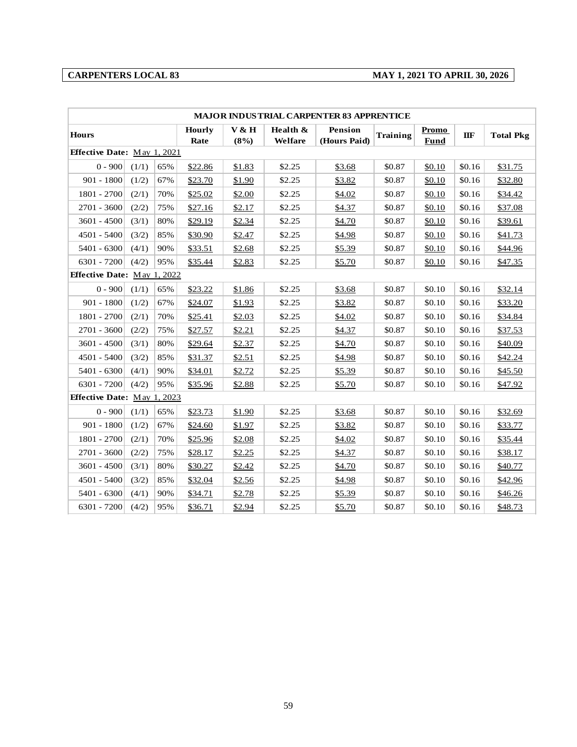**CARPENTERS LOCAL 83** **MAY 1, 2021 TO APRIL 30, 2026**

| MAJOR INDUSTRIAL CARPENTER 83 APPRENTICE | | | | | | | | | | | |
|---|---|---|---|---|---|---|---|---|---|---|---|
| **Hours** | | | **Hourly Rate** | **V & H (8%)** | **Health & Welfare** | **Pension (Hours Paid)** | **Training** | **Promo Fund** | **IIF** | **Total Pkg** |
| **Effective Date:** May 1, 2021 | | | | | | | | | | |
| 0 - 900 | (1/1) | 65% | $22.86 | $1.83 | $2.25 | $3.68 | $0.87 | $0.10 | $0.16 | $31.75 |
| 901 - 1800 | (1/2) | 67% | $23.70 | $1.90 | $2.25 | $3.82 | $0.87 | $0.10 | $0.16 | $32.80 |
| 1801 - 2700 | (2/1) | 70% | $25.02 | $2.00 | $2.25 | $4.02 | $0.87 | $0.10 | $0.16 | $34.42 |
| 2701 - 3600 | (2/2) | 75% | $27.16 | $2.17 | $2.25 | $4.37 | $0.87 | $0.10 | $0.16 | $37.08 |
| 3601 - 4500 | (3/1) | 80% | $29.19 | $2.34 | $2.25 | $4.70 | $0.87 | $0.10 | $0.16 | $39.61 |
| 4501 - 5400 | (3/2) | 85% | $30.90 | $2.47 | $2.25 | $4.98 | $0.87 | $0.10 | $0.16 | $41.73 |
| 5401 - 6300 | (4/1) | 90% | $33.51 | $2.68 | $2.25 | $5.39 | $0.87 | $0.10 | $0.16 | $44.96 |
| 6301 - 7200 | (4/2) | 95% | $35.44 | $2.83 | $2.25 | $5.70 | $0.87 | $0.10 | $0.16 | $47.35 |
| **Effective Date:** May 1, 2022 | | | | | | | | | | |
| 0 - 900 | (1/1) | 65% | $23.22 | $1.86 | $2.25 | $3.68 | $0.87 | $0.10 | $0.16 | $32.14 |
| 901 - 1800 | (1/2) | 67% | $24.07 | $1.93 | $2.25 | $3.82 | $0.87 | $0.10 | $0.16 | $33.20 |
| 1801 - 2700 | (2/1) | 70% | $25.41 | $2.03 | $2.25 | $4.02 | $0.87 | $0.10 | $0.16 | $34.84 |
| 2701 - 3600 | (2/2) | 75% | $27.57 | $2.21 | $2.25 | $4.37 | $0.87 | $0.10 | $0.16 | $37.53 |
| 3601 - 4500 | (3/1) | 80% | $29.64 | $2.37 | $2.25 | $4.70 | $0.87 | $0.10 | $0.16 | $40.09 |
| 4501 - 5400 | (3/2) | 85% | $31.37 | $2.51 | $2.25 | $4.98 | $0.87 | $0.10 | $0.16 | $42.24 |
| 5401 - 6300 | (4/1) | 90% | $34.01 | $2.72 | $2.25 | $5.39 | $0.87 | $0.10 | $0.16 | $45.50 |
| 6301 - 7200 | (4/2) | 95% | $35.96 | $2.88 | $2.25 | $5.70 | $0.87 | $0.10 | $0.16 | $47.92 |
| **Effective Date:** May 1, 2023 | | | | | | | | | | |
| 0 - 900 | (1/1) | 65% | $23.73 | $1.90 | $2.25 | $3.68 | $0.87 | $0.10 | $0.16 | $32.69 |
| 901 - 1800 | (1/2) | 67% | $24.60 | $1.97 | $2.25 | $3.82 | $0.87 | $0.10 | $0.16 | $33.77 |
| 1801 - 2700 | (2/1) | 70% | $25.96 | $2.08 | $2.25 | $4.02 | $0.87 | $0.10 | $0.16 | $35.44 |
| 2701 - 3600 | (2/2) | 75% | $28.17 | $2.25 | $2.25 | $4.37 | $0.87 | $0.10 | $0.16 | $38.17 |
| 3601 - 4500 | (3/1) | 80% | $30.27 | $2.42 | $2.25 | $4.70 | $0.87 | $0.10 | $0.16 | $40.77 |
| 4501 - 5400 | (3/2) | 85% | $32.04 | $2.56 | $2.25 | $4.98 | $0.87 | $0.10 | $0.16 | $42.96 |
| 5401 - 6300 | (4/1) | 90% | $34.71 | $2.78 | $2.25 | $5.39 | $0.87 | $0.10 | $0.16 | $46.26 |
| 6301 - 7200 | (4/2) | 95% | $36.71 | $2.94 | $2.25 | $5.70 | $0.87 | $0.10 | $0.16 | $48.73 |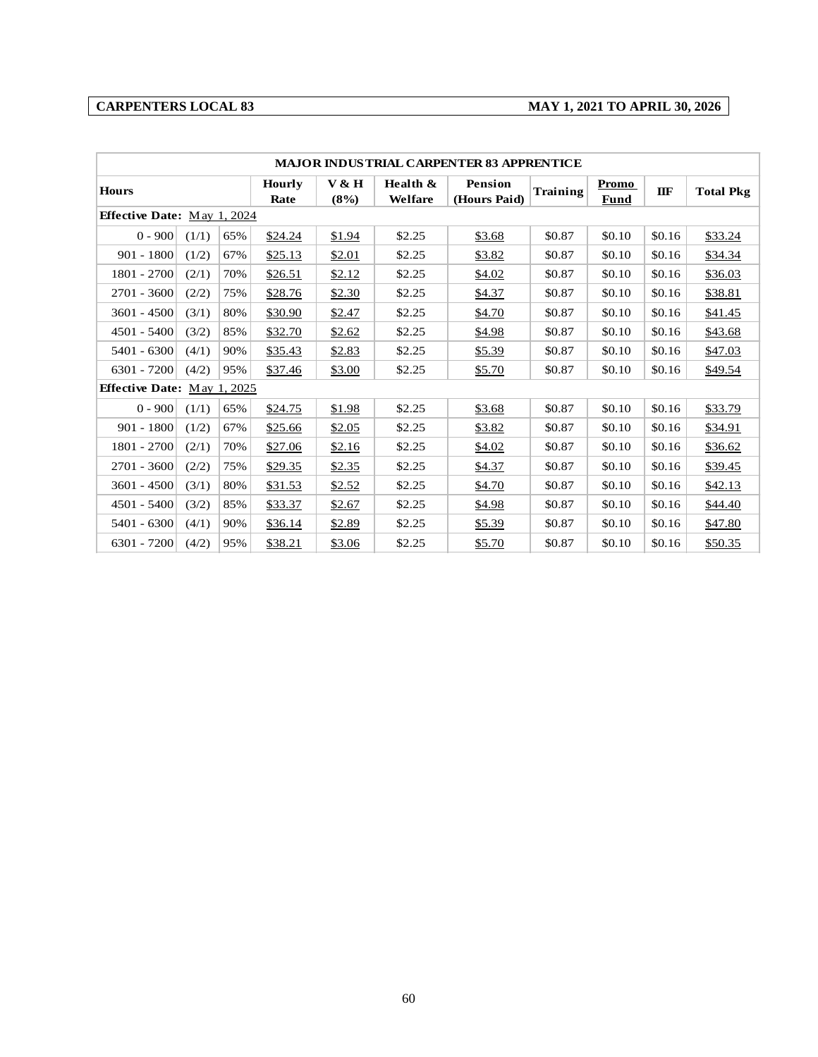| **CARPENTERS LOCAL 83** | **MAY 1, 2021 TO APRIL 30, 2026** |
|---|---|

| **MAJOR INDUSTRIAL CARPENTER 83 APPRENTICE** | | | | | | | | | | | |
|---|---|---|---|---|---|---|---|---|---|---|---|
| **Hours** | | | **Hourly Rate** | **V & H (8%)** | **Health & Welfare** | **Pension (Hours Paid)** | **Training** | **Promo Fund** | **IIF** | **Total Pkg** |
| **Effective Date:** May 1, 2024 | | | | | | | | | | |
| 0 - 900 | (1/1) | 65% | $24.24 | $1.94 | $2.25 | $3.68 | $0.87 | $0.10 | $0.16 | $33.24 |
| 901 - 1800 | (1/2) | 67% | $25.13 | $2.01 | $2.25 | $3.82 | $0.87 | $0.10 | $0.16 | $34.34 |
| 1801 - 2700 | (2/1) | 70% | $26.51 | $2.12 | $2.25 | $4.02 | $0.87 | $0.10 | $0.16 | $36.03 |
| 2701 - 3600 | (2/2) | 75% | $28.76 | $2.30 | $2.25 | $4.37 | $0.87 | $0.10 | $0.16 | $38.81 |
| 3601 - 4500 | (3/1) | 80% | $30.90 | $2.47 | $2.25 | $4.70 | $0.87 | $0.10 | $0.16 | $41.45 |
| 4501 - 5400 | (3/2) | 85% | $32.70 | $2.62 | $2.25 | $4.98 | $0.87 | $0.10 | $0.16 | $43.68 |
| 5401 - 6300 | (4/1) | 90% | $35.43 | $2.83 | $2.25 | $5.39 | $0.87 | $0.10 | $0.16 | $47.03 |
| 6301 - 7200 | (4/2) | 95% | $37.46 | $3.00 | $2.25 | $5.70 | $0.87 | $0.10 | $0.16 | $49.54 |
| **Effective Date:** May 1, 2025 | | | | | | | | | | |
| 0 - 900 | (1/1) | 65% | $24.75 | $1.98 | $2.25 | $3.68 | $0.87 | $0.10 | $0.16 | $33.79 |
| 901 - 1800 | (1/2) | 67% | $25.66 | $2.05 | $2.25 | $3.82 | $0.87 | $0.10 | $0.16 | $34.91 |
| 1801 - 2700 | (2/1) | 70% | $27.06 | $2.16 | $2.25 | $4.02 | $0.87 | $0.10 | $0.16 | $36.62 |
| 2701 - 3600 | (2/2) | 75% | $29.35 | $2.35 | $2.25 | $4.37 | $0.87 | $0.10 | $0.16 | $39.45 |
| 3601 - 4500 | (3/1) | 80% | $31.53 | $2.52 | $2.25 | $4.70 | $0.87 | $0.10 | $0.16 | $42.13 |
| 4501 - 5400 | (3/2) | 85% | $33.37 | $2.67 | $2.25 | $4.98 | $0.87 | $0.10 | $0.16 | $44.40 |
| 5401 - 6300 | (4/1) | 90% | $36.14 | $2.89 | $2.25 | $5.39 | $0.87 | $0.10 | $0.16 | $47.80 |
| 6301 - 7200 | (4/2) | 95% | $38.21 | $3.06 | $2.25 | $5.70 | $0.87 | $0.10 | $0.16 | $50.35 |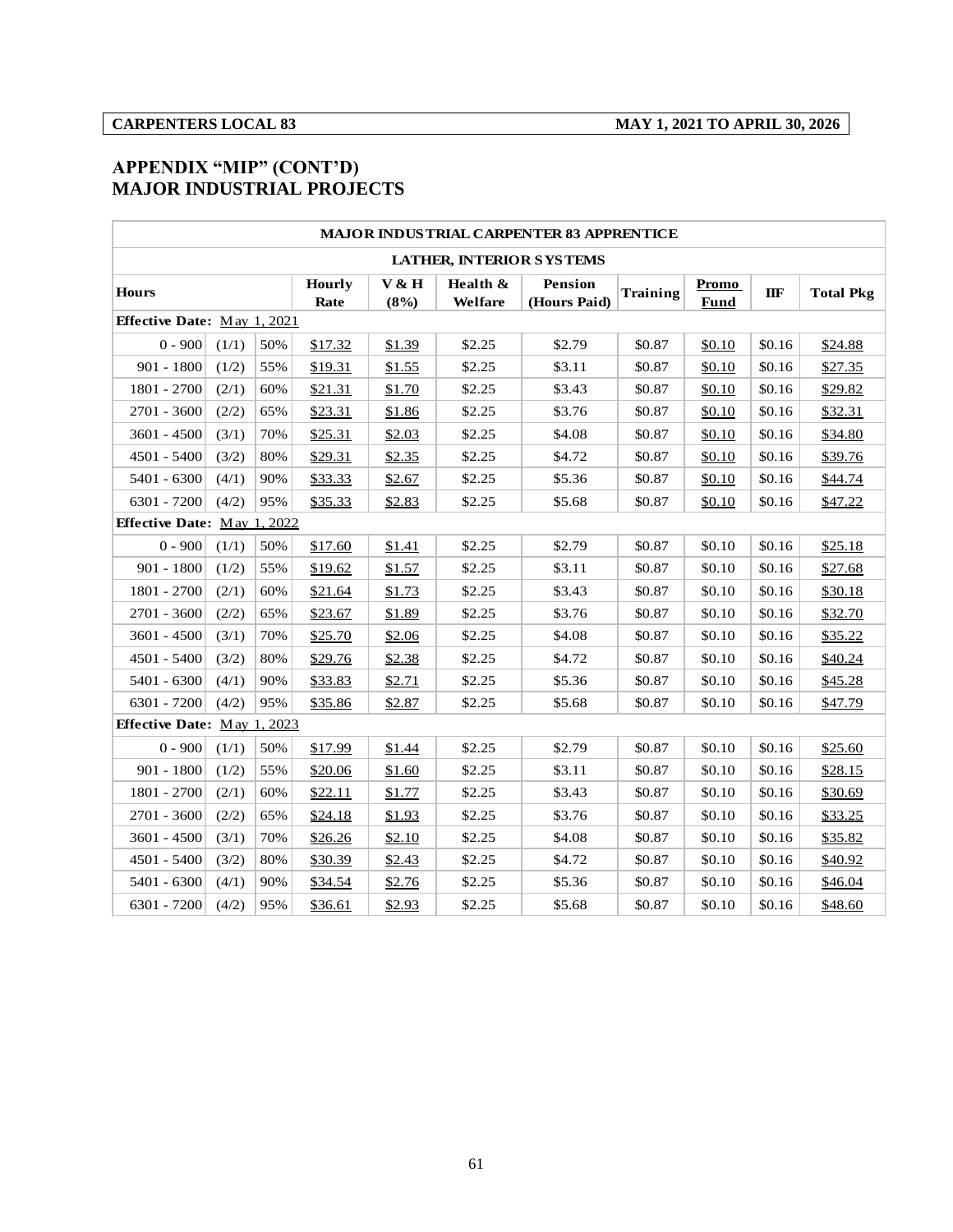## APPENDIX "MIP" (CONT'D)
## MAJOR INDUSTRIAL PROJECTS

| MAJOR INDUSTRIAL CARPENTER 83 APPRENTICE | | | | | | | | | | | |
|---|---|---|---|---|---|---|---|---|---|---|---|
| LATHER, INTERIOR SYSTEMS | | | | | | | | | | | |
| Hours | | | Hourly Rate | V & H (8%) | Health & Welfare | Pension (Hours Paid) | Training | Promo Fund | IIF | Total Pkg |
| Effective Date: May 1, 2021 | | | | | | | | | | |
| 0 - 900 | (1/1) | 50% | $17.32 | $1.39 | $2.25 | $2.79 | $0.87 | $0.10 | $0.16 | $24.88 |
| 901 - 1800 | (1/2) | 55% | $19.31 | $1.55 | $2.25 | $3.11 | $0.87 | $0.10 | $0.16 | $27.35 |
| 1801 - 2700 | (2/1) | 60% | $21.31 | $1.70 | $2.25 | $3.43 | $0.87 | $0.10 | $0.16 | $29.82 |
| 2701 - 3600 | (2/2) | 65% | $23.31 | $1.86 | $2.25 | $3.76 | $0.87 | $0.10 | $0.16 | $32.31 |
| 3601 - 4500 | (3/1) | 70% | $25.31 | $2.03 | $2.25 | $4.08 | $0.87 | $0.10 | $0.16 | $34.80 |
| 4501 - 5400 | (3/2) | 80% | $29.31 | $2.35 | $2.25 | $4.72 | $0.87 | $0.10 | $0.16 | $39.76 |
| 5401 - 6300 | (4/1) | 90% | $33.33 | $2.67 | $2.25 | $5.36 | $0.87 | $0.10 | $0.16 | $44.74 |
| 6301 - 7200 | (4/2) | 95% | $35.33 | $2.83 | $2.25 | $5.68 | $0.87 | $0.10 | $0.16 | $47.22 |
| Effective Date: May 1, 2022 | | | | | | | | | | |
| 0 - 900 | (1/1) | 50% | $17.60 | $1.41 | $2.25 | $2.79 | $0.87 | $0.10 | $0.16 | $25.18 |
| 901 - 1800 | (1/2) | 55% | $19.62 | $1.57 | $2.25 | $3.11 | $0.87 | $0.10 | $0.16 | $27.68 |
| 1801 - 2700 | (2/1) | 60% | $21.64 | $1.73 | $2.25 | $3.43 | $0.87 | $0.10 | $0.16 | $30.18 |
| 2701 - 3600 | (2/2) | 65% | $23.67 | $1.89 | $2.25 | $3.76 | $0.87 | $0.10 | $0.16 | $32.70 |
| 3601 - 4500 | (3/1) | 70% | $25.70 | $2.06 | $2.25 | $4.08 | $0.87 | $0.10 | $0.16 | $35.22 |
| 4501 - 5400 | (3/2) | 80% | $29.76 | $2.38 | $2.25 | $4.72 | $0.87 | $0.10 | $0.16 | $40.24 |
| 5401 - 6300 | (4/1) | 90% | $33.83 | $2.71 | $2.25 | $5.36 | $0.87 | $0.10 | $0.16 | $45.28 |
| 6301 - 7200 | (4/2) | 95% | $35.86 | $2.87 | $2.25 | $5.68 | $0.87 | $0.10 | $0.16 | $47.79 |
| Effective Date: May 1, 2023 | | | | | | | | | | |
| 0 - 900 | (1/1) | 50% | $17.99 | $1.44 | $2.25 | $2.79 | $0.87 | $0.10 | $0.16 | $25.60 |
| 901 - 1800 | (1/2) | 55% | $20.06 | $1.60 | $2.25 | $3.11 | $0.87 | $0.10 | $0.16 | $28.15 |
| 1801 - 2700 | (2/1) | 60% | $22.11 | $1.77 | $2.25 | $3.43 | $0.87 | $0.10 | $0.16 | $30.69 |
| 2701 - 3600 | (2/2) | 65% | $24.18 | $1.93 | $2.25 | $3.76 | $0.87 | $0.10 | $0.16 | $33.25 |
| 3601 - 4500 | (3/1) | 70% | $26.26 | $2.10 | $2.25 | $4.08 | $0.87 | $0.10 | $0.16 | $35.82 |
| 4501 - 5400 | (3/2) | 80% | $30.39 | $2.43 | $2.25 | $4.72 | $0.87 | $0.10 | $0.16 | $40.92 |
| 5401 - 6300 | (4/1) | 90% | $34.54 | $2.76 | $2.25 | $5.36 | $0.87 | $0.10 | $0.16 | $46.04 |
| 6301 - 7200 | (4/2) | 95% | $36.61 | $2.93 | $2.25 | $5.68 | $0.87 | $0.10 | $0.16 | $48.60 |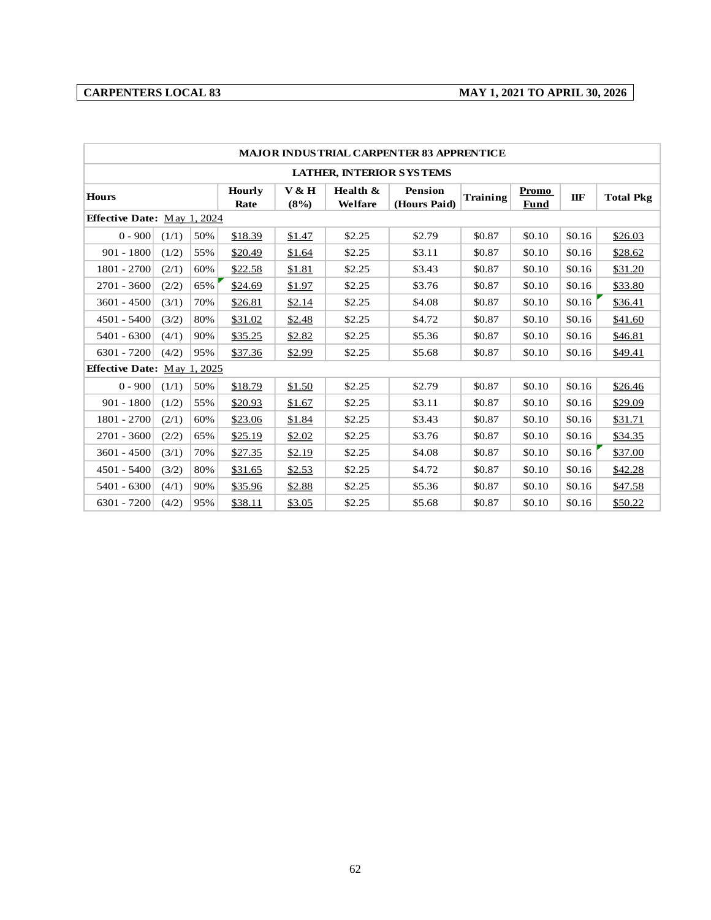| CARPENTERS LOCAL 83 | MAY 1, 2021 TO APRIL 30, 2026 |
|---|---|

| MAJOR INDUSTRIAL CARPENTER 83 APPRENTICE | | | | | | | | | | | |
|---|---|---|---|---|---|---|---|---|---|---|---|
| LATHER, INTERIOR SYSTEMS | | | | | | | | | | | |
| Hours | | | Hourly Rate | V & H (8%) | Health & Welfare | Pension (Hours Paid) | Training | Promo Fund | IIF | Total Pkg |
| **Effective Date:** May 1, 2024 | | | | | | | | | | |
| 0 - 900 | (1/1) | 50% | $18.39 | $1.47 | $2.25 | $2.79 | $0.87 | $0.10 | $0.16 | $26.03 |
| 901 - 1800 | (1/2) | 55% | $20.49 | $1.64 | $2.25 | $3.11 | $0.87 | $0.10 | $0.16 | $28.62 |
| 1801 - 2700 | (2/1) | 60% | $22.58 | $1.81 | $2.25 | $3.43 | $0.87 | $0.10 | $0.16 | $31.20 |
| 2701 - 3600 | (2/2) | 65% | $24.69 | $1.97 | $2.25 | $3.76 | $0.87 | $0.10 | $0.16 | $33.80 |
| 3601 - 4500 | (3/1) | 70% | $26.81 | $2.14 | $2.25 | $4.08 | $0.87 | $0.10 | $0.16 | $36.41 |
| 4501 - 5400 | (3/2) | 80% | $31.02 | $2.48 | $2.25 | $4.72 | $0.87 | $0.10 | $0.16 | $41.60 |
| 5401 - 6300 | (4/1) | 90% | $35.25 | $2.82 | $2.25 | $5.36 | $0.87 | $0.10 | $0.16 | $46.81 |
| 6301 - 7200 | (4/2) | 95% | $37.36 | $2.99 | $2.25 | $5.68 | $0.87 | $0.10 | $0.16 | $49.41 |
| **Effective Date:** May 1, 2025 | | | | | | | | | | |
| 0 - 900 | (1/1) | 50% | $18.79 | $1.50 | $2.25 | $2.79 | $0.87 | $0.10 | $0.16 | $26.46 |
| 901 - 1800 | (1/2) | 55% | $20.93 | $1.67 | $2.25 | $3.11 | $0.87 | $0.10 | $0.16 | $29.09 |
| 1801 - 2700 | (2/1) | 60% | $23.06 | $1.84 | $2.25 | $3.43 | $0.87 | $0.10 | $0.16 | $31.71 |
| 2701 - 3600 | (2/2) | 65% | $25.19 | $2.02 | $2.25 | $3.76 | $0.87 | $0.10 | $0.16 | $34.35 |
| 3601 - 4500 | (3/1) | 70% | $27.35 | $2.19 | $2.25 | $4.08 | $0.87 | $0.10 | $0.16 | $37.00 |
| 4501 - 5400 | (3/2) | 80% | $31.65 | $2.53 | $2.25 | $4.72 | $0.87 | $0.10 | $0.16 | $42.28 |
| 5401 - 6300 | (4/1) | 90% | $35.96 | $2.88 | $2.25 | $5.36 | $0.87 | $0.10 | $0.16 | $47.58 |
| 6301 - 7200 | (4/2) | 95% | $38.11 | $3.05 | $2.25 | $5.68 | $0.87 | $0.10 | $0.16 | $50.22 |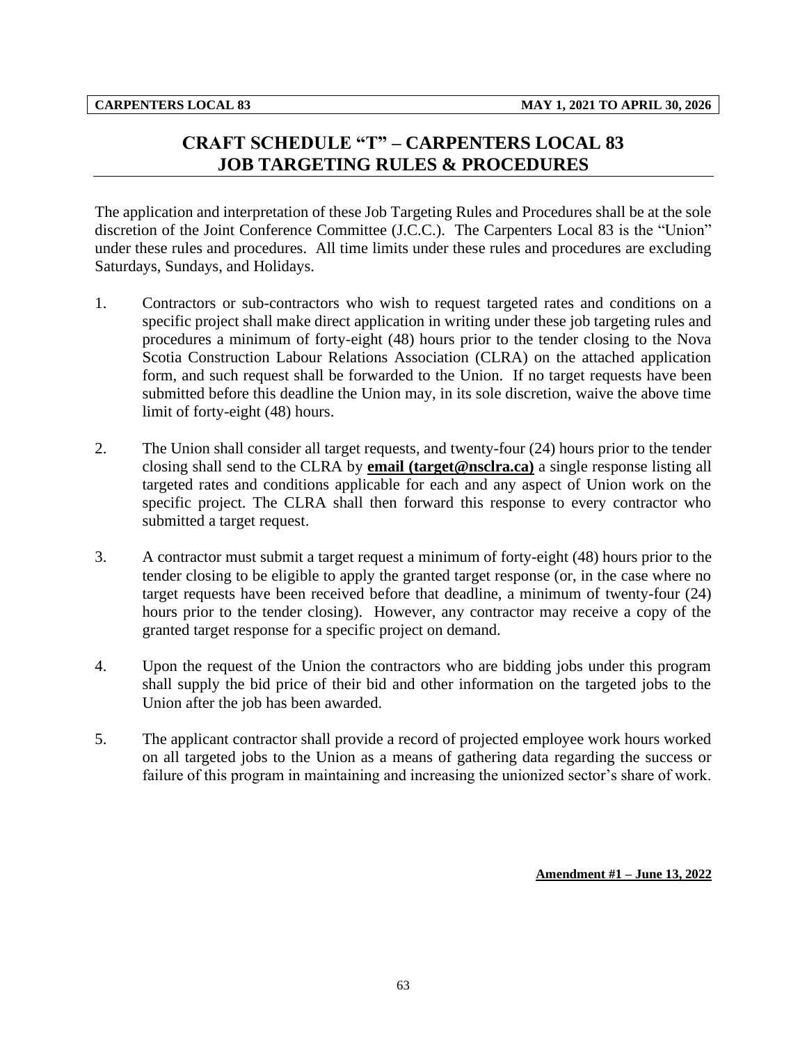# CRAFT SCHEDULE "T" – CARPENTERS LOCAL 83
# JOB TARGETING RULES & PROCEDURES

The application and interpretation of these Job Targeting Rules and Procedures shall be at the sole discretion of the Joint Conference Committee (J.C.C.). The Carpenters Local 83 is the "Union" under these rules and procedures. All time limits under these rules and procedures are excluding Saturdays, Sundays, and Holidays.

1. Contractors or sub-contractors who wish to request targeted rates and conditions on a specific project shall make direct application in writing under these job targeting rules and procedures a minimum of forty-eight (48) hours prior to the tender closing to the Nova Scotia Construction Labour Relations Association (CLRA) on the attached application form, and such request shall be forwarded to the Union. If no target requests have been submitted before this deadline the Union may, in its sole discretion, waive the above time limit of forty-eight (48) hours.

2. The Union shall consider all target requests, and twenty-four (24) hours prior to the tender closing shall send to the CLRA by **email (target@nsclra.ca)** a single response listing all targeted rates and conditions applicable for each and any aspect of Union work on the specific project. The CLRA shall then forward this response to every contractor who submitted a target request.

3. A contractor must submit a target request a minimum of forty-eight (48) hours prior to the tender closing to be eligible to apply the granted target response (or, in the case where no target requests have been received before that deadline, a minimum of twenty-four (24) hours prior to the tender closing). However, any contractor may receive a copy of the granted target response for a specific project on demand.

4. Upon the request of the Union the contractors who are bidding jobs under this program shall supply the bid price of their bid and other information on the targeted jobs to the Union after the job has been awarded.

5. The applicant contractor shall provide a record of projected employee work hours worked on all targeted jobs to the Union as a means of gathering data regarding the success or failure of this program in maintaining and increasing the unionized sector's share of work.

**Amendment #1 – June 13, 2022**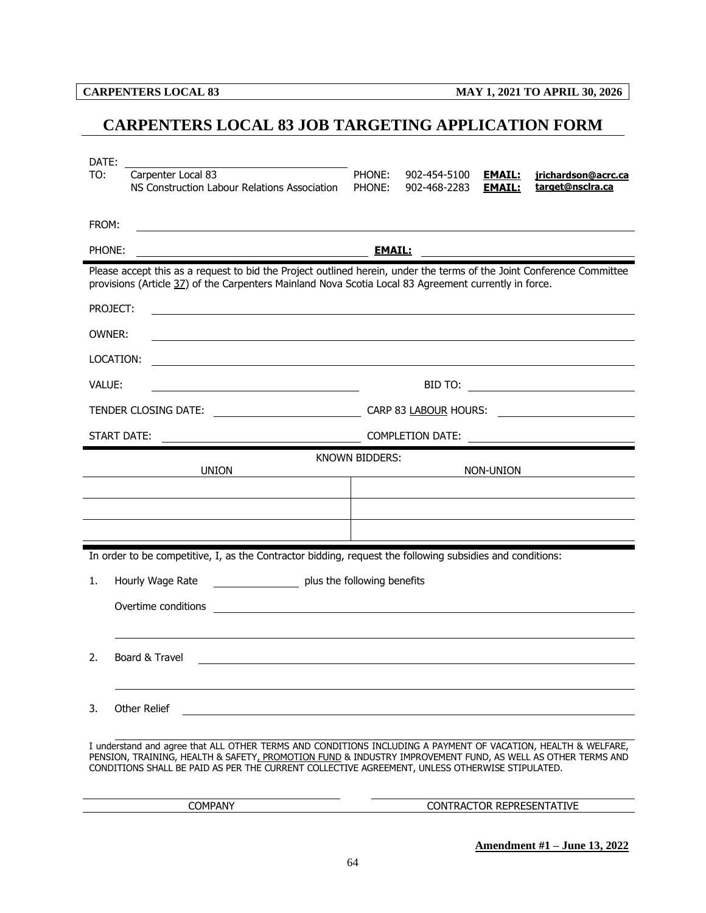# CARPENTERS LOCAL 83 JOB TARGETING APPLICATION FORM

DATE: ______________________________

| | | | | | |
|---|---|---|---|---|---|
| TO: | Carpenter Local 83 | PHONE: | 902-454-5100 | **EMAIL:** | **jrichardson@acrc.ca** |
| | NS Construction Labour Relations Association | PHONE: | 902-468-2283 | **EMAIL:** | **target@nsclra.ca** |

FROM: ______________________________

PHONE: ______________________________ **EMAIL:** ______________________________

Please accept this as a request to bid the Project outlined herein, under the terms of the Joint Conference Committee provisions (Article 37) of the Carpenters Mainland Nova Scotia Local 83 Agreement currently in force.

PROJECT: ______________________________

OWNER: ______________________________

LOCATION: ______________________________

VALUE: ______________________________ BID TO: ______________________________

TENDER CLOSING DATE: ______________________________ CARP 83 LABOUR HOURS: ______________________________

START DATE: ______________________________ COMPLETION DATE: ______________________________

KNOWN BIDDERS:

| UNION | NON-UNION |
|---|---|
| | |
| | |
| | |

In order to be competitive, I, as the Contractor bidding, request the following subsidies and conditions:

1. Hourly Wage Rate ______________ plus the following benefits

   Overtime conditions ______________________________

2. Board & Travel ______________________________

3. Other Relief ______________________________

I UNDERSTAND AND AGREE THAT ALL OTHER TERMS AND CONDITIONS INCLUDING A PAYMENT OF VACATION, HEALTH & WELFARE, PENSION, TRAINING, HEALTH & SAFETY, PROMOTION FUND & INDUSTRY IMPROVEMENT FUND, AS WELL AS OTHER TERMS AND CONDITIONS SHALL BE PAID AS PER THE CURRENT COLLECTIVE AGREEMENT, UNLESS OTHERWISE STIPULATED.

______________________________ ______________________________

COMPANY CONTRACTOR REPRESENTATIVE

**Amendment #1 – June 13, 2022**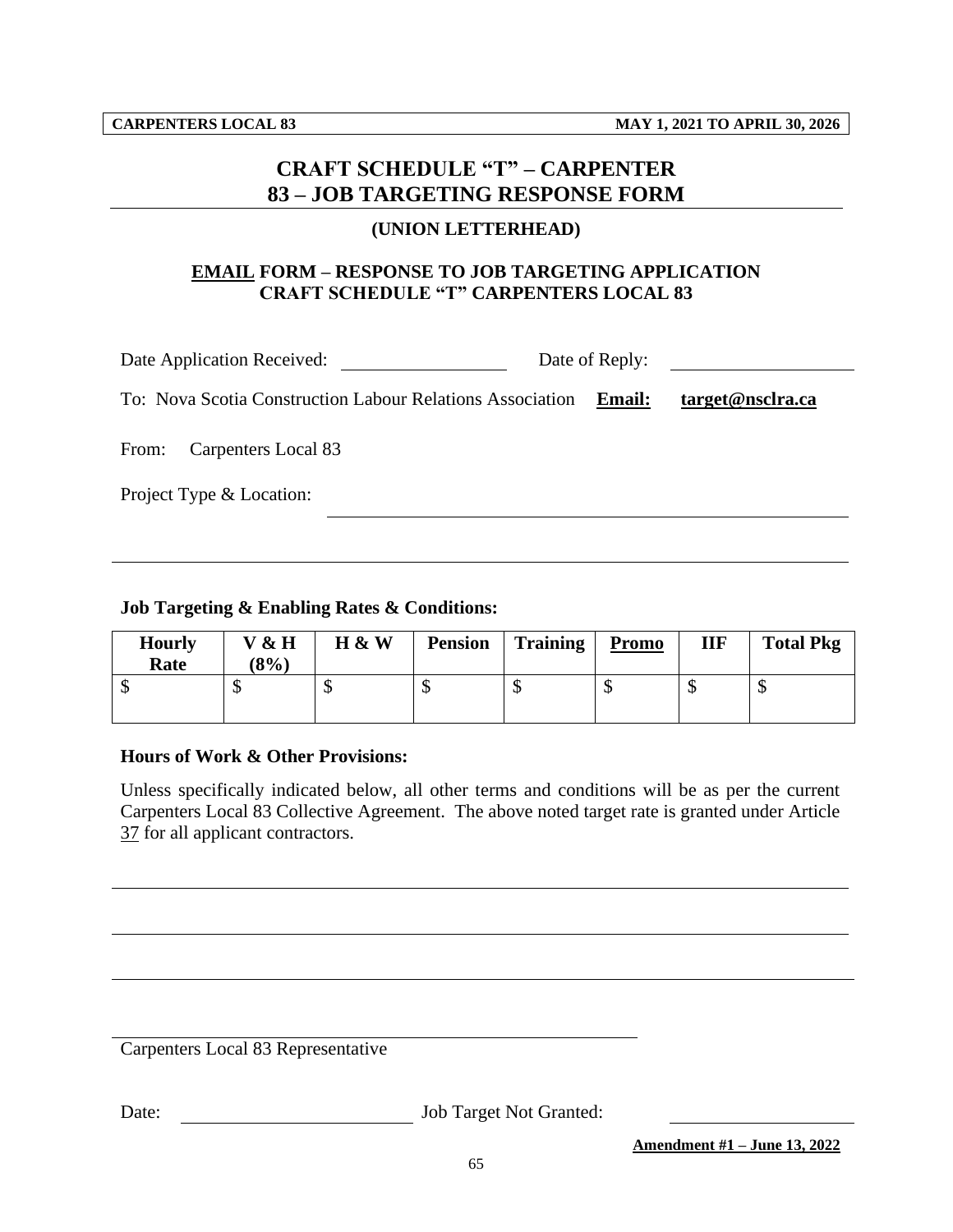# CRAFT SCHEDULE "T" – CARPENTER 83 – JOB TARGETING RESPONSE FORM

**(UNION LETTERHEAD)**

**EMAIL FORM – RESPONSE TO JOB TARGETING APPLICATION**
**CRAFT SCHEDULE "T" CARPENTERS LOCAL 83**

Date Application Received: ____________________ Date of Reply: ____________________

To: Nova Scotia Construction Labour Relations Association **Email:** **target@nsclra.ca**

From: Carpenters Local 83

Project Type & Location: ______________________________________________

______________________________________________________________________

**Job Targeting & Enabling Rates & Conditions:**

| Hourly Rate | V & H (8%) | H & W | Pension | Training | Promo | IIF | Total Pkg |
|---|---|---|---|---|---|---|---|
| $ | $ | $ | $ | $ | $ | $ | $ |

**Hours of Work & Other Provisions:**

Unless specifically indicated below, all other terms and conditions will be as per the current Carpenters Local 83 Collective Agreement. The above noted target rate is granted under Article 37 for all applicant contractors.

______________________________________________________________________

______________________________________________________________________

______________________________________________________________________

______________________________________________________
Carpenters Local 83 Representative

Date: ____________________ Job Target Not Granted: ____________________

**Amendment #1 – June 13, 2022**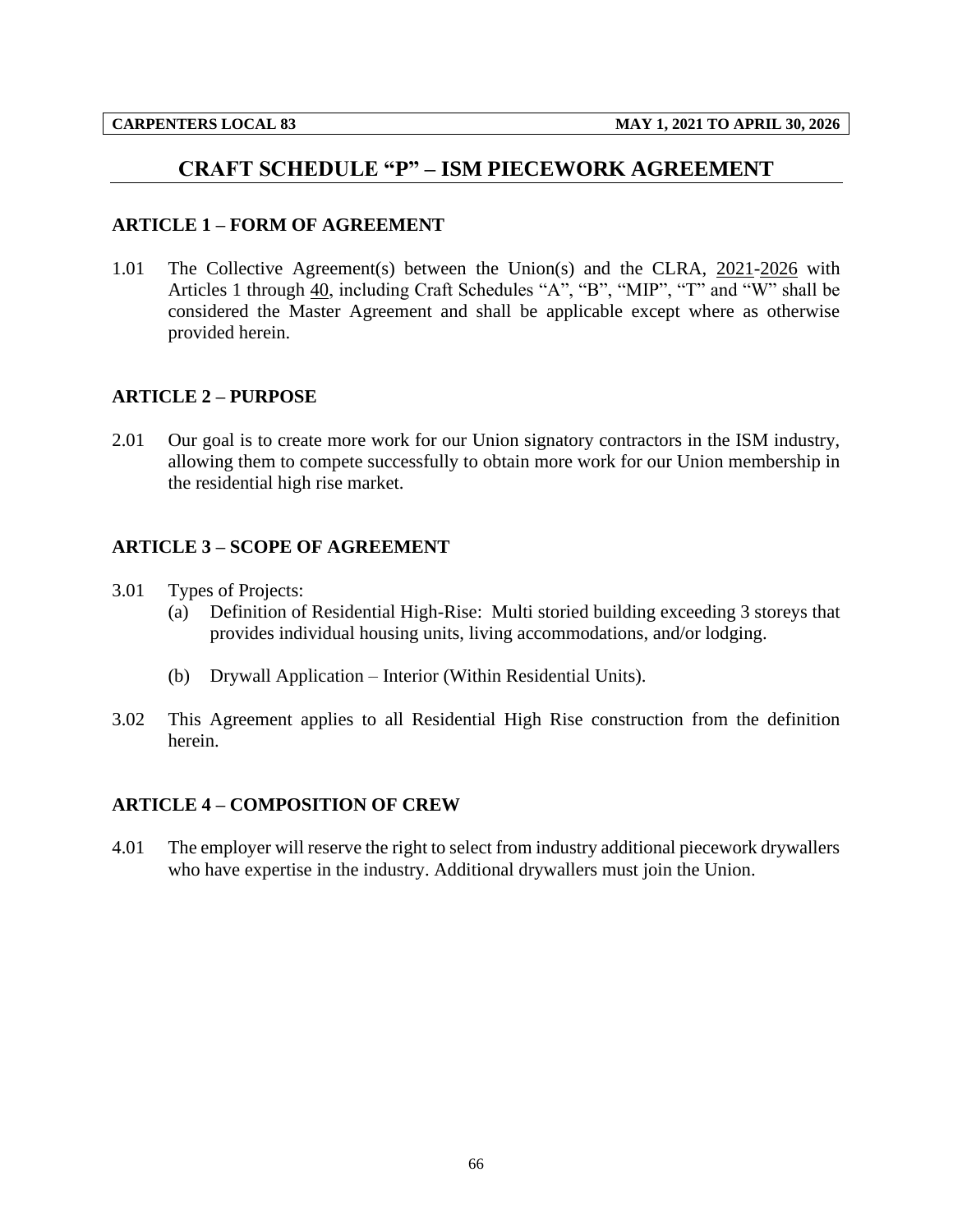# CRAFT SCHEDULE "P" – ISM PIECEWORK AGREEMENT

## ARTICLE 1 – FORM OF AGREEMENT

1.01 The Collective Agreement(s) between the Union(s) and the CLRA, 2021-2026 with Articles 1 through 40, including Craft Schedules "A", "B", "MIP", "T" and "W" shall be considered the Master Agreement and shall be applicable except where as otherwise provided herein.

## ARTICLE 2 – PURPOSE

2.01 Our goal is to create more work for our Union signatory contractors in the ISM industry, allowing them to compete successfully to obtain more work for our Union membership in the residential high rise market.

## ARTICLE 3 – SCOPE OF AGREEMENT

3.01 Types of Projects:

(a) Definition of Residential High-Rise: Multi storied building exceeding 3 storeys that provides individual housing units, living accommodations, and/or lodging.

(b) Drywall Application – Interior (Within Residential Units).

3.02 This Agreement applies to all Residential High Rise construction from the definition herein.

## ARTICLE 4 – COMPOSITION OF CREW

4.01 The employer will reserve the right to select from industry additional piecework drywallers who have expertise in the industry. Additional drywallers must join the Union.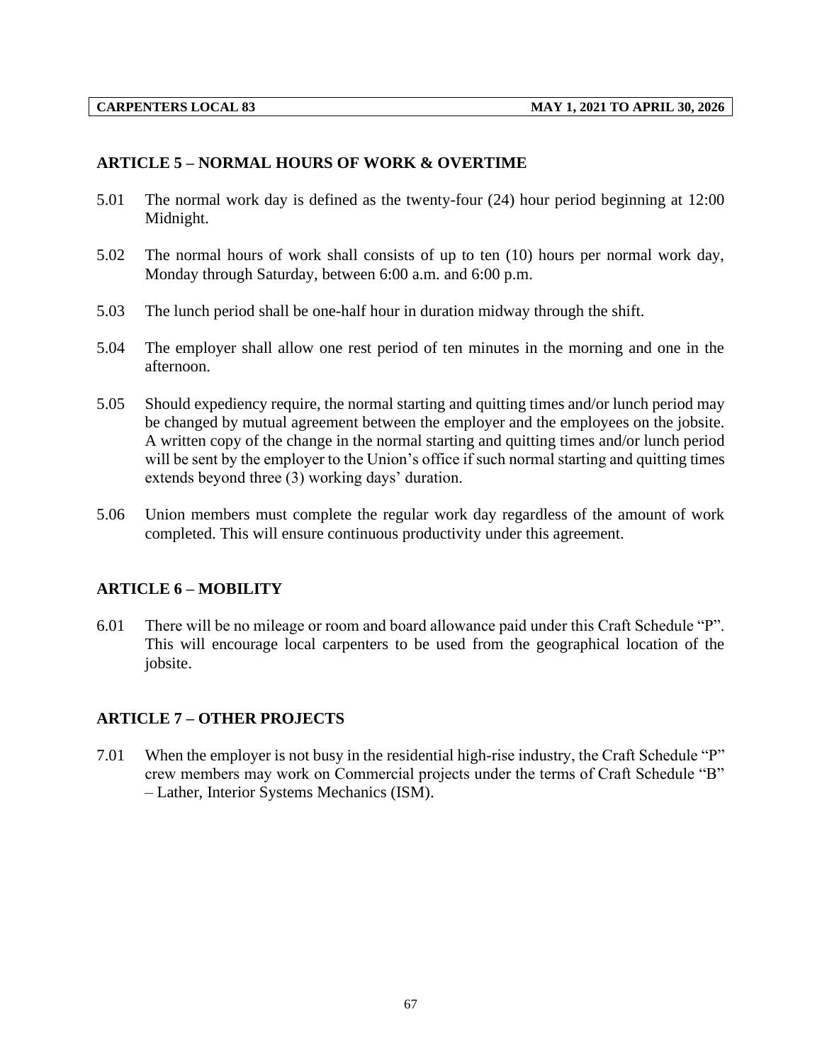## ARTICLE 5 – NORMAL HOURS OF WORK & OVERTIME

5.01 The normal work day is defined as the twenty-four (24) hour period beginning at 12:00 Midnight.

5.02 The normal hours of work shall consists of up to ten (10) hours per normal work day, Monday through Saturday, between 6:00 a.m. and 6:00 p.m.

5.03 The lunch period shall be one-half hour in duration midway through the shift.

5.04 The employer shall allow one rest period of ten minutes in the morning and one in the afternoon.

5.05 Should expediency require, the normal starting and quitting times and/or lunch period may be changed by mutual agreement between the employer and the employees on the jobsite. A written copy of the change in the normal starting and quitting times and/or lunch period will be sent by the employer to the Union's office if such normal starting and quitting times extends beyond three (3) working days' duration.

5.06 Union members must complete the regular work day regardless of the amount of work completed. This will ensure continuous productivity under this agreement.

## ARTICLE 6 – MOBILITY

6.01 There will be no mileage or room and board allowance paid under this Craft Schedule "P". This will encourage local carpenters to be used from the geographical location of the jobsite.

## ARTICLE 7 – OTHER PROJECTS

7.01 When the employer is not busy in the residential high-rise industry, the Craft Schedule "P" crew members may work on Commercial projects under the terms of Craft Schedule "B" – Lather, Interior Systems Mechanics (ISM).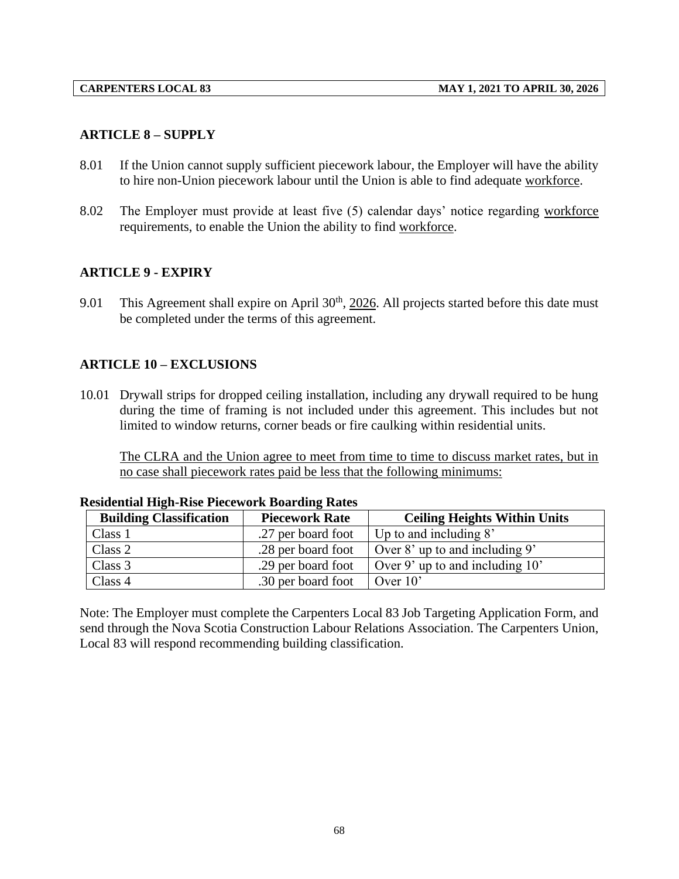## ARTICLE 8 – SUPPLY

8.01 If the Union cannot supply sufficient piecework labour, the Employer will have the ability to hire non-Union piecework labour until the Union is able to find adequate workforce.

8.02 The Employer must provide at least five (5) calendar days' notice regarding workforce requirements, to enable the Union the ability to find workforce.

## ARTICLE 9 - EXPIRY

9.01 This Agreement shall expire on April 30th, 2026. All projects started before this date must be completed under the terms of this agreement.

## ARTICLE 10 – EXCLUSIONS

10.01 Drywall strips for dropped ceiling installation, including any drywall required to be hung during the time of framing is not included under this agreement. This includes but not limited to window returns, corner beads or fire caulking within residential units.

The CLRA and the Union agree to meet from time to time to discuss market rates, but in no case shall piecework rates paid be less that the following minimums:

**Residential High-Rise Piecework Boarding Rates**

| Building Classification | Piecework Rate | Ceiling Heights Within Units |
|---|---|---|
| Class 1 | .27 per board foot | Up to and including 8' |
| Class 2 | .28 per board foot | Over 8' up to and including 9' |
| Class 3 | .29 per board foot | Over 9' up to and including 10' |
| Class 4 | .30 per board foot | Over 10' |

Note: The Employer must complete the Carpenters Local 83 Job Targeting Application Form, and send through the Nova Scotia Construction Labour Relations Association. The Carpenters Union, Local 83 will respond recommending building classification.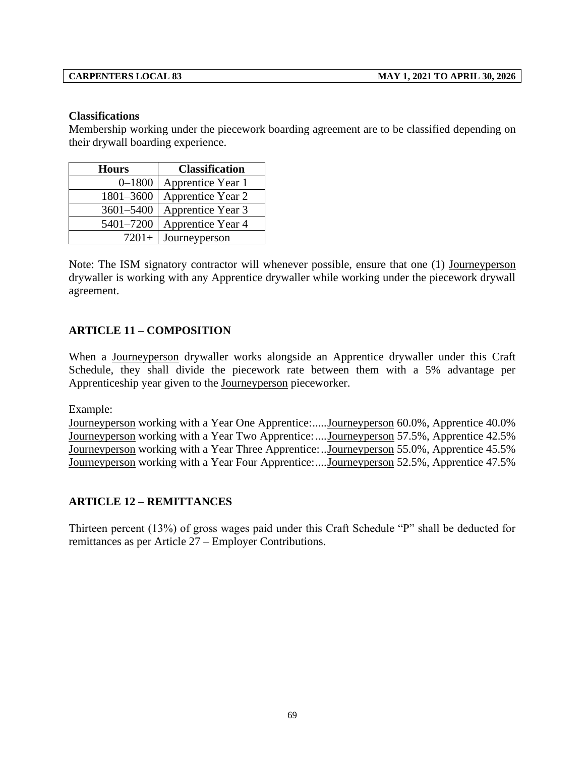**Classifications**

Membership working under the piecework boarding agreement are to be classified depending on their drywall boarding experience.

| Hours | Classification |
|---|---|
| 0–1800 | Apprentice Year 1 |
| 1801–3600 | Apprentice Year 2 |
| 3601–5400 | Apprentice Year 3 |
| 5401–7200 | Apprentice Year 4 |
| 7201+ | Journeyperson |

Note: The ISM signatory contractor will whenever possible, ensure that one (1) Journeyperson drywaller is working with any Apprentice drywaller while working under the piecework drywall agreement.

## ARTICLE 11 – COMPOSITION

When a Journeyperson drywaller works alongside an Apprentice drywaller under this Craft Schedule, they shall divide the piecework rate between them with a 5% advantage per Apprenticeship year given to the Journeyperson pieceworker.

Example:

Journeyperson working with a Year One Apprentice:.....Journeyperson 60.0%, Apprentice 40.0%
Journeyperson working with a Year Two Apprentice:....Journeyperson 57.5%, Apprentice 42.5%
Journeyperson working with a Year Three Apprentice:..Journeyperson 55.0%, Apprentice 45.5%
Journeyperson working with a Year Four Apprentice:....Journeyperson 52.5%, Apprentice 47.5%

## ARTICLE 12 – REMITTANCES

Thirteen percent (13%) of gross wages paid under this Craft Schedule "P" shall be deducted for remittances as per Article 27 – Employer Contributions.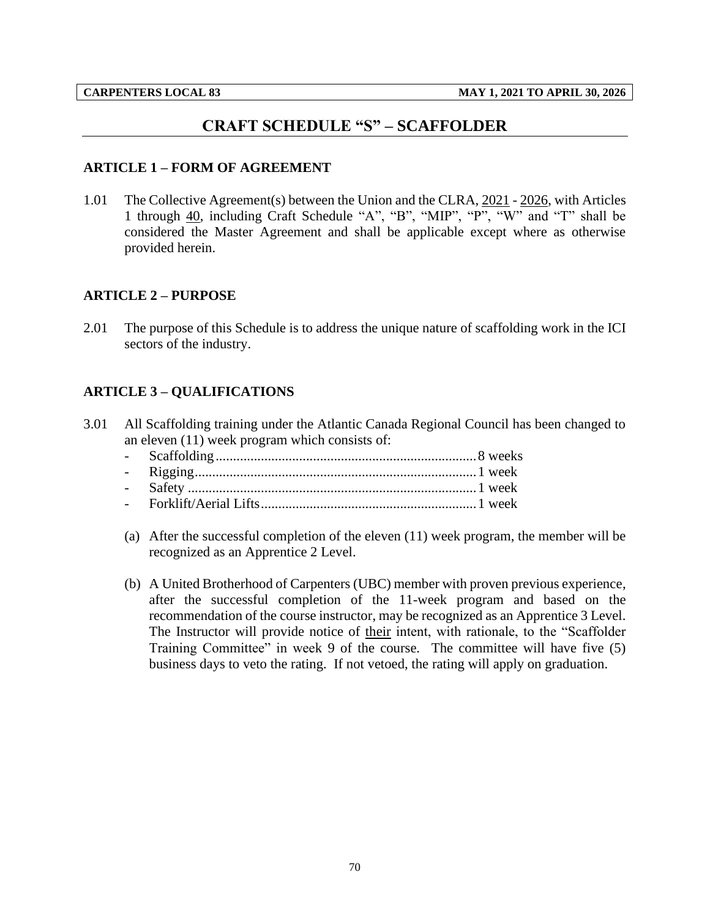# CRAFT SCHEDULE "S" – SCAFFOLDER

## ARTICLE 1 – FORM OF AGREEMENT

1.01 The Collective Agreement(s) between the Union and the CLRA, 2021 - 2026, with Articles 1 through 40, including Craft Schedule "A", "B", "MIP", "P", "W" and "T" shall be considered the Master Agreement and shall be applicable except where as otherwise provided herein.

## ARTICLE 2 – PURPOSE

2.01 The purpose of this Schedule is to address the unique nature of scaffolding work in the ICI sectors of the industry.

## ARTICLE 3 – QUALIFICATIONS

3.01 All Scaffolding training under the Atlantic Canada Regional Council has been changed to an eleven (11) week program which consists of:

- Scaffolding ........................................................................ 8 weeks
- Rigging ............................................................................. 1 week
- Safety ................................................................................ 1 week
- Forklift/Aerial Lifts ............................................................ 1 week

(a) After the successful completion of the eleven (11) week program, the member will be recognized as an Apprentice 2 Level.

(b) A United Brotherhood of Carpenters (UBC) member with proven previous experience, after the successful completion of the 11-week program and based on the recommendation of the course instructor, may be recognized as an Apprentice 3 Level. The Instructor will provide notice of their intent, with rationale, to the "Scaffolder Training Committee" in week 9 of the course. The committee will have five (5) business days to veto the rating. If not vetoed, the rating will apply on graduation.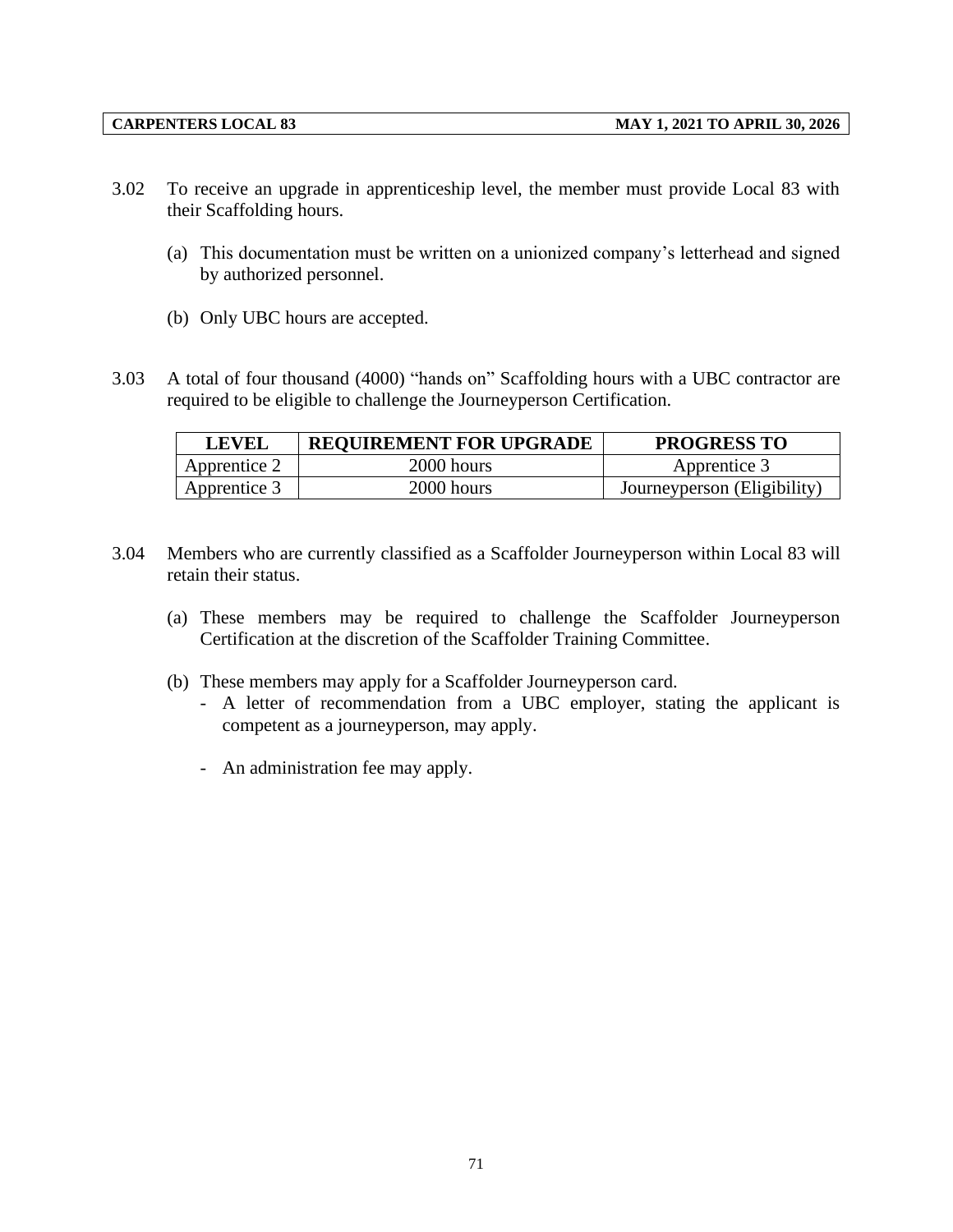3.02 To receive an upgrade in apprenticeship level, the member must provide Local 83 with their Scaffolding hours.

(a) This documentation must be written on a unionized company's letterhead and signed by authorized personnel.

(b) Only UBC hours are accepted.

3.03 A total of four thousand (4000) "hands on" Scaffolding hours with a UBC contractor are required to be eligible to challenge the Journeyperson Certification.

| LEVEL | REQUIREMENT FOR UPGRADE | PROGRESS TO |
|---|---|---|
| Apprentice 2 | 2000 hours | Apprentice 3 |
| Apprentice 3 | 2000 hours | Journeyperson (Eligibility) |

3.04 Members who are currently classified as a Scaffolder Journeyperson within Local 83 will retain their status.

(a) These members may be required to challenge the Scaffolder Journeyperson Certification at the discretion of the Scaffolder Training Committee.

(b) These members may apply for a Scaffolder Journeyperson card.

- A letter of recommendation from a UBC employer, stating the applicant is competent as a journeyperson, may apply.
- An administration fee may apply.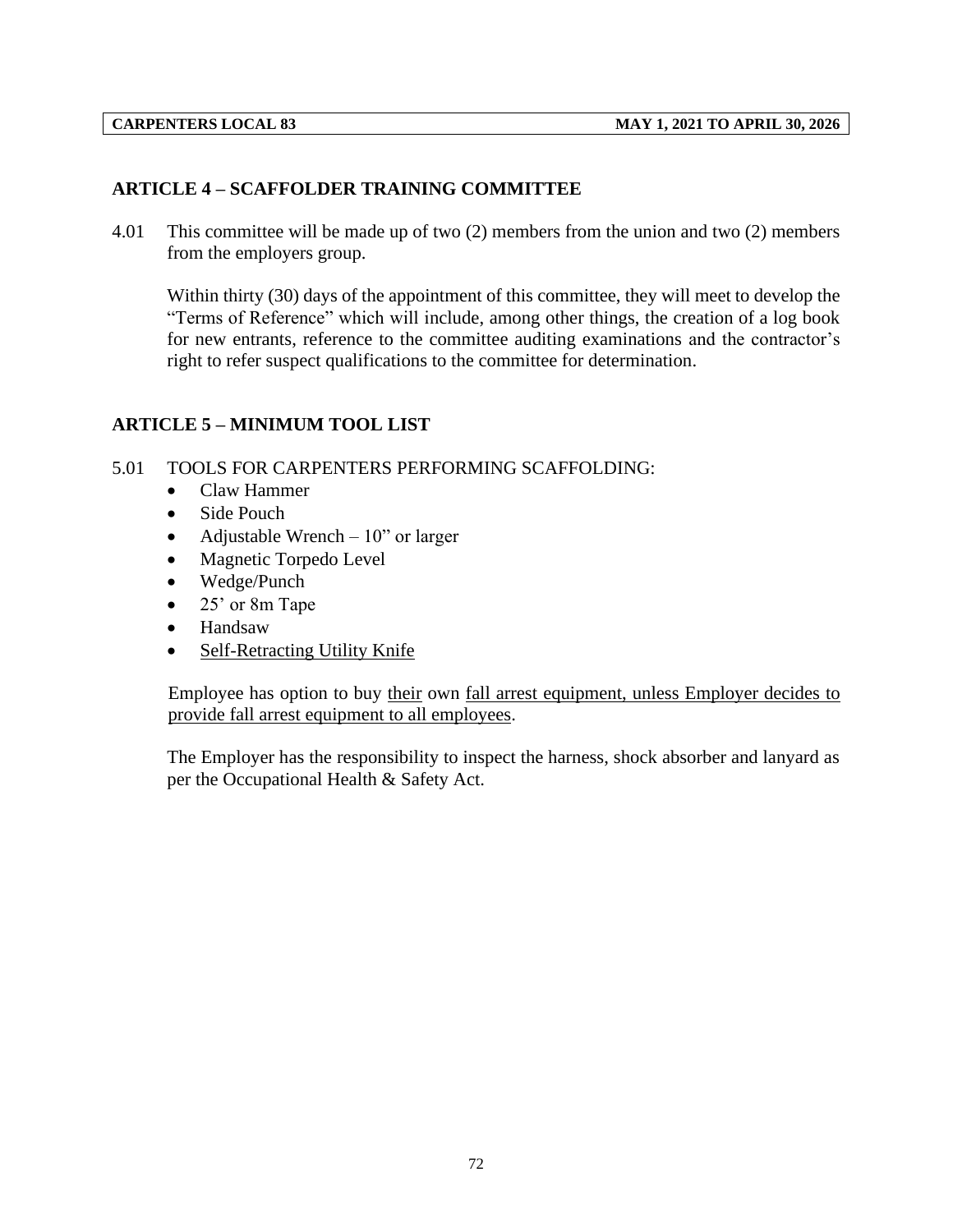## ARTICLE 4 – SCAFFOLDER TRAINING COMMITTEE

4.01 This committee will be made up of two (2) members from the union and two (2) members from the employers group.

Within thirty (30) days of the appointment of this committee, they will meet to develop the "Terms of Reference" which will include, among other things, the creation of a log book for new entrants, reference to the committee auditing examinations and the contractor's right to refer suspect qualifications to the committee for determination.

## ARTICLE 5 – MINIMUM TOOL LIST

5.01 TOOLS FOR CARPENTERS PERFORMING SCAFFOLDING:

- Claw Hammer
- Side Pouch
- Adjustable Wrench – 10" or larger
- Magnetic Torpedo Level
- Wedge/Punch
- 25' or 8m Tape
- Handsaw
- Self-Retracting Utility Knife

Employee has option to buy their own fall arrest equipment, unless Employer decides to provide fall arrest equipment to all employees.

The Employer has the responsibility to inspect the harness, shock absorber and lanyard as per the Occupational Health & Safety Act.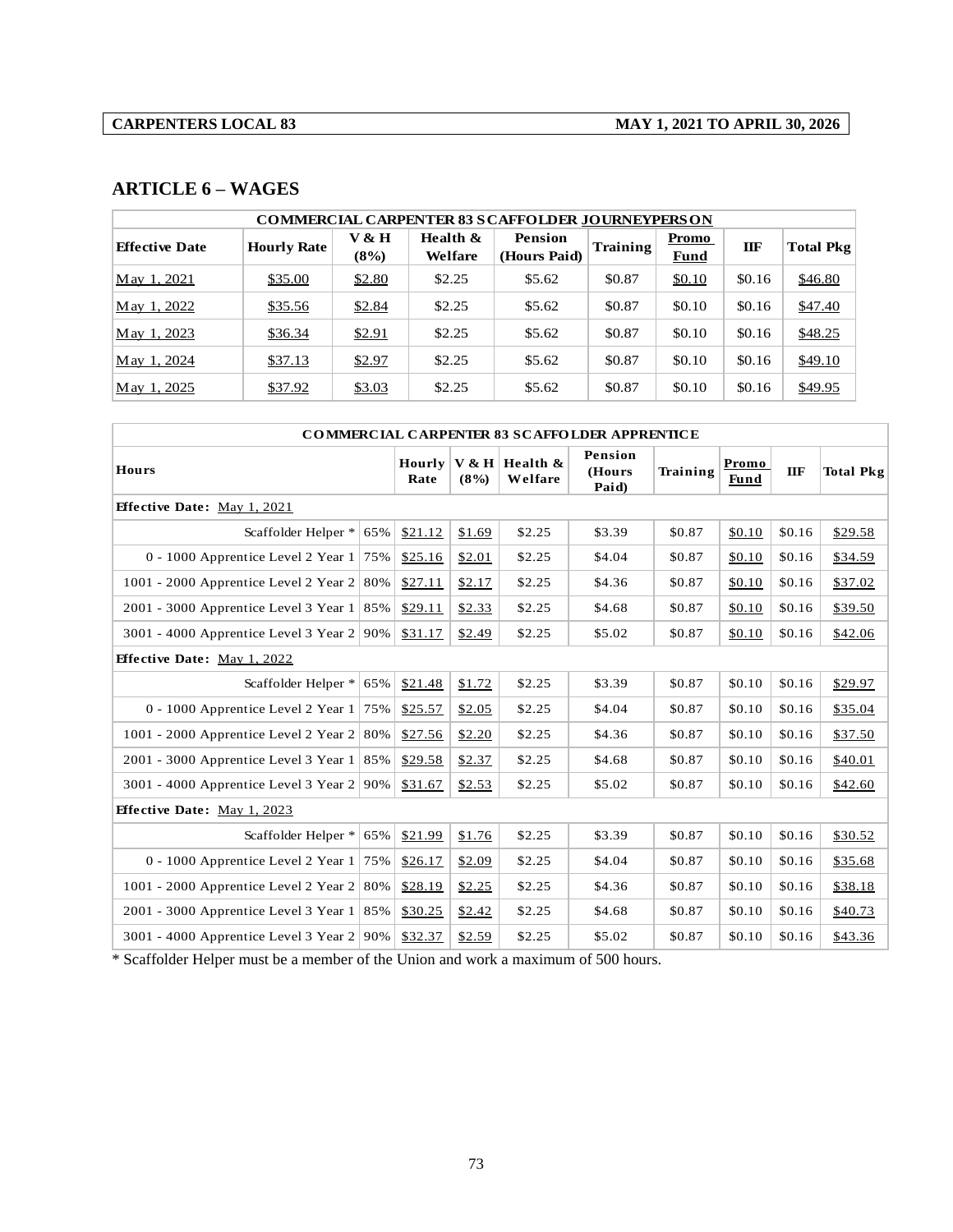## ARTICLE 6 – WAGES

| COMMERCIAL CARPENTER 83 SCAFFOLDER JOURNEYPERSON | | | | | | | | |
|---|---|---|---|---|---|---|---|---|
| **Effective Date** | **Hourly Rate** | **V & H (8%)** | **Health & Welfare** | **Pension (Hours Paid)** | **Training** | **Promo Fund** | **IIF** | **Total Pkg** |
| May 1, 2021 | $35.00 | $2.80 | $2.25 | $5.62 | $0.87 | $0.10 | $0.16 | $46.80 |
| May 1, 2022 | $35.56 | $2.84 | $2.25 | $5.62 | $0.87 | $0.10 | $0.16 | $47.40 |
| May 1, 2023 | $36.34 | $2.91 | $2.25 | $5.62 | $0.87 | $0.10 | $0.16 | $48.25 |
| May 1, 2024 | $37.13 | $2.97 | $2.25 | $5.62 | $0.87 | $0.10 | $0.16 | $49.10 |
| May 1, 2025 | $37.92 | $3.03 | $2.25 | $5.62 | $0.87 | $0.10 | $0.16 | $49.95 |

| COMMERCIAL CARPENTER 83 SCAFFOLDER APPRENTICE | | | | | | | | | |
|---|---|---|---|---|---|---|---|---|---|
| **Hours** | | **Hourly Rate** | **V & H (8%)** | **Health & Welfare** | **Pension (Hours Paid)** | **Training** | **Promo Fund** | **IIF** | **Total Pkg** |
| **Effective Date:** May 1, 2021 | | | | | | | | | |
| Scaffolder Helper * | 65% | $21.12 | $1.69 | $2.25 | $3.39 | $0.87 | $0.10 | $0.16 | $29.58 |
| 0 - 1000 Apprentice Level 2 Year 1 | 75% | $25.16 | $2.01 | $2.25 | $4.04 | $0.87 | $0.10 | $0.16 | $34.59 |
| 1001 - 2000 Apprentice Level 2 Year 2 | 80% | $27.11 | $2.17 | $2.25 | $4.36 | $0.87 | $0.10 | $0.16 | $37.02 |
| 2001 - 3000 Apprentice Level 3 Year 1 | 85% | $29.11 | $2.33 | $2.25 | $4.68 | $0.87 | $0.10 | $0.16 | $39.50 |
| 3001 - 4000 Apprentice Level 3 Year 2 | 90% | $31.17 | $2.49 | $2.25 | $5.02 | $0.87 | $0.10 | $0.16 | $42.06 |
| **Effective Date:** May 1, 2022 | | | | | | | | | |
| Scaffolder Helper * | 65% | $21.48 | $1.72 | $2.25 | $3.39 | $0.87 | $0.10 | $0.16 | $29.97 |
| 0 - 1000 Apprentice Level 2 Year 1 | 75% | $25.57 | $2.05 | $2.25 | $4.04 | $0.87 | $0.10 | $0.16 | $35.04 |
| 1001 - 2000 Apprentice Level 2 Year 2 | 80% | $27.56 | $2.20 | $2.25 | $4.36 | $0.87 | $0.10 | $0.16 | $37.50 |
| 2001 - 3000 Apprentice Level 3 Year 1 | 85% | $29.58 | $2.37 | $2.25 | $4.68 | $0.87 | $0.10 | $0.16 | $40.01 |
| 3001 - 4000 Apprentice Level 3 Year 2 | 90% | $31.67 | $2.53 | $2.25 | $5.02 | $0.87 | $0.10 | $0.16 | $42.60 |
| **Effective Date:** May 1, 2023 | | | | | | | | | |
| Scaffolder Helper * | 65% | $21.99 | $1.76 | $2.25 | $3.39 | $0.87 | $0.10 | $0.16 | $30.52 |
| 0 - 1000 Apprentice Level 2 Year 1 | 75% | $26.17 | $2.09 | $2.25 | $4.04 | $0.87 | $0.10 | $0.16 | $35.68 |
| 1001 - 2000 Apprentice Level 2 Year 2 | 80% | $28.19 | $2.25 | $2.25 | $4.36 | $0.87 | $0.10 | $0.16 | $38.18 |
| 2001 - 3000 Apprentice Level 3 Year 1 | 85% | $30.25 | $2.42 | $2.25 | $4.68 | $0.87 | $0.10 | $0.16 | $40.73 |
| 3001 - 4000 Apprentice Level 3 Year 2 | 90% | $32.37 | $2.59 | $2.25 | $5.02 | $0.87 | $0.10 | $0.16 | $43.36 |

* Scaffolder Helper must be a member of the Union and work a maximum of 500 hours.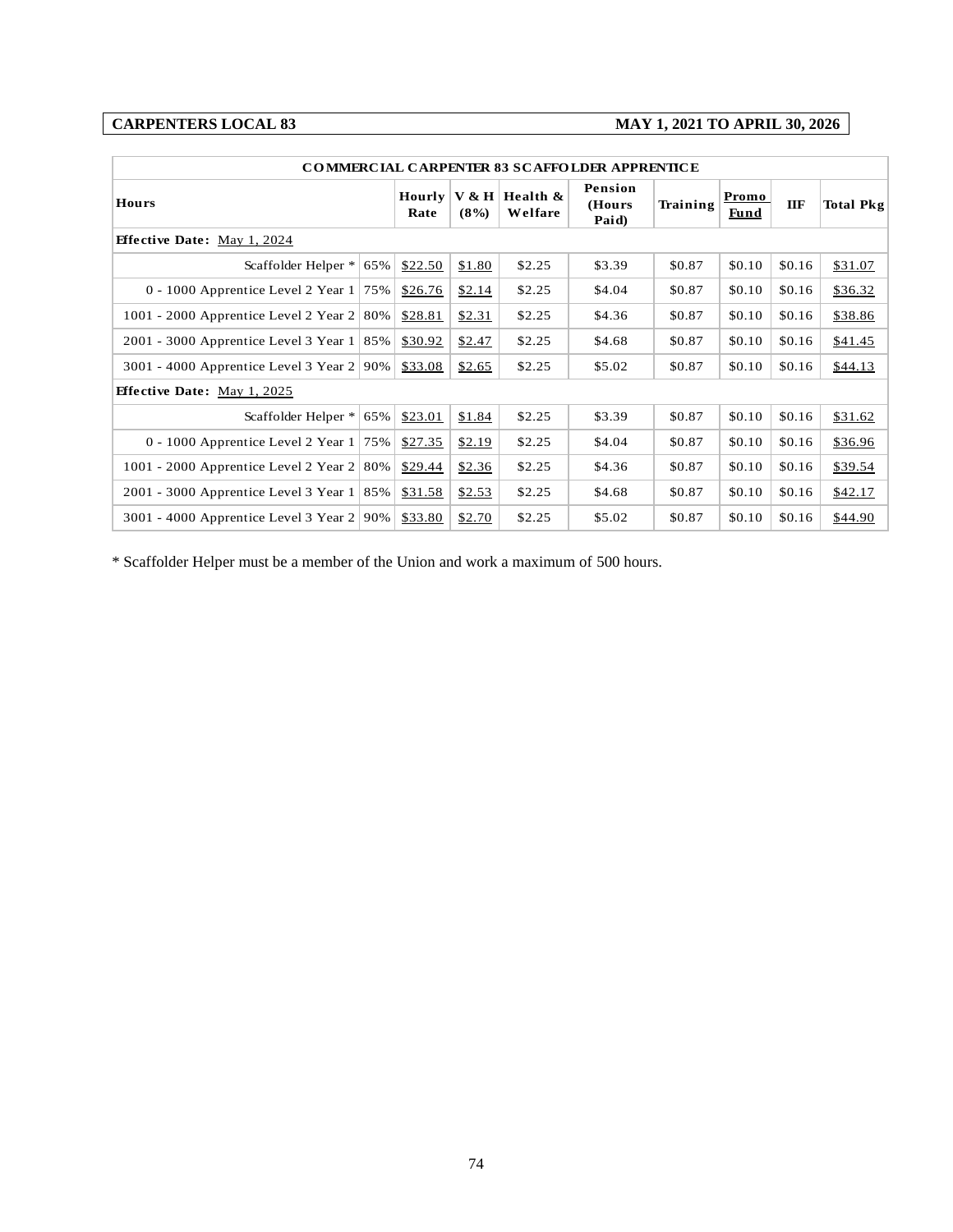**CARPENTERS LOCAL 83** **MAY 1, 2021 TO APRIL 30, 2026**

| COMMERCIAL CARPENTER 83 SCAFFOLDER APPRENTICE | | | | | | | | | | |
|---|---|---|---|---|---|---|---|---|---|---|
| **Hours** | | **Hourly Rate** | **V & H (8%)** | **Health & Welfare** | **Pension (Hours Paid)** | **Training** | **Promo Fund** | **IIF** | **Total Pkg** |
| **Effective Date:** May 1, 2024 | | | | | | | | | |
| Scaffolder Helper * | 65% | $22.50 | $1.80 | $2.25 | $3.39 | $0.87 | $0.10 | $0.16 | $31.07 |
| 0 - 1000 Apprentice Level 2 Year 1 | 75% | $26.76 | $2.14 | $2.25 | $4.04 | $0.87 | $0.10 | $0.16 | $36.32 |
| 1001 - 2000 Apprentice Level 2 Year 2 | 80% | $28.81 | $2.31 | $2.25 | $4.36 | $0.87 | $0.10 | $0.16 | $38.86 |
| 2001 - 3000 Apprentice Level 3 Year 1 | 85% | $30.92 | $2.47 | $2.25 | $4.68 | $0.87 | $0.10 | $0.16 | $41.45 |
| 3001 - 4000 Apprentice Level 3 Year 2 | 90% | $33.08 | $2.65 | $2.25 | $5.02 | $0.87 | $0.10 | $0.16 | $44.13 |
| **Effective Date:** May 1, 2025 | | | | | | | | | |
| Scaffolder Helper * | 65% | $23.01 | $1.84 | $2.25 | $3.39 | $0.87 | $0.10 | $0.16 | $31.62 |
| 0 - 1000 Apprentice Level 2 Year 1 | 75% | $27.35 | $2.19 | $2.25 | $4.04 | $0.87 | $0.10 | $0.16 | $36.96 |
| 1001 - 2000 Apprentice Level 2 Year 2 | 80% | $29.44 | $2.36 | $2.25 | $4.36 | $0.87 | $0.10 | $0.16 | $39.54 |
| 2001 - 3000 Apprentice Level 3 Year 1 | 85% | $31.58 | $2.53 | $2.25 | $4.68 | $0.87 | $0.10 | $0.16 | $42.17 |
| 3001 - 4000 Apprentice Level 3 Year 2 | 90% | $33.80 | $2.70 | $2.25 | $5.02 | $0.87 | $0.10 | $0.16 | $44.90 |

* Scaffolder Helper must be a member of the Union and work a maximum of 500 hours.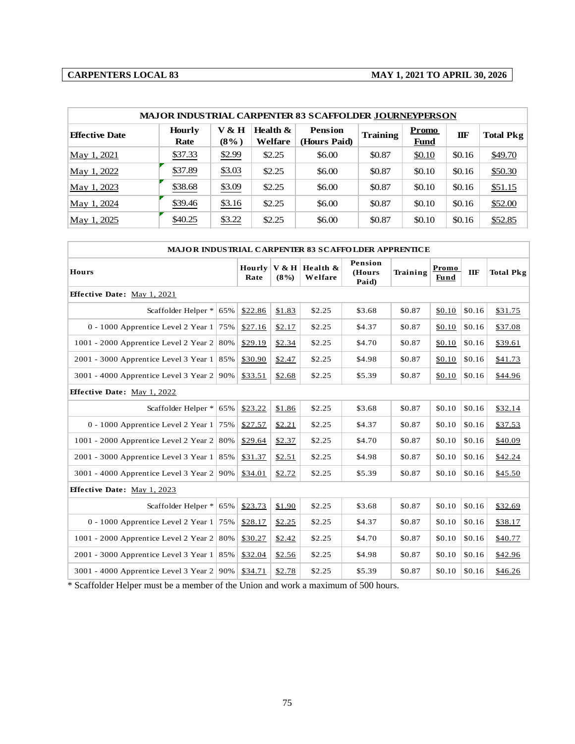**CARPENTERS LOCAL 83 MAY 1, 2021 TO APRIL 30, 2026**

| MAJOR INDUSTRIAL CARPENTER 83 SCAFFOLDER JOURNEYPERSON | | | | | | | | |
|---|---|---|---|---|---|---|---|---|
| Effective Date | Hourly Rate | V & H (8%) | Health & Welfare | Pension (Hours Paid) | Training | Promo Fund | IIF | Total Pkg |
| May 1, 2021 | $37.33 | $2.99 | $2.25 | $6.00 | $0.87 | $0.10 | $0.16 | $49.70 |
| May 1, 2022 | $37.89 | $3.03 | $2.25 | $6.00 | $0.87 | $0.10 | $0.16 | $50.30 |
| May 1, 2023 | $38.68 | $3.09 | $2.25 | $6.00 | $0.87 | $0.10 | $0.16 | $51.15 |
| May 1, 2024 | $39.46 | $3.16 | $2.25 | $6.00 | $0.87 | $0.10 | $0.16 | $52.00 |
| May 1, 2025 | $40.25 | $3.22 | $2.25 | $6.00 | $0.87 | $0.10 | $0.16 | $52.85 |

| MAJOR INDUSTRIAL CARPENTER 83 SCAFFOLDER APPRENTICE | | | | | | | | | |
|---|---|---|---|---|---|---|---|---|---|
| Hours | | Hourly Rate | V & H (8%) | Health & Welfare | Pension (Hours Paid) | Training | Promo Fund | IIF | Total Pkg |
| **Effective Date:** May 1, 2021 | | | | | | | | | |
| Scaffolder Helper * | 65% | $22.86 | $1.83 | $2.25 | $3.68 | $0.87 | $0.10 | $0.16 | $31.75 |
| 0 - 1000 Apprentice Level 2 Year 1 | 75% | $27.16 | $2.17 | $2.25 | $4.37 | $0.87 | $0.10 | $0.16 | $37.08 |
| 1001 - 2000 Apprentice Level 2 Year 2 | 80% | $29.19 | $2.34 | $2.25 | $4.70 | $0.87 | $0.10 | $0.16 | $39.61 |
| 2001 - 3000 Apprentice Level 3 Year 1 | 85% | $30.90 | $2.47 | $2.25 | $4.98 | $0.87 | $0.10 | $0.16 | $41.73 |
| 3001 - 4000 Apprentice Level 3 Year 2 | 90% | $33.51 | $2.68 | $2.25 | $5.39 | $0.87 | $0.10 | $0.16 | $44.96 |
| **Effective Date:** May 1, 2022 | | | | | | | | | |
| Scaffolder Helper * | 65% | $23.22 | $1.86 | $2.25 | $3.68 | $0.87 | $0.10 | $0.16 | $32.14 |
| 0 - 1000 Apprentice Level 2 Year 1 | 75% | $27.57 | $2.21 | $2.25 | $4.37 | $0.87 | $0.10 | $0.16 | $37.53 |
| 1001 - 2000 Apprentice Level 2 Year 2 | 80% | $29.64 | $2.37 | $2.25 | $4.70 | $0.87 | $0.10 | $0.16 | $40.09 |
| 2001 - 3000 Apprentice Level 3 Year 1 | 85% | $31.37 | $2.51 | $2.25 | $4.98 | $0.87 | $0.10 | $0.16 | $42.24 |
| 3001 - 4000 Apprentice Level 3 Year 2 | 90% | $34.01 | $2.72 | $2.25 | $5.39 | $0.87 | $0.10 | $0.16 | $45.50 |
| **Effective Date:** May 1, 2023 | | | | | | | | | |
| Scaffolder Helper * | 65% | $23.73 | $1.90 | $2.25 | $3.68 | $0.87 | $0.10 | $0.16 | $32.69 |
| 0 - 1000 Apprentice Level 2 Year 1 | 75% | $28.17 | $2.25 | $2.25 | $4.37 | $0.87 | $0.10 | $0.16 | $38.17 |
| 1001 - 2000 Apprentice Level 2 Year 2 | 80% | $30.27 | $2.42 | $2.25 | $4.70 | $0.87 | $0.10 | $0.16 | $40.77 |
| 2001 - 3000 Apprentice Level 3 Year 1 | 85% | $32.04 | $2.56 | $2.25 | $4.98 | $0.87 | $0.10 | $0.16 | $42.96 |
| 3001 - 4000 Apprentice Level 3 Year 2 | 90% | $34.71 | $2.78 | $2.25 | $5.39 | $0.87 | $0.10 | $0.16 | $46.26 |

* Scaffolder Helper must be a member of the Union and work a maximum of 500 hours.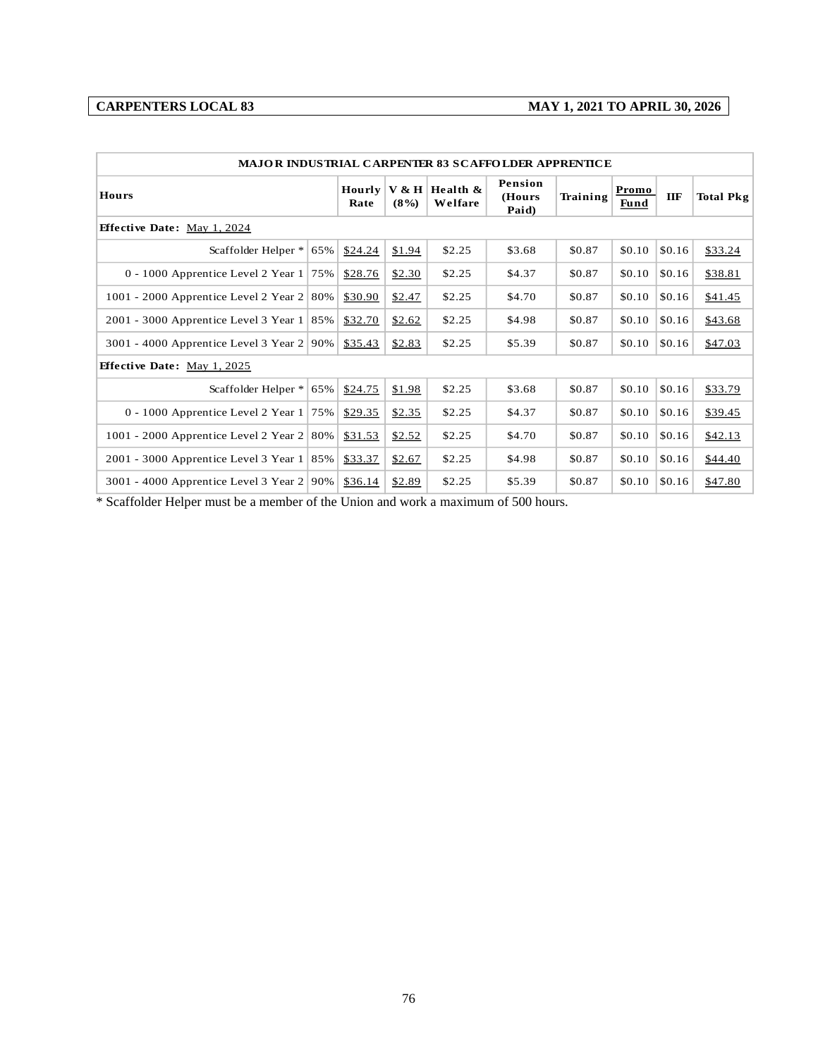**CARPENTERS LOCAL 83** | **MAY 1, 2021 TO APRIL 30, 2026**

| MAJOR INDUSTRIAL CARPENTER 83 SCAFFOLDER APPRENTICE | | | | | | | | | |
|---|---|---|---|---|---|---|---|---|---|
| Hours | | Hourly Rate | V & H (8%) | Health & Welfare | Pension (Hours Paid) | Training | Promo Fund | IIF | Total Pkg |
| **Effective Date:** May 1, 2024 | | | | | | | | | |
| Scaffolder Helper * | 65% | $24.24 | $1.94 | $2.25 | $3.68 | $0.87 | $0.10 | $0.16 | $33.24 |
| 0 - 1000 Apprentice Level 2 Year 1 | 75% | $28.76 | $2.30 | $2.25 | $4.37 | $0.87 | $0.10 | $0.16 | $38.81 |
| 1001 - 2000 Apprentice Level 2 Year 2 | 80% | $30.90 | $2.47 | $2.25 | $4.70 | $0.87 | $0.10 | $0.16 | $41.45 |
| 2001 - 3000 Apprentice Level 3 Year 1 | 85% | $32.70 | $2.62 | $2.25 | $4.98 | $0.87 | $0.10 | $0.16 | $43.68 |
| 3001 - 4000 Apprentice Level 3 Year 2 | 90% | $35.43 | $2.83 | $2.25 | $5.39 | $0.87 | $0.10 | $0.16 | $47.03 |
| **Effective Date:** May 1, 2025 | | | | | | | | | |
| Scaffolder Helper * | 65% | $24.75 | $1.98 | $2.25 | $3.68 | $0.87 | $0.10 | $0.16 | $33.79 |
| 0 - 1000 Apprentice Level 2 Year 1 | 75% | $29.35 | $2.35 | $2.25 | $4.37 | $0.87 | $0.10 | $0.16 | $39.45 |
| 1001 - 2000 Apprentice Level 2 Year 2 | 80% | $31.53 | $2.52 | $2.25 | $4.70 | $0.87 | $0.10 | $0.16 | $42.13 |
| 2001 - 3000 Apprentice Level 3 Year 1 | 85% | $33.37 | $2.67 | $2.25 | $4.98 | $0.87 | $0.10 | $0.16 | $44.40 |
| 3001 - 4000 Apprentice Level 3 Year 2 | 90% | $36.14 | $2.89 | $2.25 | $5.39 | $0.87 | $0.10 | $0.16 | $47.80 |

* Scaffolder Helper must be a member of the Union and work a maximum of 500 hours.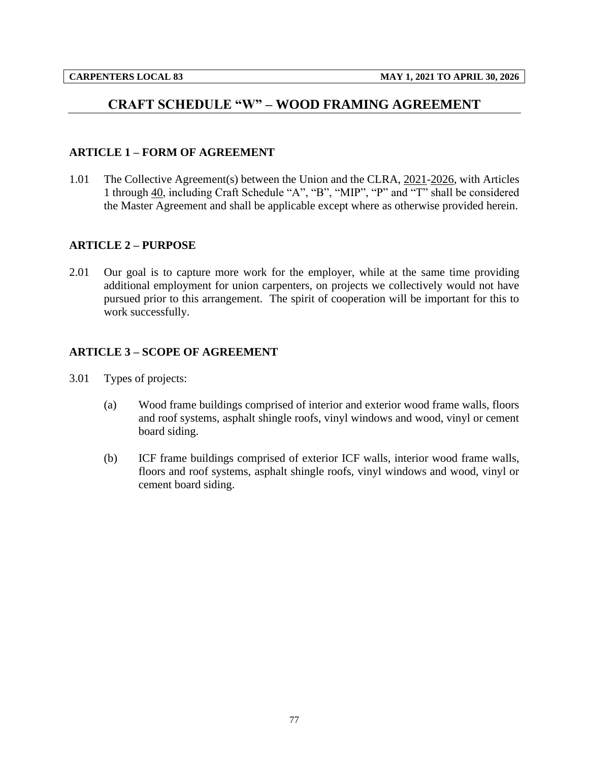# CRAFT SCHEDULE "W" – WOOD FRAMING AGREEMENT

## ARTICLE 1 – FORM OF AGREEMENT

1.01 The Collective Agreement(s) between the Union and the CLRA, 2021-2026, with Articles 1 through 40, including Craft Schedule "A", "B", "MIP", "P" and "T" shall be considered the Master Agreement and shall be applicable except where as otherwise provided herein.

## ARTICLE 2 – PURPOSE

2.01 Our goal is to capture more work for the employer, while at the same time providing additional employment for union carpenters, on projects we collectively would not have pursued prior to this arrangement. The spirit of cooperation will be important for this to work successfully.

## ARTICLE 3 – SCOPE OF AGREEMENT

3.01 Types of projects:

(a) Wood frame buildings comprised of interior and exterior wood frame walls, floors and roof systems, asphalt shingle roofs, vinyl windows and wood, vinyl or cement board siding.

(b) ICF frame buildings comprised of exterior ICF walls, interior wood frame walls, floors and roof systems, asphalt shingle roofs, vinyl windows and wood, vinyl or cement board siding.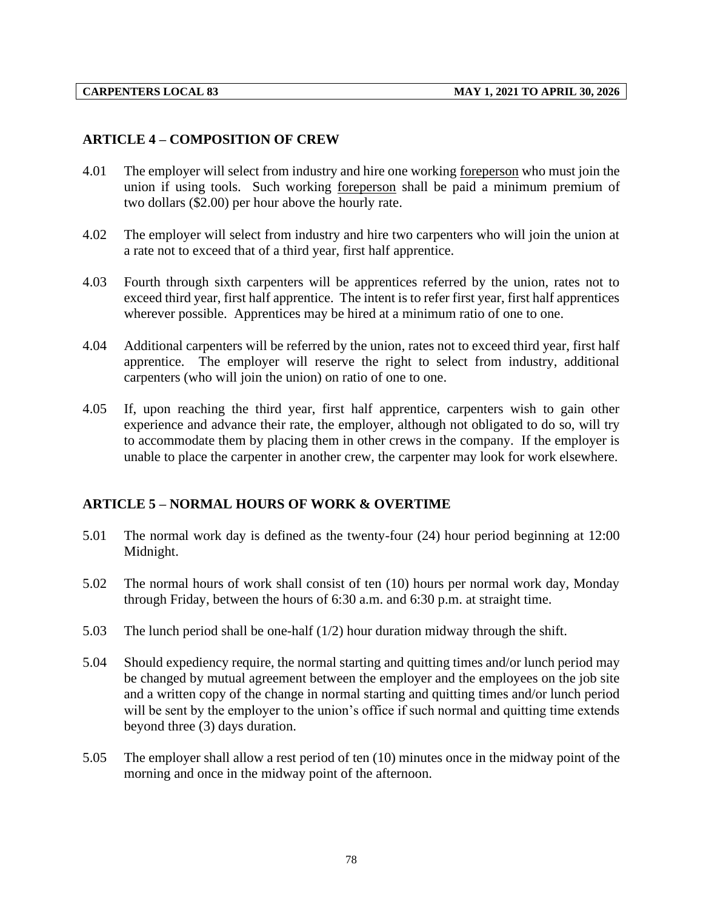## ARTICLE 4 – COMPOSITION OF CREW

4.01 The employer will select from industry and hire one working foreperson who must join the union if using tools. Such working foreperson shall be paid a minimum premium of two dollars ($2.00) per hour above the hourly rate.

4.02 The employer will select from industry and hire two carpenters who will join the union at a rate not to exceed that of a third year, first half apprentice.

4.03 Fourth through sixth carpenters will be apprentices referred by the union, rates not to exceed third year, first half apprentice. The intent is to refer first year, first half apprentices wherever possible. Apprentices may be hired at a minimum ratio of one to one.

4.04 Additional carpenters will be referred by the union, rates not to exceed third year, first half apprentice. The employer will reserve the right to select from industry, additional carpenters (who will join the union) on ratio of one to one.

4.05 If, upon reaching the third year, first half apprentice, carpenters wish to gain other experience and advance their rate, the employer, although not obligated to do so, will try to accommodate them by placing them in other crews in the company. If the employer is unable to place the carpenter in another crew, the carpenter may look for work elsewhere.

## ARTICLE 5 – NORMAL HOURS OF WORK & OVERTIME

5.01 The normal work day is defined as the twenty-four (24) hour period beginning at 12:00 Midnight.

5.02 The normal hours of work shall consist of ten (10) hours per normal work day, Monday through Friday, between the hours of 6:30 a.m. and 6:30 p.m. at straight time.

5.03 The lunch period shall be one-half (1/2) hour duration midway through the shift.

5.04 Should expediency require, the normal starting and quitting times and/or lunch period may be changed by mutual agreement between the employer and the employees on the job site and a written copy of the change in normal starting and quitting times and/or lunch period will be sent by the employer to the union's office if such normal and quitting time extends beyond three (3) days duration.

5.05 The employer shall allow a rest period of ten (10) minutes once in the midway point of the morning and once in the midway point of the afternoon.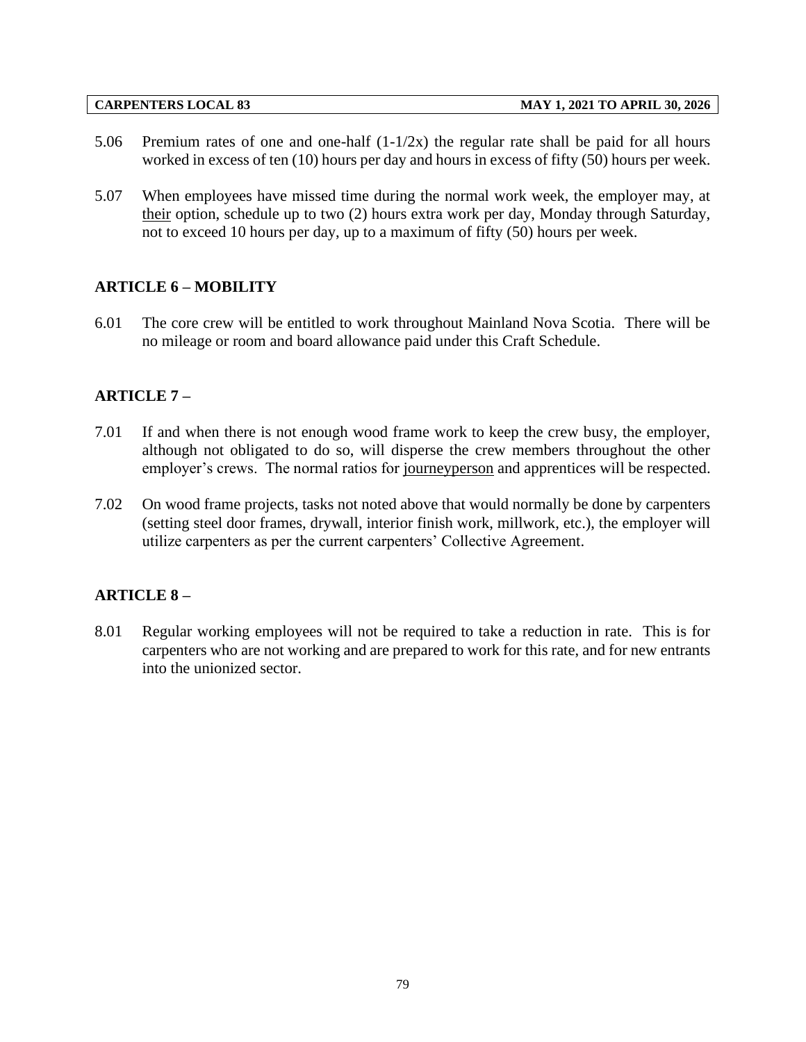5.06 Premium rates of one and one-half (1-1/2x) the regular rate shall be paid for all hours worked in excess of ten (10) hours per day and hours in excess of fifty (50) hours per week.

5.07 When employees have missed time during the normal work week, the employer may, at their option, schedule up to two (2) hours extra work per day, Monday through Saturday, not to exceed 10 hours per day, up to a maximum of fifty (50) hours per week.

## ARTICLE 6 – MOBILITY

6.01 The core crew will be entitled to work throughout Mainland Nova Scotia. There will be no mileage or room and board allowance paid under this Craft Schedule.

## ARTICLE 7 –

7.01 If and when there is not enough wood frame work to keep the crew busy, the employer, although not obligated to do so, will disperse the crew members throughout the other employer's crews. The normal ratios for journeyperson and apprentices will be respected.

7.02 On wood frame projects, tasks not noted above that would normally be done by carpenters (setting steel door frames, drywall, interior finish work, millwork, etc.), the employer will utilize carpenters as per the current carpenters' Collective Agreement.

## ARTICLE 8 –

8.01 Regular working employees will not be required to take a reduction in rate. This is for carpenters who are not working and are prepared to work for this rate, and for new entrants into the unionized sector.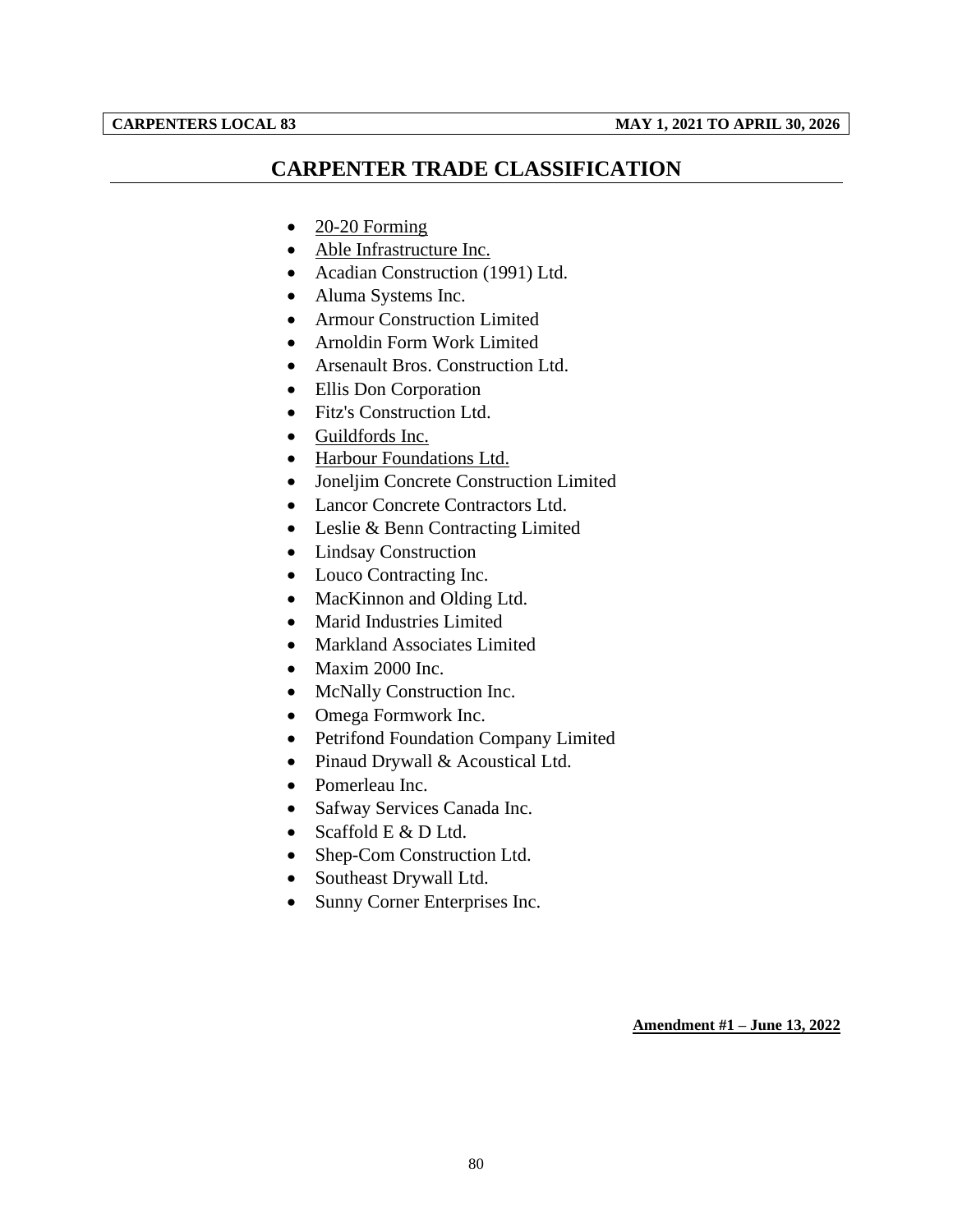# CARPENTER TRADE CLASSIFICATION

- 20-20 Forming
- Able Infrastructure Inc.
- Acadian Construction (1991) Ltd.
- Aluma Systems Inc.
- Armour Construction Limited
- Arnoldin Form Work Limited
- Arsenault Bros. Construction Ltd.
- Ellis Don Corporation
- Fitz's Construction Ltd.
- Guildfords Inc.
- Harbour Foundations Ltd.
- Joneljim Concrete Construction Limited
- Lancor Concrete Contractors Ltd.
- Leslie & Benn Contracting Limited
- Lindsay Construction
- Louco Contracting Inc.
- MacKinnon and Olding Ltd.
- Marid Industries Limited
- Markland Associates Limited
- Maxim 2000 Inc.
- McNally Construction Inc.
- Omega Formwork Inc.
- Petrifond Foundation Company Limited
- Pinaud Drywall & Acoustical Ltd.
- Pomerleau Inc.
- Safway Services Canada Inc.
- Scaffold E & D Ltd.
- Shep-Com Construction Ltd.
- Southeast Drywall Ltd.
- Sunny Corner Enterprises Inc.

**Amendment #1 – June 13, 2022**